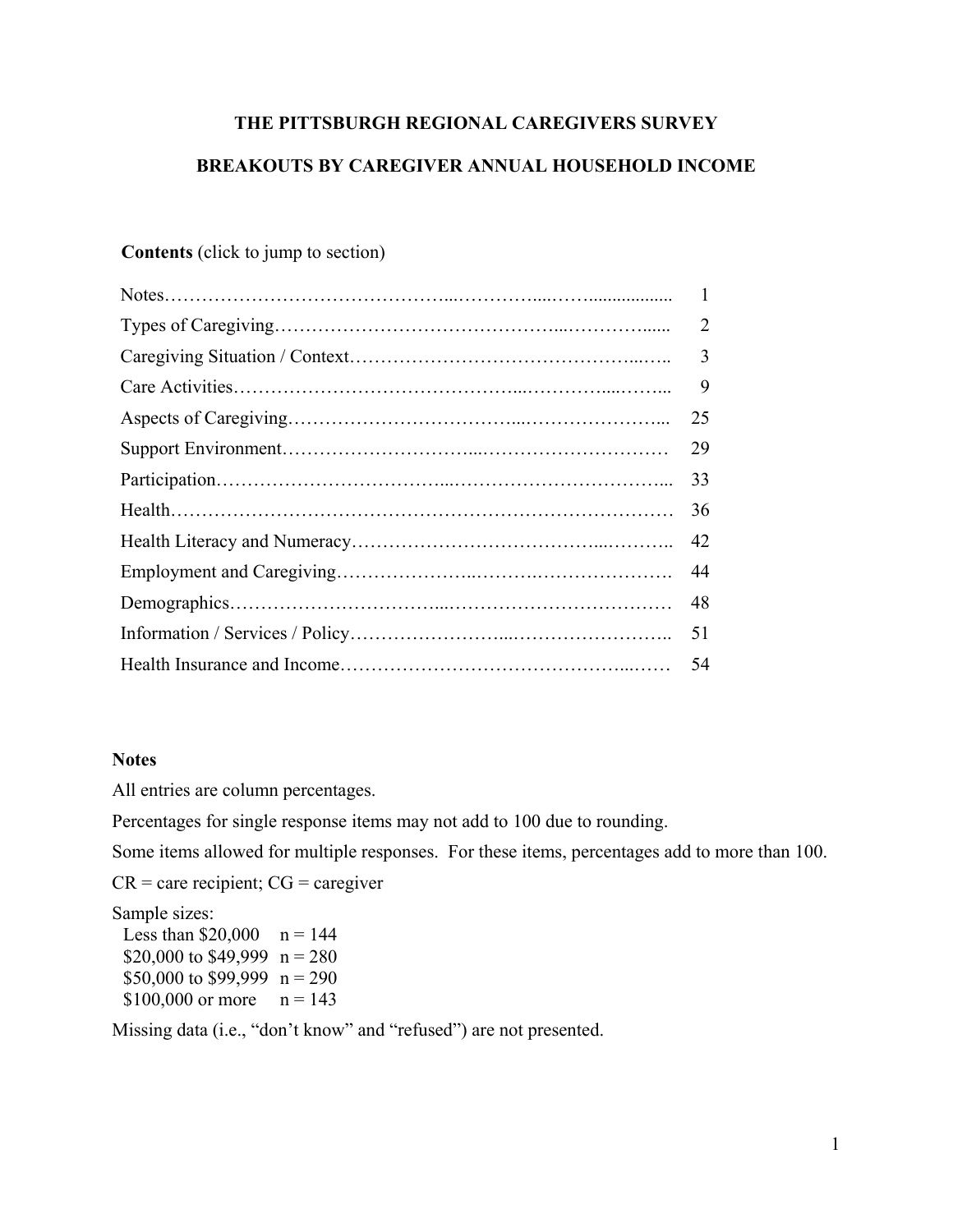# THE PITTSBURGH REGIONAL CAREGIVERS SURVEY

## BREAKOUTS BY CAREGIVER ANNUAL HOUSEHOLD INCOME

**Contents** (click to jump to section)

| Section | Page |
|---|---|
| Notes | 1 |
| Types of Caregiving | 2 |
| Caregiving Situation / Context | 3 |
| Care Activities | 9 |
| Aspects of Caregiving | 25 |
| Support Environment | 29 |
| Participation | 33 |
| Health | 36 |
| Health Literacy and Numeracy | 42 |
| Employment and Caregiving | 44 |
| Demographics | 48 |
| Information / Services / Policy | 51 |
| Health Insurance and Income | 54 |

**Notes**

All entries are column percentages.

Percentages for single response items may not add to 100 due to rounding.

Some items allowed for multiple responses. For these items, percentages add to more than 100.

CR = care recipient; CG = caregiver

Sample sizes:

| | |
|---|---|
| Less than $20,000 | n = 144 |
| $20,000 to $49,999 | n = 280 |
| $50,000 to $99,999 | n = 290 |
| $100,000 or more | n = 143 |

Missing data (i.e., "don't know" and "refused") are not presented.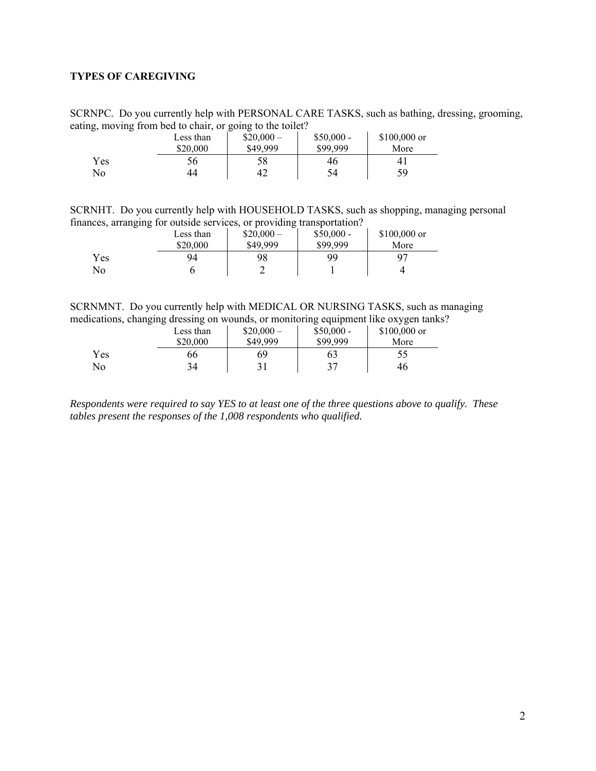**TYPES OF CAREGIVING**

SCRNPC. Do you currently help with PERSONAL CARE TASKS, such as bathing, dressing, grooming, eating, moving from bed to chair, or going to the toilet?

| | Less than $20,000 | $20,000 – $49,999 | $50,000 - $99,999 | $100,000 or More |
|---|---|---|---|---|
| Yes | 56 | 58 | 46 | 41 |
| No | 44 | 42 | 54 | 59 |

SCRNHT. Do you currently help with HOUSEHOLD TASKS, such as shopping, managing personal finances, arranging for outside services, or providing transportation?

| | Less than $20,000 | $20,000 – $49,999 | $50,000 - $99,999 | $100,000 or More |
|---|---|---|---|---|
| Yes | 94 | 98 | 99 | 97 |
| No | 6 | 2 | 1 | 4 |

SCRNMNT. Do you currently help with MEDICAL OR NURSING TASKS, such as managing medications, changing dressing on wounds, or monitoring equipment like oxygen tanks?

| | Less than $20,000 | $20,000 – $49,999 | $50,000 - $99,999 | $100,000 or More |
|---|---|---|---|---|
| Yes | 66 | 69 | 63 | 55 |
| No | 34 | 31 | 37 | 46 |

*Respondents were required to say YES to at least one of the three questions above to qualify. These tables present the responses of the 1,008 respondents who qualified.*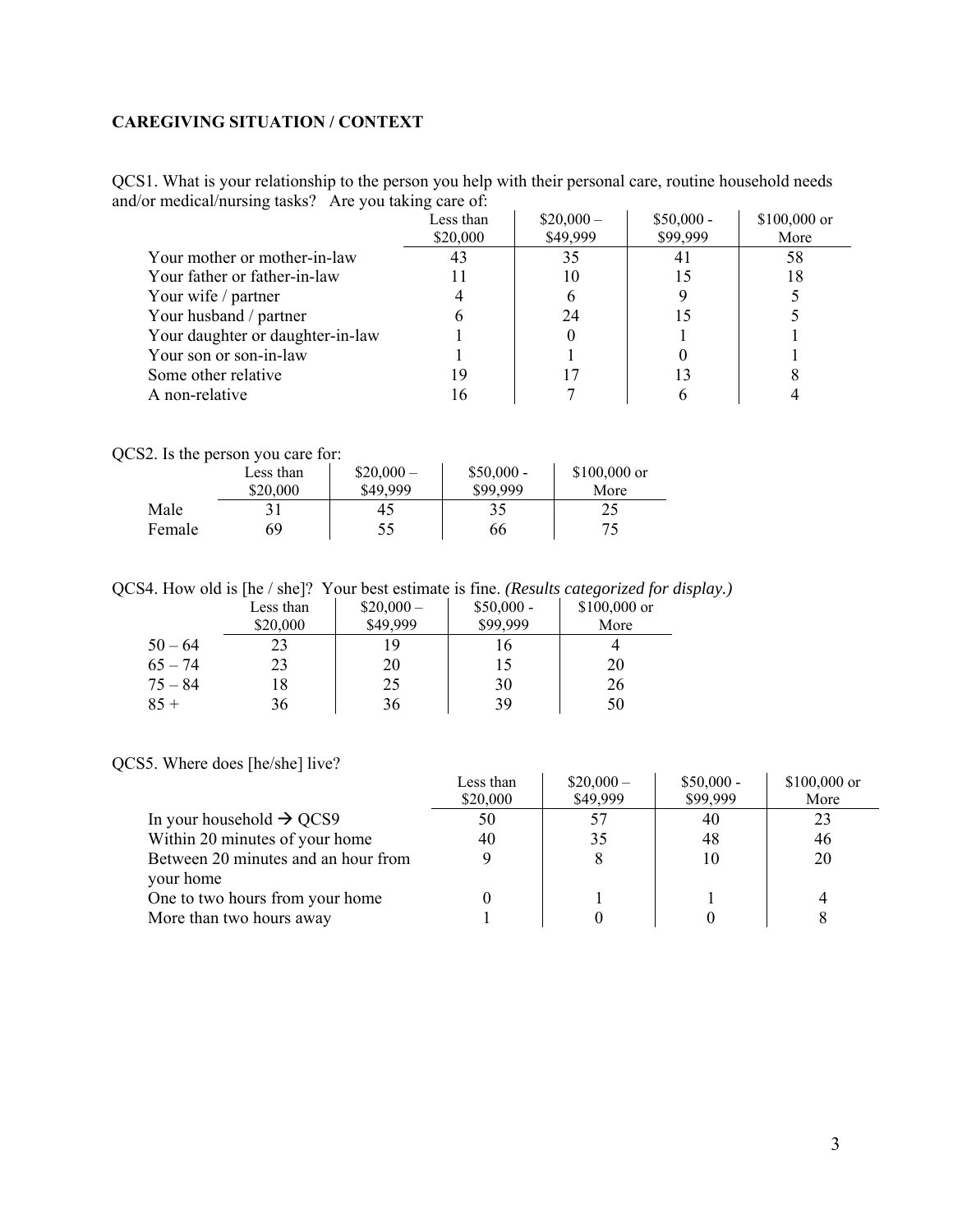### CAREGIVING SITUATION / CONTEXT

QCS1. What is your relationship to the person you help with their personal care, routine household needs and/or medical/nursing tasks? Are you taking care of:

| | Less than $20,000 | $20,000 – $49,999 | $50,000 - $99,999 | $100,000 or More |
|---|---|---|---|---|
| Your mother or mother-in-law | 43 | 35 | 41 | 58 |
| Your father or father-in-law | 11 | 10 | 15 | 18 |
| Your wife / partner | 4 | 6 | 9 | 5 |
| Your husband / partner | 6 | 24 | 15 | 5 |
| Your daughter or daughter-in-law | 1 | 0 | 1 | 1 |
| Your son or son-in-law | 1 | 1 | 0 | 1 |
| Some other relative | 19 | 17 | 13 | 8 |
| A non-relative | 16 | 7 | 6 | 4 |

QCS2. Is the person you care for:

| | Less than $20,000 | $20,000 – $49,999 | $50,000 - $99,999 | $100,000 or More |
|---|---|---|---|---|
| Male | 31 | 45 | 35 | 25 |
| Female | 69 | 55 | 66 | 75 |

QCS4. How old is [he / she]? Your best estimate is fine. *(Results categorized for display.)*

| | Less than $20,000 | $20,000 – $49,999 | $50,000 - $99,999 | $100,000 or More |
|---|---|---|---|---|
| 50 – 64 | 23 | 19 | 16 | 4 |
| 65 – 74 | 23 | 20 | 15 | 20 |
| 75 – 84 | 18 | 25 | 30 | 26 |
| 85 + | 36 | 36 | 39 | 50 |

QCS5. Where does [he/she] live?

| | Less than $20,000 | $20,000 – $49,999 | $50,000 - $99,999 | $100,000 or More |
|---|---|---|---|---|
| In your household → QCS9 | 50 | 57 | 40 | 23 |
| Within 20 minutes of your home | 40 | 35 | 48 | 46 |
| Between 20 minutes and an hour from your home | 9 | 8 | 10 | 20 |
| One to two hours from your home | 0 | 1 | 1 | 4 |
| More than two hours away | 1 | 0 | 0 | 8 |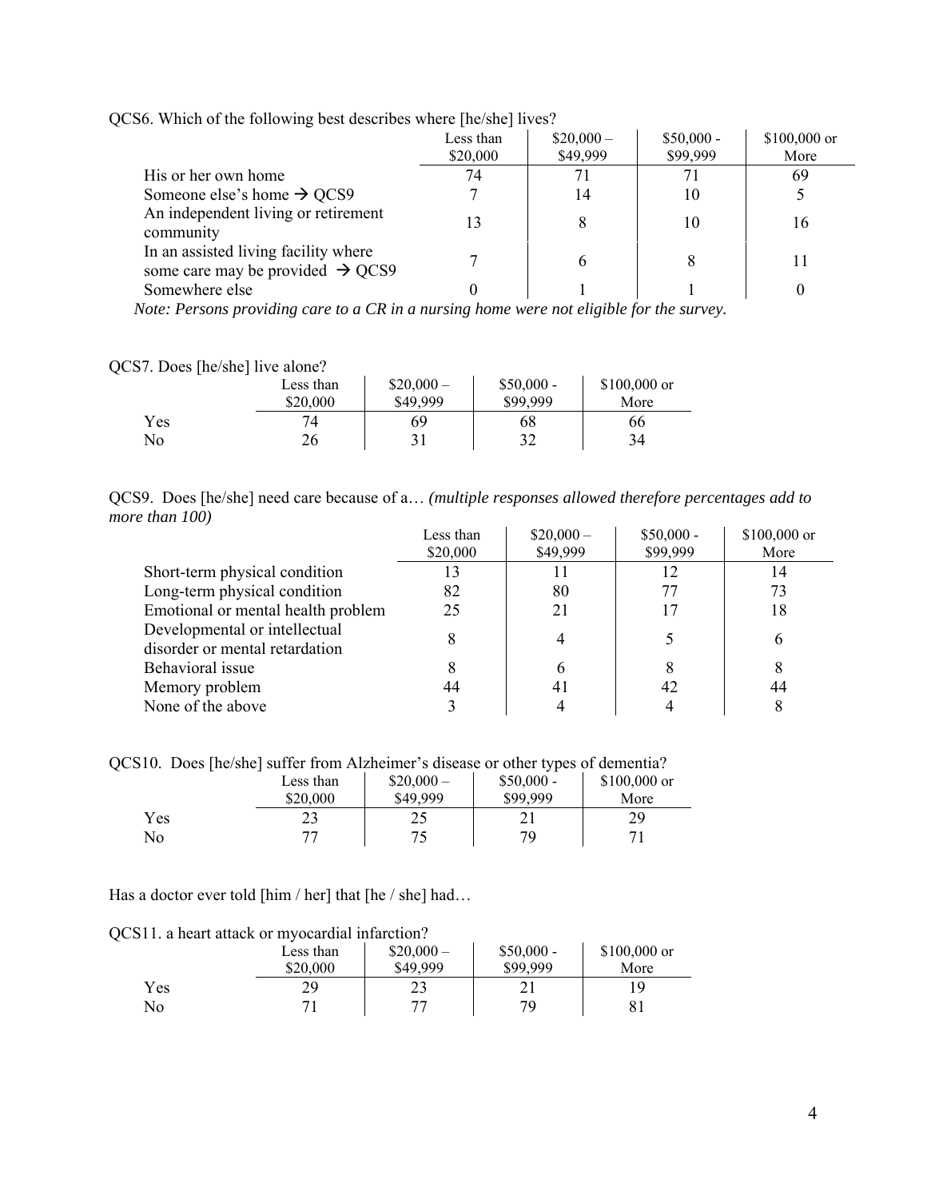QCS6. Which of the following best describes where [he/she] lives?

| | Less than $20,000 | $20,000 – $49,999 | $50,000 - $99,999 | $100,000 or More |
|---|---|---|---|---|
| His or her own home | 74 | 71 | 71 | 69 |
| Someone else's home → QCS9 | 7 | 14 | 10 | 5 |
| An independent living or retirement community | 13 | 8 | 10 | 16 |
| In an assisted living facility where some care may be provided → QCS9 | 7 | 6 | 8 | 11 |
| Somewhere else | 0 | 1 | 1 | 0 |

*Note: Persons providing care to a CR in a nursing home were not eligible for the survey.*

QCS7. Does [he/she] live alone?

| | Less than $20,000 | $20,000 – $49,999 | $50,000 - $99,999 | $100,000 or More |
|---|---|---|---|---|
| Yes | 74 | 69 | 68 | 66 |
| No | 26 | 31 | 32 | 34 |

QCS9. Does [he/she] need care because of a… *(multiple responses allowed therefore percentages add to more than 100)*

| | Less than $20,000 | $20,000 – $49,999 | $50,000 - $99,999 | $100,000 or More |
|---|---|---|---|---|
| Short-term physical condition | 13 | 11 | 12 | 14 |
| Long-term physical condition | 82 | 80 | 77 | 73 |
| Emotional or mental health problem | 25 | 21 | 17 | 18 |
| Developmental or intellectual disorder or mental retardation | 8 | 4 | 5 | 6 |
| Behavioral issue | 8 | 6 | 8 | 8 |
| Memory problem | 44 | 41 | 42 | 44 |
| None of the above | 3 | 4 | 4 | 8 |

QCS10. Does [he/she] suffer from Alzheimer's disease or other types of dementia?

| | Less than $20,000 | $20,000 – $49,999 | $50,000 - $99,999 | $100,000 or More |
|---|---|---|---|---|
| Yes | 23 | 25 | 21 | 29 |
| No | 77 | 75 | 79 | 71 |

Has a doctor ever told [him / her] that [he / she] had…

QCS11. a heart attack or myocardial infarction?

| | Less than $20,000 | $20,000 – $49,999 | $50,000 - $99,999 | $100,000 or More |
|---|---|---|---|---|
| Yes | 29 | 23 | 21 | 19 |
| No | 71 | 77 | 79 | 81 |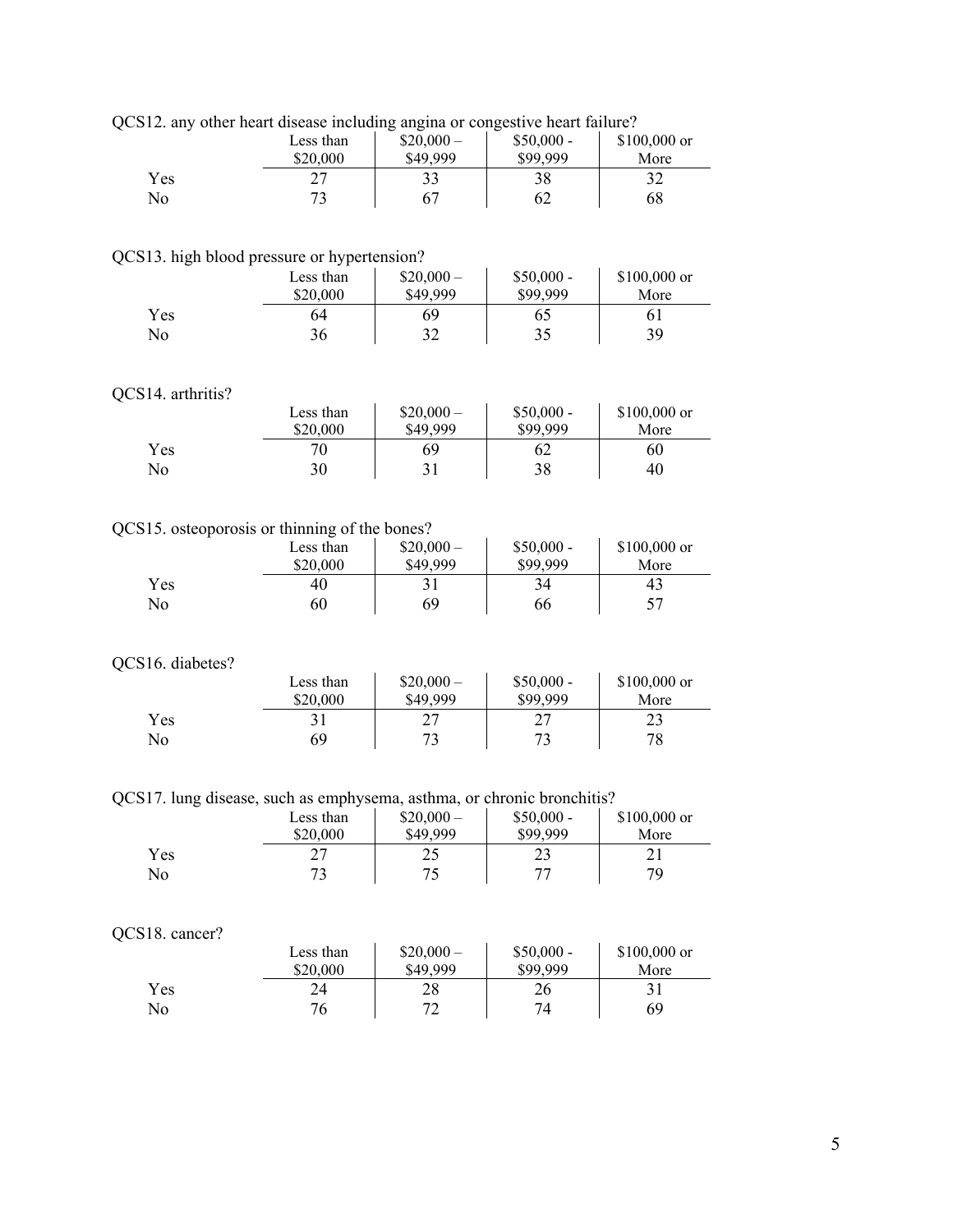QCS12. any other heart disease including angina or congestive heart failure?

| | Less than $20,000 | $20,000 – $49,999 | $50,000 - $99,999 | $100,000 or More |
|---|---|---|---|---|
| Yes | 27 | 33 | 38 | 32 |
| No | 73 | 67 | 62 | 68 |

QCS13. high blood pressure or hypertension?

| | Less than $20,000 | $20,000 – $49,999 | $50,000 - $99,999 | $100,000 or More |
|---|---|---|---|---|
| Yes | 64 | 69 | 65 | 61 |
| No | 36 | 32 | 35 | 39 |

QCS14. arthritis?

| | Less than $20,000 | $20,000 – $49,999 | $50,000 - $99,999 | $100,000 or More |
|---|---|---|---|---|
| Yes | 70 | 69 | 62 | 60 |
| No | 30 | 31 | 38 | 40 |

QCS15. osteoporosis or thinning of the bones?

| | Less than $20,000 | $20,000 – $49,999 | $50,000 - $99,999 | $100,000 or More |
|---|---|---|---|---|
| Yes | 40 | 31 | 34 | 43 |
| No | 60 | 69 | 66 | 57 |

QCS16. diabetes?

| | Less than $20,000 | $20,000 – $49,999 | $50,000 - $99,999 | $100,000 or More |
|---|---|---|---|---|
| Yes | 31 | 27 | 27 | 23 |
| No | 69 | 73 | 73 | 78 |

QCS17. lung disease, such as emphysema, asthma, or chronic bronchitis?

| | Less than $20,000 | $20,000 – $49,999 | $50,000 - $99,999 | $100,000 or More |
|---|---|---|---|---|
| Yes | 27 | 25 | 23 | 21 |
| No | 73 | 75 | 77 | 79 |

QCS18. cancer?

| | Less than $20,000 | $20,000 – $49,999 | $50,000 - $99,999 | $100,000 or More |
|---|---|---|---|---|
| Yes | 24 | 28 | 26 | 31 |
| No | 76 | 72 | 74 | 69 |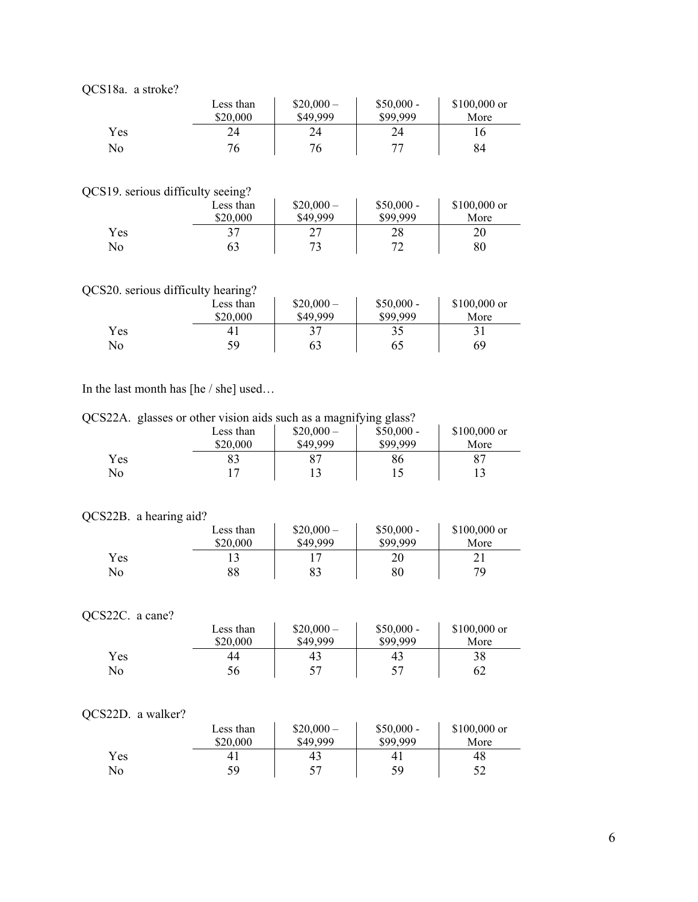QCS18a. a stroke?

| | Less than $20,000 | $20,000 – $49,999 | $50,000 - $99,999 | $100,000 or More |
|---|---|---|---|---|
| Yes | 24 | 24 | 24 | 16 |
| No | 76 | 76 | 77 | 84 |

QCS19. serious difficulty seeing?

| | Less than $20,000 | $20,000 – $49,999 | $50,000 - $99,999 | $100,000 or More |
|---|---|---|---|---|
| Yes | 37 | 27 | 28 | 20 |
| No | 63 | 73 | 72 | 80 |

QCS20. serious difficulty hearing?

| | Less than $20,000 | $20,000 – $49,999 | $50,000 - $99,999 | $100,000 or More |
|---|---|---|---|---|
| Yes | 41 | 37 | 35 | 31 |
| No | 59 | 63 | 65 | 69 |

In the last month has [he / she] used…

QCS22A. glasses or other vision aids such as a magnifying glass?

| | Less than $20,000 | $20,000 – $49,999 | $50,000 - $99,999 | $100,000 or More |
|---|---|---|---|---|
| Yes | 83 | 87 | 86 | 87 |
| No | 17 | 13 | 15 | 13 |

QCS22B. a hearing aid?

| | Less than $20,000 | $20,000 – $49,999 | $50,000 - $99,999 | $100,000 or More |
|---|---|---|---|---|
| Yes | 13 | 17 | 20 | 21 |
| No | 88 | 83 | 80 | 79 |

QCS22C. a cane?

| | Less than $20,000 | $20,000 – $49,999 | $50,000 - $99,999 | $100,000 or More |
|---|---|---|---|---|
| Yes | 44 | 43 | 43 | 38 |
| No | 56 | 57 | 57 | 62 |

QCS22D. a walker?

| | Less than $20,000 | $20,000 – $49,999 | $50,000 - $99,999 | $100,000 or More |
|---|---|---|---|---|
| Yes | 41 | 43 | 41 | 48 |
| No | 59 | 57 | 59 | 52 |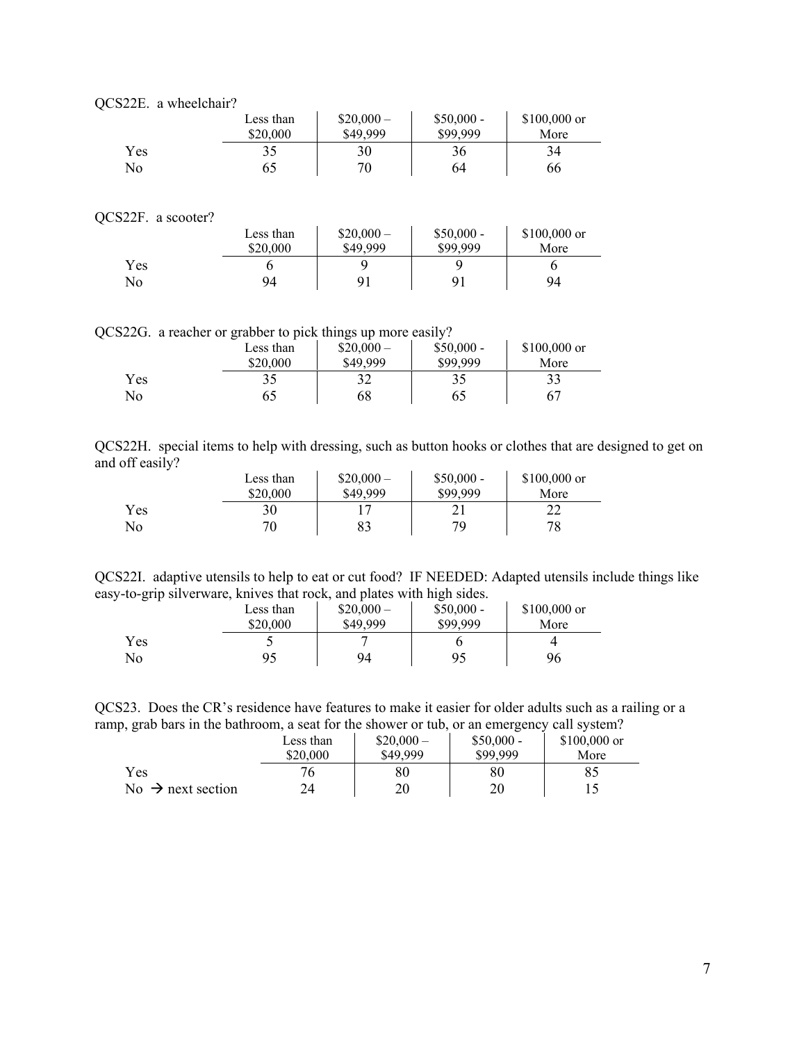QCS22E. a wheelchair?

| | Less than $20,000 | $20,000 – $49,999 | $50,000 - $99,999 | $100,000 or More |
|---|---|---|---|---|
| Yes | 35 | 30 | 36 | 34 |
| No | 65 | 70 | 64 | 66 |

QCS22F. a scooter?

| | Less than $20,000 | $20,000 – $49,999 | $50,000 - $99,999 | $100,000 or More |
|---|---|---|---|---|
| Yes | 6 | 9 | 9 | 6 |
| No | 94 | 91 | 91 | 94 |

QCS22G. a reacher or grabber to pick things up more easily?

| | Less than $20,000 | $20,000 – $49,999 | $50,000 - $99,999 | $100,000 or More |
|---|---|---|---|---|
| Yes | 35 | 32 | 35 | 33 |
| No | 65 | 68 | 65 | 67 |

QCS22H. special items to help with dressing, such as button hooks or clothes that are designed to get on and off easily?

| | Less than $20,000 | $20,000 – $49,999 | $50,000 - $99,999 | $100,000 or More |
|---|---|---|---|---|
| Yes | 30 | 17 | 21 | 22 |
| No | 70 | 83 | 79 | 78 |

QCS22I. adaptive utensils to help to eat or cut food? IF NEEDED: Adapted utensils include things like easy-to-grip silverware, knives that rock, and plates with high sides.

| | Less than $20,000 | $20,000 – $49,999 | $50,000 - $99,999 | $100,000 or More |
|---|---|---|---|---|
| Yes | 5 | 7 | 6 | 4 |
| No | 95 | 94 | 95 | 96 |

QCS23. Does the CR's residence have features to make it easier for older adults such as a railing or a ramp, grab bars in the bathroom, a seat for the shower or tub, or an emergency call system?

| | Less than $20,000 | $20,000 – $49,999 | $50,000 - $99,999 | $100,000 or More |
|---|---|---|---|---|
| Yes | 76 | 80 | 80 | 85 |
| No → next section | 24 | 20 | 20 | 15 |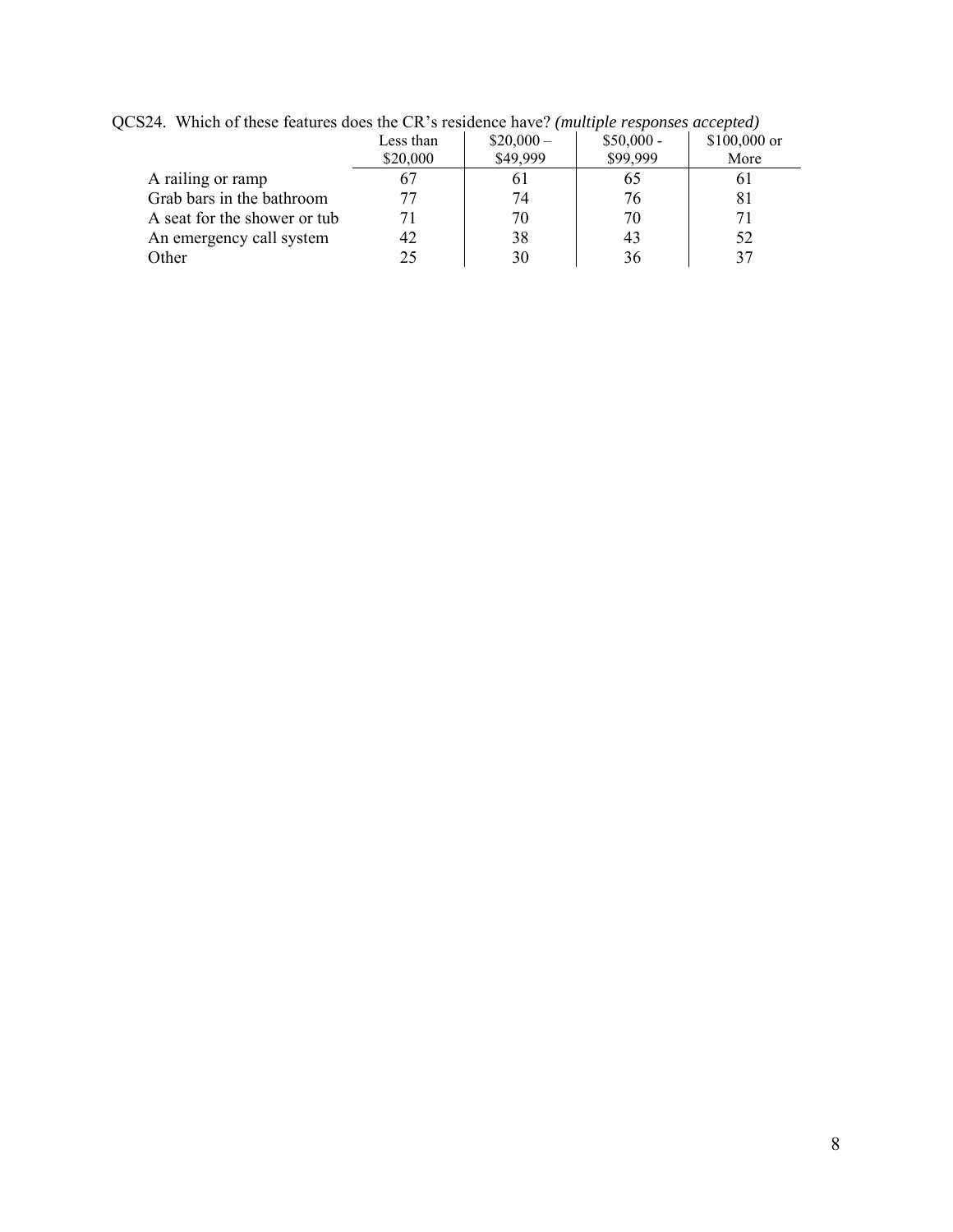QCS24. Which of these features does the CR's residence have? *(multiple responses accepted)*

| | Less than $20,000 | $20,000 – $49,999 | $50,000 - $99,999 | $100,000 or More |
|---|---|---|---|---|
| A railing or ramp | 67 | 61 | 65 | 61 |
| Grab bars in the bathroom | 77 | 74 | 76 | 81 |
| A seat for the shower or tub | 71 | 70 | 70 | 71 |
| An emergency call system | 42 | 38 | 43 | 52 |
| Other | 25 | 30 | 36 | 37 |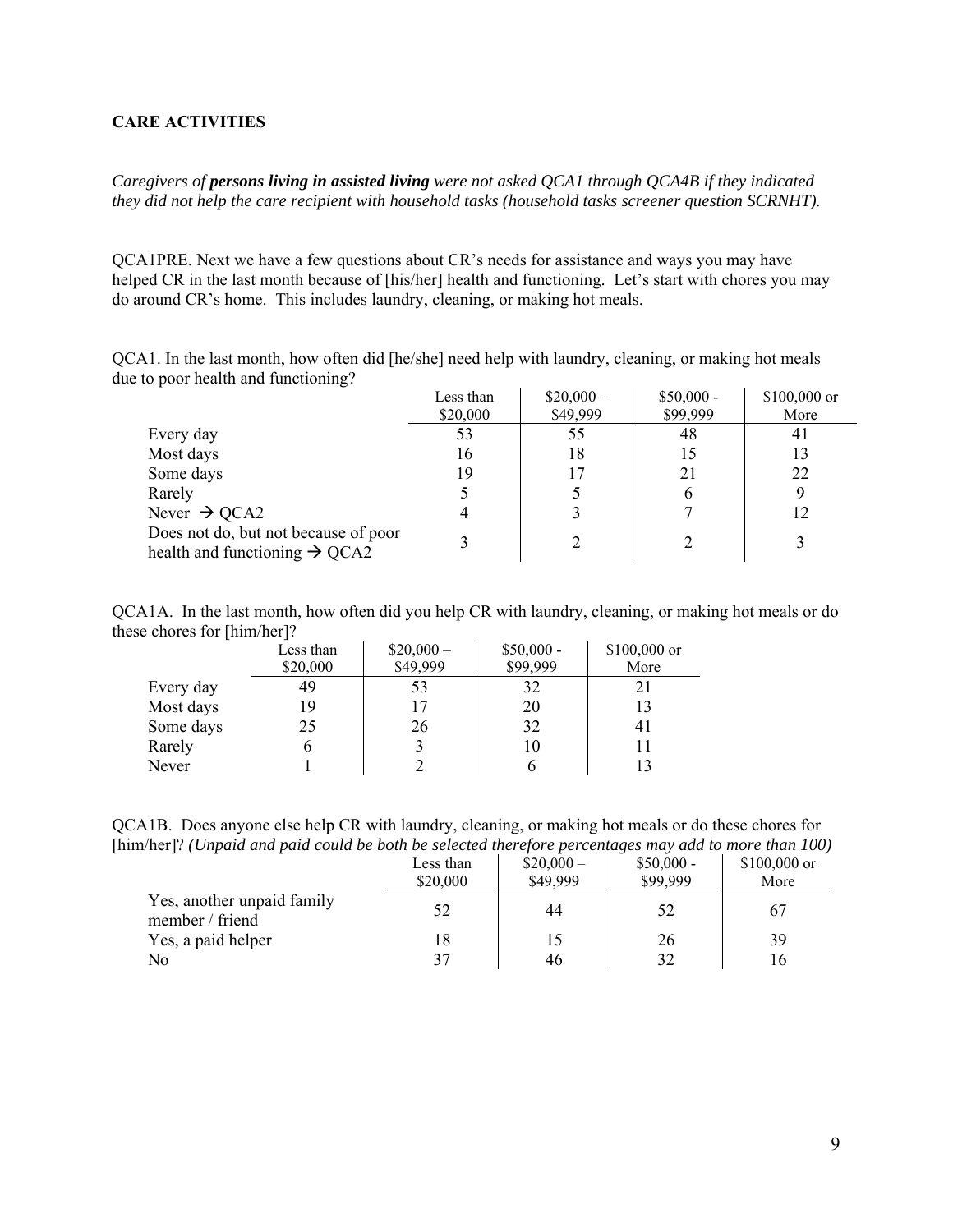**CARE ACTIVITIES**

*Caregivers of* ***persons living in assisted living*** *were not asked QCA1 through QCA4B if they indicated they did not help the care recipient with household tasks (household tasks screener question SCRNHT).*

QCA1PRE. Next we have a few questions about CR's needs for assistance and ways you may have helped CR in the last month because of [his/her] health and functioning. Let's start with chores you may do around CR's home. This includes laundry, cleaning, or making hot meals.

QCA1. In the last month, how often did [he/she] need help with laundry, cleaning, or making hot meals due to poor health and functioning?

| | Less than $20,000 | $20,000 – $49,999 | $50,000 - $99,999 | $100,000 or More |
|---|---|---|---|---|
| Every day | 53 | 55 | 48 | 41 |
| Most days | 16 | 18 | 15 | 13 |
| Some days | 19 | 17 | 21 | 22 |
| Rarely | 5 | 5 | 6 | 9 |
| Never → QCA2 | 4 | 3 | 7 | 12 |
| Does not do, but not because of poor health and functioning → QCA2 | 3 | 2 | 2 | 3 |

QCA1A. In the last month, how often did you help CR with laundry, cleaning, or making hot meals or do these chores for [him/her]?

| | Less than $20,000 | $20,000 – $49,999 | $50,000 - $99,999 | $100,000 or More |
|---|---|---|---|---|
| Every day | 49 | 53 | 32 | 21 |
| Most days | 19 | 17 | 20 | 13 |
| Some days | 25 | 26 | 32 | 41 |
| Rarely | 6 | 3 | 10 | 11 |
| Never | 1 | 2 | 6 | 13 |

QCA1B. Does anyone else help CR with laundry, cleaning, or making hot meals or do these chores for [him/her]? *(Unpaid and paid could be both be selected therefore percentages may add to more than 100)*

| | Less than $20,000 | $20,000 – $49,999 | $50,000 - $99,999 | $100,000 or More |
|---|---|---|---|---|
| Yes, another unpaid family member / friend | 52 | 44 | 52 | 67 |
| Yes, a paid helper | 18 | 15 | 26 | 39 |
| No | 37 | 46 | 32 | 16 |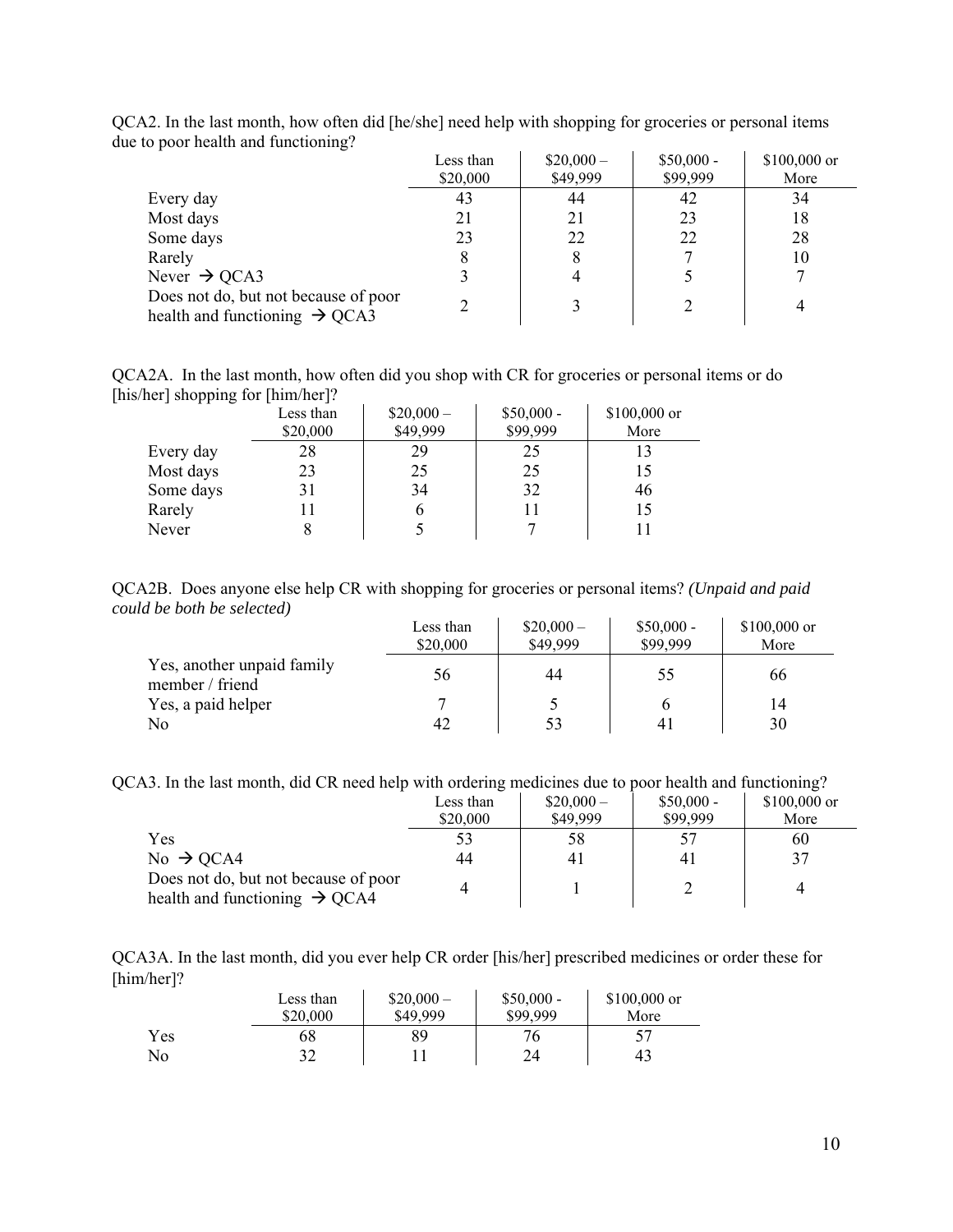QCA2. In the last month, how often did [he/she] need help with shopping for groceries or personal items due to poor health and functioning?

| | Less than $20,000 | $20,000 – $49,999 | $50,000 - $99,999 | $100,000 or More |
|---|---|---|---|---|
| Every day | 43 | 44 | 42 | 34 |
| Most days | 21 | 21 | 23 | 18 |
| Some days | 23 | 22 | 22 | 28 |
| Rarely | 8 | 8 | 7 | 10 |
| Never → QCA3 | 3 | 4 | 5 | 7 |
| Does not do, but not because of poor health and functioning → QCA3 | 2 | 3 | 2 | 4 |

QCA2A. In the last month, how often did you shop with CR for groceries or personal items or do [his/her] shopping for [him/her]?

| | Less than $20,000 | $20,000 – $49,999 | $50,000 - $99,999 | $100,000 or More |
|---|---|---|---|---|
| Every day | 28 | 29 | 25 | 13 |
| Most days | 23 | 25 | 25 | 15 |
| Some days | 31 | 34 | 32 | 46 |
| Rarely | 11 | 6 | 11 | 15 |
| Never | 8 | 5 | 7 | 11 |

QCA2B. Does anyone else help CR with shopping for groceries or personal items? *(Unpaid and paid could be both be selected)*

| | Less than $20,000 | $20,000 – $49,999 | $50,000 - $99,999 | $100,000 or More |
|---|---|---|---|---|
| Yes, another unpaid family member / friend | 56 | 44 | 55 | 66 |
| Yes, a paid helper | 7 | 5 | 6 | 14 |
| No | 42 | 53 | 41 | 30 |

QCA3. In the last month, did CR need help with ordering medicines due to poor health and functioning?

| | Less than $20,000 | $20,000 – $49,999 | $50,000 - $99,999 | $100,000 or More |
|---|---|---|---|---|
| Yes | 53 | 58 | 57 | 60 |
| No → QCA4 | 44 | 41 | 41 | 37 |
| Does not do, but not because of poor health and functioning → QCA4 | 4 | 1 | 2 | 4 |

QCA3A. In the last month, did you ever help CR order [his/her] prescribed medicines or order these for [him/her]?

| | Less than $20,000 | $20,000 – $49,999 | $50,000 - $99,999 | $100,000 or More |
|---|---|---|---|---|
| Yes | 68 | 89 | 76 | 57 |
| No | 32 | 11 | 24 | 43 |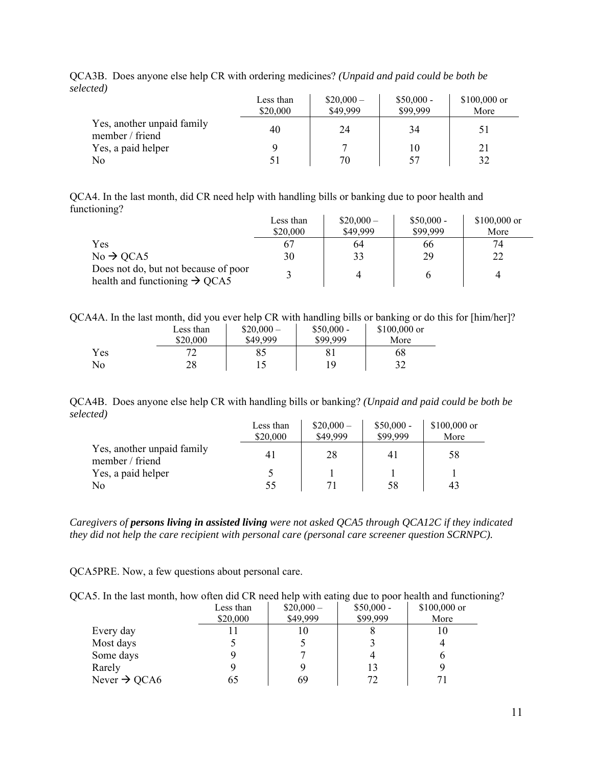QCA3B. Does anyone else help CR with ordering medicines? *(Unpaid and paid could be both be selected)*

| | Less than $20,000 | $20,000 – $49,999 | $50,000 - $99,999 | $100,000 or More |
|---|---|---|---|---|
| Yes, another unpaid family member / friend | 40 | 24 | 34 | 51 |
| Yes, a paid helper | 9 | 7 | 10 | 21 |
| No | 51 | 70 | 57 | 32 |

QCA4. In the last month, did CR need help with handling bills or banking due to poor health and functioning?

| | Less than $20,000 | $20,000 – $49,999 | $50,000 - $99,999 | $100,000 or More |
|---|---|---|---|---|
| Yes | 67 | 64 | 66 | 74 |
| No → QCA5 | 30 | 33 | 29 | 22 |
| Does not do, but not because of poor health and functioning → QCA5 | 3 | 4 | 6 | 4 |

QCA4A. In the last month, did you ever help CR with handling bills or banking or do this for [him/her]?

| | Less than $20,000 | $20,000 – $49,999 | $50,000 - $99,999 | $100,000 or More |
|---|---|---|---|---|
| Yes | 72 | 85 | 81 | 68 |
| No | 28 | 15 | 19 | 32 |

QCA4B. Does anyone else help CR with handling bills or banking? *(Unpaid and paid could be both be selected)*

| | Less than $20,000 | $20,000 – $49,999 | $50,000 - $99,999 | $100,000 or More |
|---|---|---|---|---|
| Yes, another unpaid family member / friend | 41 | 28 | 41 | 58 |
| Yes, a paid helper | 5 | 1 | 1 | 1 |
| No | 55 | 71 | 58 | 43 |

*Caregivers of* ***persons living in assisted living*** *were not asked QCA5 through QCA12C if they indicated they did not help the care recipient with personal care (personal care screener question SCRNPC).*

QCA5PRE. Now, a few questions about personal care.

QCA5. In the last month, how often did CR need help with eating due to poor health and functioning?

| | Less than $20,000 | $20,000 – $49,999 | $50,000 - $99,999 | $100,000 or More |
|---|---|---|---|---|
| Every day | 11 | 10 | 8 | 10 |
| Most days | 5 | 5 | 3 | 4 |
| Some days | 9 | 7 | 4 | 6 |
| Rarely | 9 | 9 | 13 | 9 |
| Never → QCA6 | 65 | 69 | 72 | 71 |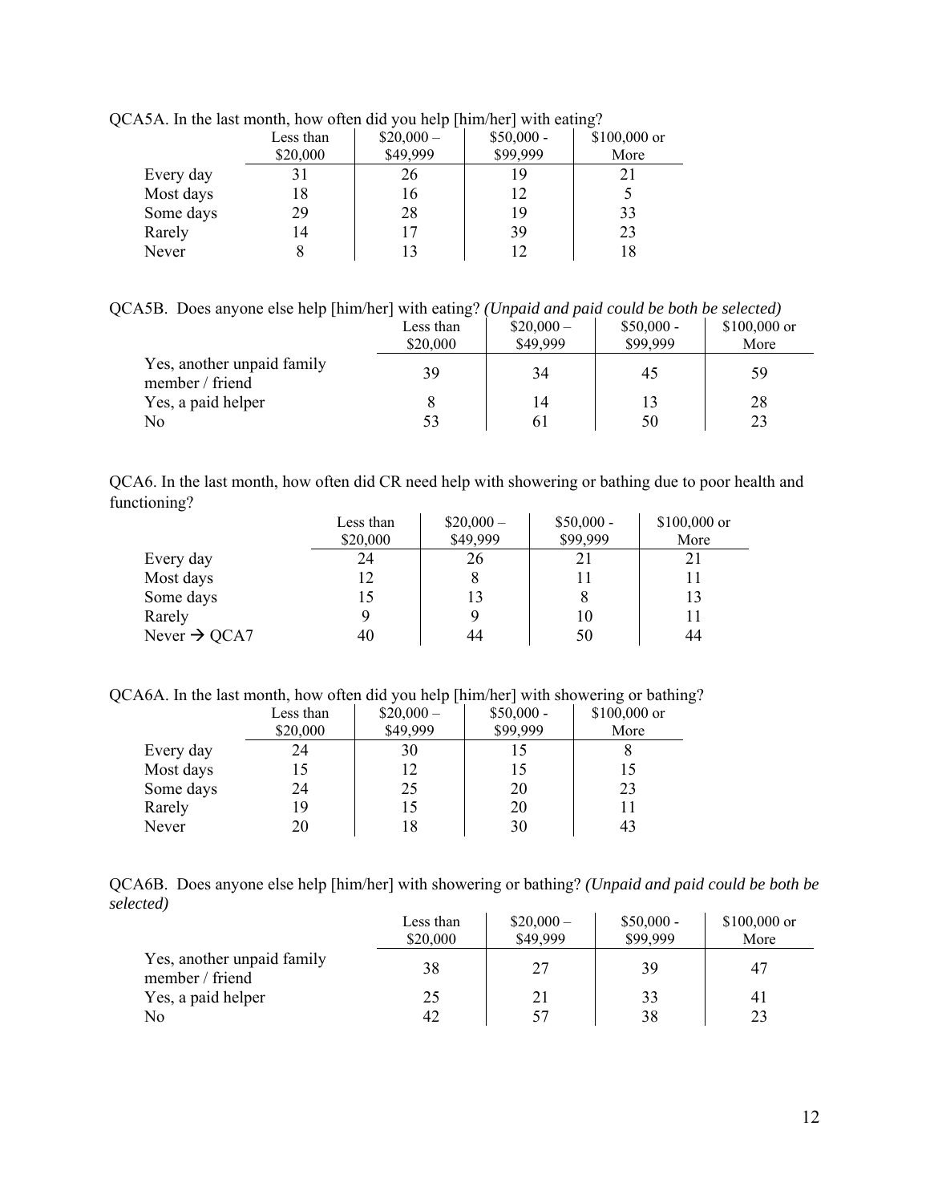QCA5A. In the last month, how often did you help [him/her] with eating?

| | Less than $20,000 | $20,000 – $49,999 | $50,000 - $99,999 | $100,000 or More |
|---|---|---|---|---|
| Every day | 31 | 26 | 19 | 21 |
| Most days | 18 | 16 | 12 | 5 |
| Some days | 29 | 28 | 19 | 33 |
| Rarely | 14 | 17 | 39 | 23 |
| Never | 8 | 13 | 12 | 18 |

QCA5B. Does anyone else help [him/her] with eating? *(Unpaid and paid could be both be selected)*

| | Less than $20,000 | $20,000 – $49,999 | $50,000 - $99,999 | $100,000 or More |
|---|---|---|---|---|
| Yes, another unpaid family member / friend | 39 | 34 | 45 | 59 |
| Yes, a paid helper | 8 | 14 | 13 | 28 |
| No | 53 | 61 | 50 | 23 |

QCA6. In the last month, how often did CR need help with showering or bathing due to poor health and functioning?

| | Less than $20,000 | $20,000 – $49,999 | $50,000 - $99,999 | $100,000 or More |
|---|---|---|---|---|
| Every day | 24 | 26 | 21 | 21 |
| Most days | 12 | 8 | 11 | 11 |
| Some days | 15 | 13 | 8 | 13 |
| Rarely | 9 | 9 | 10 | 11 |
| Never → QCA7 | 40 | 44 | 50 | 44 |

QCA6A. In the last month, how often did you help [him/her] with showering or bathing?

| | Less than $20,000 | $20,000 – $49,999 | $50,000 - $99,999 | $100,000 or More |
|---|---|---|---|---|
| Every day | 24 | 30 | 15 | 8 |
| Most days | 15 | 12 | 15 | 15 |
| Some days | 24 | 25 | 20 | 23 |
| Rarely | 19 | 15 | 20 | 11 |
| Never | 20 | 18 | 30 | 43 |

QCA6B. Does anyone else help [him/her] with showering or bathing? *(Unpaid and paid could be both be selected)*

| | Less than $20,000 | $20,000 – $49,999 | $50,000 - $99,999 | $100,000 or More |
|---|---|---|---|---|
| Yes, another unpaid family member / friend | 38 | 27 | 39 | 47 |
| Yes, a paid helper | 25 | 21 | 33 | 41 |
| No | 42 | 57 | 38 | 23 |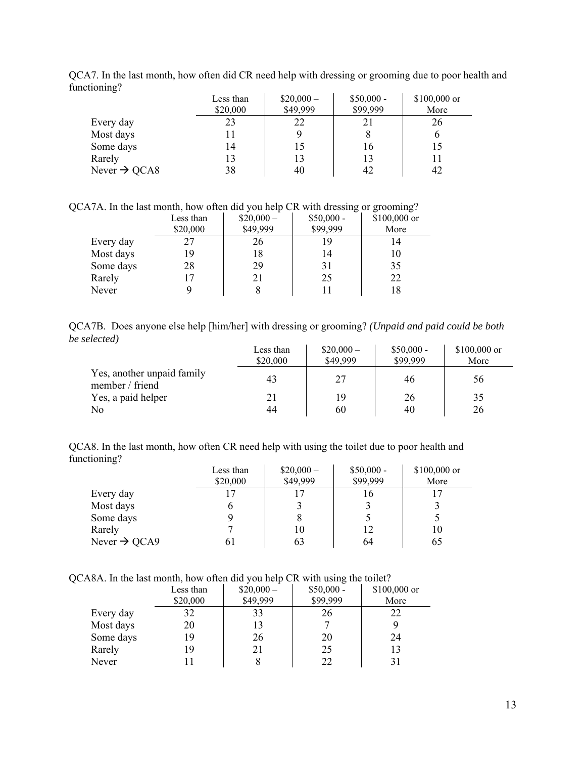QCA7. In the last month, how often did CR need help with dressing or grooming due to poor health and functioning?

| | Less than $20,000 | $20,000 – $49,999 | $50,000 - $99,999 | $100,000 or More |
|---|---|---|---|---|
| Every day | 23 | 22 | 21 | 26 |
| Most days | 11 | 9 | 8 | 6 |
| Some days | 14 | 15 | 16 | 15 |
| Rarely | 13 | 13 | 13 | 11 |
| Never → QCA8 | 38 | 40 | 42 | 42 |

QCA7A. In the last month, how often did you help CR with dressing or grooming?

| | Less than $20,000 | $20,000 – $49,999 | $50,000 - $99,999 | $100,000 or More |
|---|---|---|---|---|
| Every day | 27 | 26 | 19 | 14 |
| Most days | 19 | 18 | 14 | 10 |
| Some days | 28 | 29 | 31 | 35 |
| Rarely | 17 | 21 | 25 | 22 |
| Never | 9 | 8 | 11 | 18 |

QCA7B. Does anyone else help [him/her] with dressing or grooming? *(Unpaid and paid could be both be selected)*

| | Less than $20,000 | $20,000 – $49,999 | $50,000 - $99,999 | $100,000 or More |
|---|---|---|---|---|
| Yes, another unpaid family member / friend | 43 | 27 | 46 | 56 |
| Yes, a paid helper | 21 | 19 | 26 | 35 |
| No | 44 | 60 | 40 | 26 |

QCA8. In the last month, how often CR need help with using the toilet due to poor health and functioning?

| | Less than $20,000 | $20,000 – $49,999 | $50,000 - $99,999 | $100,000 or More |
|---|---|---|---|---|
| Every day | 17 | 17 | 16 | 17 |
| Most days | 6 | 3 | 3 | 3 |
| Some days | 9 | 8 | 5 | 5 |
| Rarely | 7 | 10 | 12 | 10 |
| Never → QCA9 | 61 | 63 | 64 | 65 |

QCA8A. In the last month, how often did you help CR with using the toilet?

| | Less than $20,000 | $20,000 – $49,999 | $50,000 - $99,999 | $100,000 or More |
|---|---|---|---|---|
| Every day | 32 | 33 | 26 | 22 |
| Most days | 20 | 13 | 7 | 9 |
| Some days | 19 | 26 | 20 | 24 |
| Rarely | 19 | 21 | 25 | 13 |
| Never | 11 | 8 | 22 | 31 |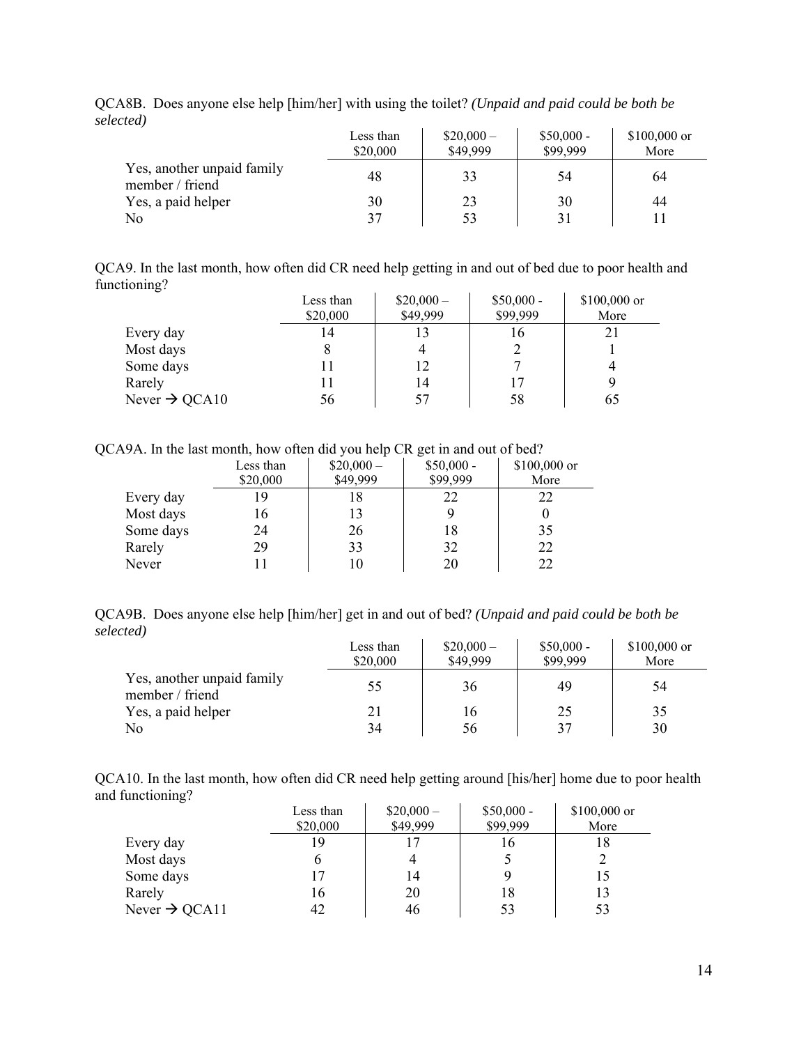QCA8B. Does anyone else help [him/her] with using the toilet? *(Unpaid and paid could be both be selected)*

| | Less than $20,000 | $20,000 – $49,999 | $50,000 - $99,999 | $100,000 or More |
|---|---|---|---|---|
| Yes, another unpaid family member / friend | 48 | 33 | 54 | 64 |
| Yes, a paid helper | 30 | 23 | 30 | 44 |
| No | 37 | 53 | 31 | 11 |

QCA9. In the last month, how often did CR need help getting in and out of bed due to poor health and functioning?

| | Less than $20,000 | $20,000 – $49,999 | $50,000 - $99,999 | $100,000 or More |
|---|---|---|---|---|
| Every day | 14 | 13 | 16 | 21 |
| Most days | 8 | 4 | 2 | 1 |
| Some days | 11 | 12 | 7 | 4 |
| Rarely | 11 | 14 | 17 | 9 |
| Never → QCA10 | 56 | 57 | 58 | 65 |

QCA9A. In the last month, how often did you help CR get in and out of bed?

| | Less than $20,000 | $20,000 – $49,999 | $50,000 - $99,999 | $100,000 or More |
|---|---|---|---|---|
| Every day | 19 | 18 | 22 | 22 |
| Most days | 16 | 13 | 9 | 0 |
| Some days | 24 | 26 | 18 | 35 |
| Rarely | 29 | 33 | 32 | 22 |
| Never | 11 | 10 | 20 | 22 |

QCA9B. Does anyone else help [him/her] get in and out of bed? *(Unpaid and paid could be both be selected)*

| | Less than $20,000 | $20,000 – $49,999 | $50,000 - $99,999 | $100,000 or More |
|---|---|---|---|---|
| Yes, another unpaid family member / friend | 55 | 36 | 49 | 54 |
| Yes, a paid helper | 21 | 16 | 25 | 35 |
| No | 34 | 56 | 37 | 30 |

QCA10. In the last month, how often did CR need help getting around [his/her] home due to poor health and functioning?

| | Less than $20,000 | $20,000 – $49,999 | $50,000 - $99,999 | $100,000 or More |
|---|---|---|---|---|
| Every day | 19 | 17 | 16 | 18 |
| Most days | 6 | 4 | 5 | 2 |
| Some days | 17 | 14 | 9 | 15 |
| Rarely | 16 | 20 | 18 | 13 |
| Never → QCA11 | 42 | 46 | 53 | 53 |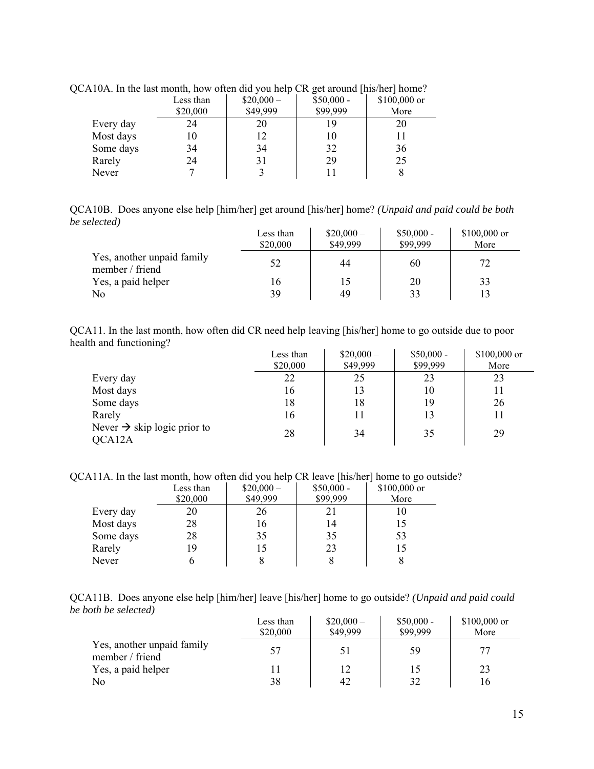QCA10A. In the last month, how often did you help CR get around [his/her] home?

| | Less than $20,000 | $20,000 – $49,999 | $50,000 - $99,999 | $100,000 or More |
|---|---|---|---|---|
| Every day | 24 | 20 | 19 | 20 |
| Most days | 10 | 12 | 10 | 11 |
| Some days | 34 | 34 | 32 | 36 |
| Rarely | 24 | 31 | 29 | 25 |
| Never | 7 | 3 | 11 | 8 |

QCA10B. Does anyone else help [him/her] get around [his/her] home? *(Unpaid and paid could be both be selected)*

| | Less than $20,000 | $20,000 – $49,999 | $50,000 - $99,999 | $100,000 or More |
|---|---|---|---|---|
| Yes, another unpaid family member / friend | 52 | 44 | 60 | 72 |
| Yes, a paid helper | 16 | 15 | 20 | 33 |
| No | 39 | 49 | 33 | 13 |

QCA11. In the last month, how often did CR need help leaving [his/her] home to go outside due to poor health and functioning?

| | Less than $20,000 | $20,000 – $49,999 | $50,000 - $99,999 | $100,000 or More |
|---|---|---|---|---|
| Every day | 22 | 25 | 23 | 23 |
| Most days | 16 | 13 | 10 | 11 |
| Some days | 18 | 18 | 19 | 26 |
| Rarely | 16 | 11 | 13 | 11 |
| Never → skip logic prior to QCA12A | 28 | 34 | 35 | 29 |

QCA11A. In the last month, how often did you help CR leave [his/her] home to go outside?

| | Less than $20,000 | $20,000 – $49,999 | $50,000 - $99,999 | $100,000 or More |
|---|---|---|---|---|
| Every day | 20 | 26 | 21 | 10 |
| Most days | 28 | 16 | 14 | 15 |
| Some days | 28 | 35 | 35 | 53 |
| Rarely | 19 | 15 | 23 | 15 |
| Never | 6 | 8 | 8 | 8 |

QCA11B. Does anyone else help [him/her] leave [his/her] home to go outside? *(Unpaid and paid could be both be selected)*

| | Less than $20,000 | $20,000 – $49,999 | $50,000 - $99,999 | $100,000 or More |
|---|---|---|---|---|
| Yes, another unpaid family member / friend | 57 | 51 | 59 | 77 |
| Yes, a paid helper | 11 | 12 | 15 | 23 |
| No | 38 | 42 | 32 | 16 |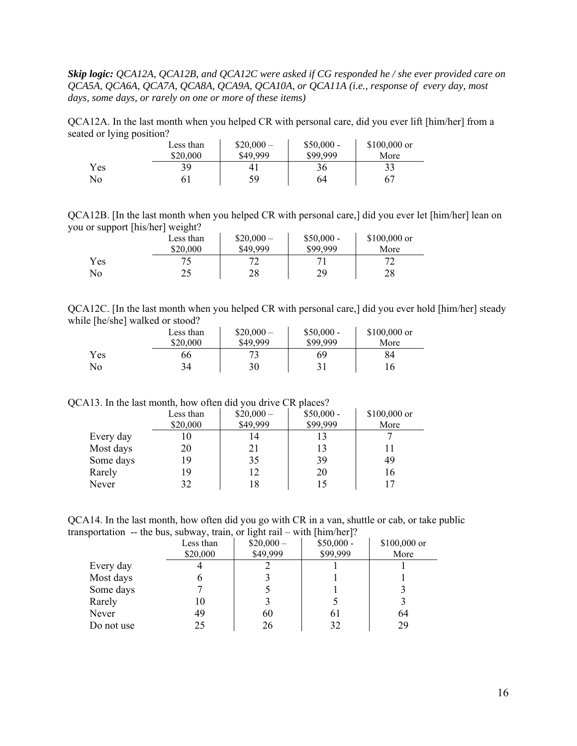***Skip logic:*** *QCA12A, QCA12B, and QCA12C were asked if CG responded he / she ever provided care on QCA5A, QCA6A, QCA7A, QCA8A, QCA9A, QCA10A, or QCA11A (i.e., response of every day, most days, some days, or rarely on one or more of these items)*

QCA12A. In the last month when you helped CR with personal care, did you ever lift [him/her] from a seated or lying position?

| | Less than $20,000 | $20,000 – $49,999 | $50,000 - $99,999 | $100,000 or More |
|---|---|---|---|---|
| Yes | 39 | 41 | 36 | 33 |
| No | 61 | 59 | 64 | 67 |

QCA12B. [In the last month when you helped CR with personal care,] did you ever let [him/her] lean on you or support [his/her] weight?

| | Less than $20,000 | $20,000 – $49,999 | $50,000 - $99,999 | $100,000 or More |
|---|---|---|---|---|
| Yes | 75 | 72 | 71 | 72 |
| No | 25 | 28 | 29 | 28 |

QCA12C. [In the last month when you helped CR with personal care,] did you ever hold [him/her] steady while [he/she] walked or stood?

| | Less than $20,000 | $20,000 – $49,999 | $50,000 - $99,999 | $100,000 or More |
|---|---|---|---|---|
| Yes | 66 | 73 | 69 | 84 |
| No | 34 | 30 | 31 | 16 |

QCA13. In the last month, how often did you drive CR places?

| | Less than $20,000 | $20,000 – $49,999 | $50,000 - $99,999 | $100,000 or More |
|---|---|---|---|---|
| Every day | 10 | 14 | 13 | 7 |
| Most days | 20 | 21 | 13 | 11 |
| Some days | 19 | 35 | 39 | 49 |
| Rarely | 19 | 12 | 20 | 16 |
| Never | 32 | 18 | 15 | 17 |

QCA14. In the last month, how often did you go with CR in a van, shuttle or cab, or take public transportation -- the bus, subway, train, or light rail – with [him/her]?

| | Less than $20,000 | $20,000 – $49,999 | $50,000 - $99,999 | $100,000 or More |
|---|---|---|---|---|
| Every day | 4 | 2 | 1 | 1 |
| Most days | 6 | 3 | 1 | 1 |
| Some days | 7 | 5 | 1 | 3 |
| Rarely | 10 | 3 | 5 | 3 |
| Never | 49 | 60 | 61 | 64 |
| Do not use | 25 | 26 | 32 | 29 |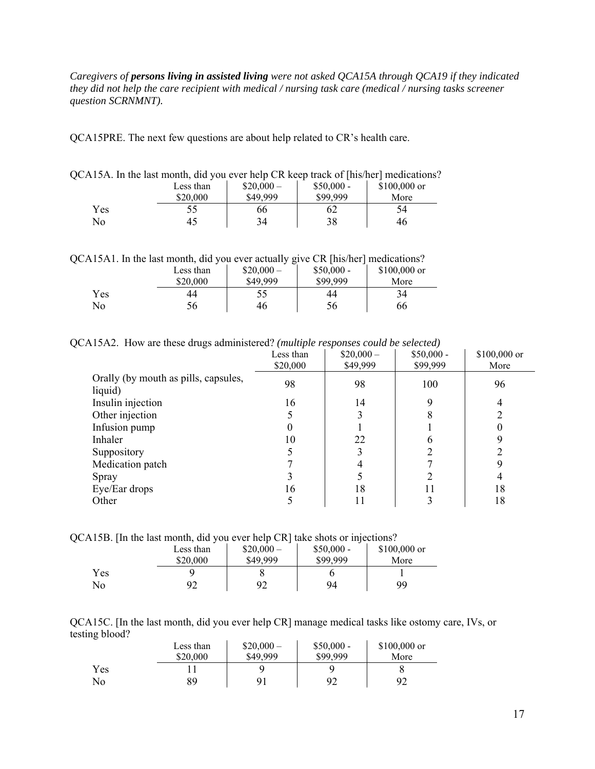*Caregivers of **persons living in assisted living** were not asked QCA15A through QCA19 if they indicated they did not help the care recipient with medical / nursing task care (medical / nursing tasks screener question SCRNMNT).*

QCA15PRE. The next few questions are about help related to CR's health care.

QCA15A. In the last month, did you ever help CR keep track of [his/her] medications?

| | Less than $20,000 | $20,000 – $49,999 | $50,000 - $99,999 | $100,000 or More |
|---|---|---|---|---|
| Yes | 55 | 66 | 62 | 54 |
| No | 45 | 34 | 38 | 46 |

QCA15A1. In the last month, did you ever actually give CR [his/her] medications?

| | Less than $20,000 | $20,000 – $49,999 | $50,000 - $99,999 | $100,000 or More |
|---|---|---|---|---|
| Yes | 44 | 55 | 44 | 34 |
| No | 56 | 46 | 56 | 66 |

QCA15A2. How are these drugs administered? *(multiple responses could be selected)*

| | Less than $20,000 | $20,000 – $49,999 | $50,000 - $99,999 | $100,000 or More |
|---|---|---|---|---|
| Orally (by mouth as pills, capsules, liquid) | 98 | 98 | 100 | 96 |
| Insulin injection | 16 | 14 | 9 | 4 |
| Other injection | 5 | 3 | 8 | 2 |
| Infusion pump | 0 | 1 | 1 | 0 |
| Inhaler | 10 | 22 | 6 | 9 |
| Suppository | 5 | 3 | 2 | 2 |
| Medication patch | 7 | 4 | 7 | 9 |
| Spray | 3 | 5 | 2 | 4 |
| Eye/Ear drops | 16 | 18 | 11 | 18 |
| Other | 5 | 11 | 3 | 18 |

QCA15B. [In the last month, did you ever help CR] take shots or injections?

| | Less than $20,000 | $20,000 – $49,999 | $50,000 - $99,999 | $100,000 or More |
|---|---|---|---|---|
| Yes | 9 | 8 | 6 | 1 |
| No | 92 | 92 | 94 | 99 |

QCA15C. [In the last month, did you ever help CR] manage medical tasks like ostomy care, IVs, or testing blood?

| | Less than $20,000 | $20,000 – $49,999 | $50,000 - $99,999 | $100,000 or More |
|---|---|---|---|---|
| Yes | 11 | 9 | 9 | 8 |
| No | 89 | 91 | 92 | 92 |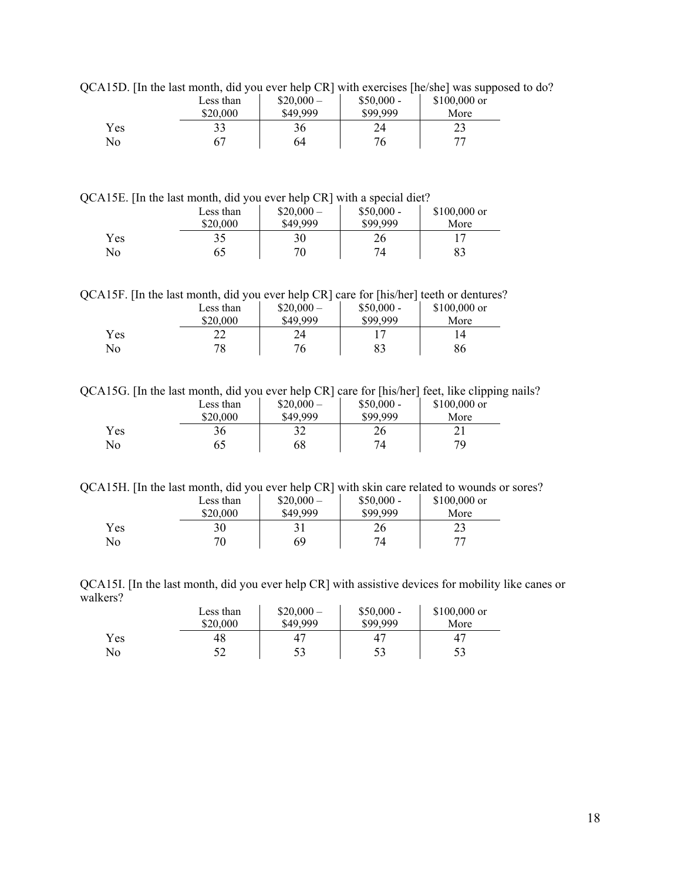QCA15D. [In the last month, did you ever help CR] with exercises [he/she] was supposed to do?

| | Less than $20,000 | $20,000 – $49,999 | $50,000 - $99,999 | $100,000 or More |
|---|---|---|---|---|
| Yes | 33 | 36 | 24 | 23 |
| No | 67 | 64 | 76 | 77 |

QCA15E. [In the last month, did you ever help CR] with a special diet?

| | Less than $20,000 | $20,000 – $49,999 | $50,000 - $99,999 | $100,000 or More |
|---|---|---|---|---|
| Yes | 35 | 30 | 26 | 17 |
| No | 65 | 70 | 74 | 83 |

QCA15F. [In the last month, did you ever help CR] care for [his/her] teeth or dentures?

| | Less than $20,000 | $20,000 – $49,999 | $50,000 - $99,999 | $100,000 or More |
|---|---|---|---|---|
| Yes | 22 | 24 | 17 | 14 |
| No | 78 | 76 | 83 | 86 |

QCA15G. [In the last month, did you ever help CR] care for [his/her] feet, like clipping nails?

| | Less than $20,000 | $20,000 – $49,999 | $50,000 - $99,999 | $100,000 or More |
|---|---|---|---|---|
| Yes | 36 | 32 | 26 | 21 |
| No | 65 | 68 | 74 | 79 |

QCA15H. [In the last month, did you ever help CR] with skin care related to wounds or sores?

| | Less than $20,000 | $20,000 – $49,999 | $50,000 - $99,999 | $100,000 or More |
|---|---|---|---|---|
| Yes | 30 | 31 | 26 | 23 |
| No | 70 | 69 | 74 | 77 |

QCA15I. [In the last month, did you ever help CR] with assistive devices for mobility like canes or walkers?

| | Less than $20,000 | $20,000 – $49,999 | $50,000 - $99,999 | $100,000 or More |
|---|---|---|---|---|
| Yes | 48 | 47 | 47 | 47 |
| No | 52 | 53 | 53 | 53 |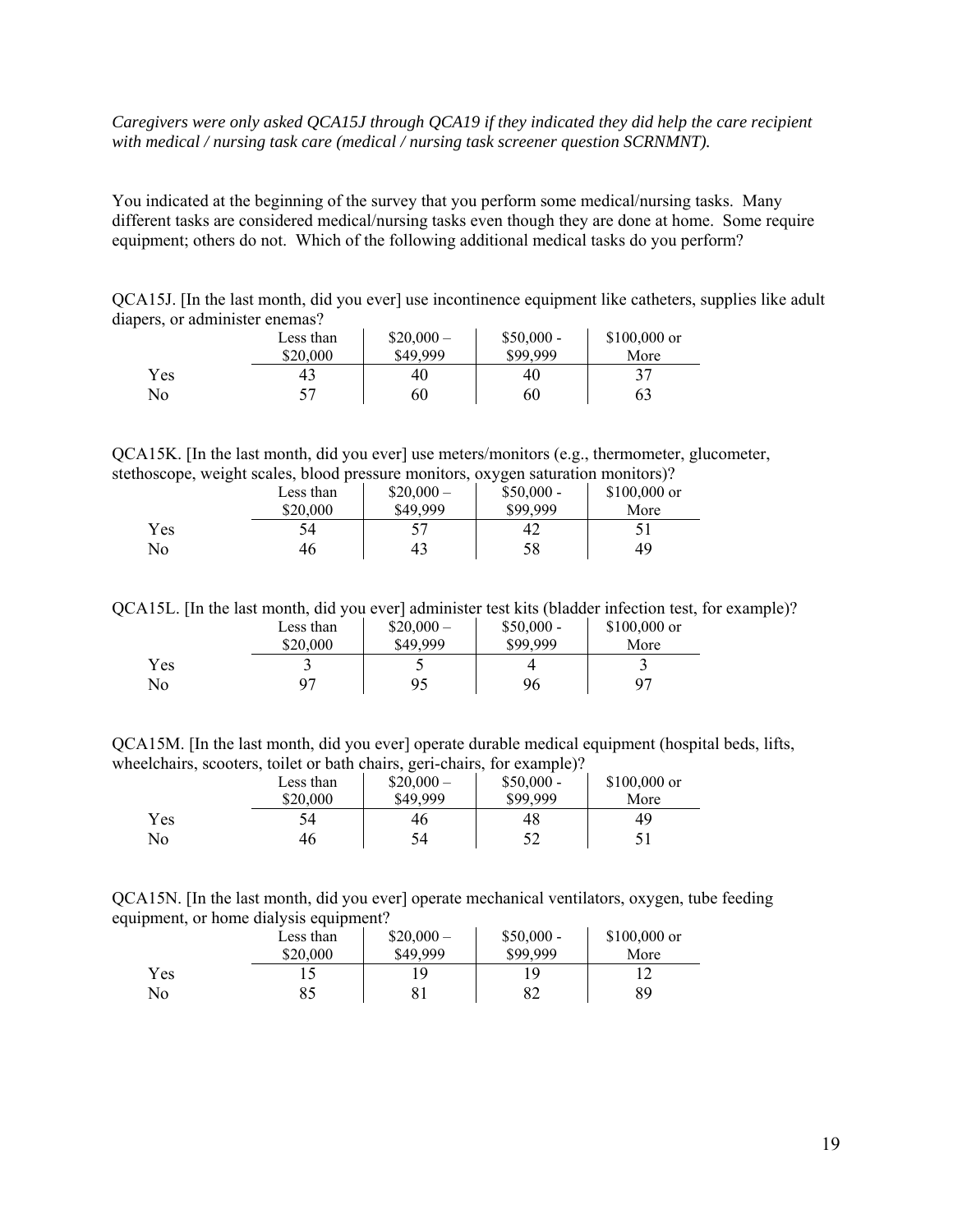*Caregivers were only asked QCA15J through QCA19 if they indicated they did help the care recipient with medical / nursing task care (medical / nursing task screener question SCRNMNT).*

You indicated at the beginning of the survey that you perform some medical/nursing tasks. Many different tasks are considered medical/nursing tasks even though they are done at home. Some require equipment; others do not. Which of the following additional medical tasks do you perform?

QCA15J. [In the last month, did you ever] use incontinence equipment like catheters, supplies like adult diapers, or administer enemas?

| | Less than $20,000 | $20,000 – $49,999 | $50,000 - $99,999 | $100,000 or More |
|---|---|---|---|---|
| Yes | 43 | 40 | 40 | 37 |
| No | 57 | 60 | 60 | 63 |

QCA15K. [In the last month, did you ever] use meters/monitors (e.g., thermometer, glucometer, stethoscope, weight scales, blood pressure monitors, oxygen saturation monitors)?

| | Less than $20,000 | $20,000 – $49,999 | $50,000 - $99,999 | $100,000 or More |
|---|---|---|---|---|
| Yes | 54 | 57 | 42 | 51 |
| No | 46 | 43 | 58 | 49 |

QCA15L. [In the last month, did you ever] administer test kits (bladder infection test, for example)?

| | Less than $20,000 | $20,000 – $49,999 | $50,000 - $99,999 | $100,000 or More |
|---|---|---|---|---|
| Yes | 3 | 5 | 4 | 3 |
| No | 97 | 95 | 96 | 97 |

QCA15M. [In the last month, did you ever] operate durable medical equipment (hospital beds, lifts, wheelchairs, scooters, toilet or bath chairs, geri-chairs, for example)?

| | Less than $20,000 | $20,000 – $49,999 | $50,000 - $99,999 | $100,000 or More |
|---|---|---|---|---|
| Yes | 54 | 46 | 48 | 49 |
| No | 46 | 54 | 52 | 51 |

QCA15N. [In the last month, did you ever] operate mechanical ventilators, oxygen, tube feeding equipment, or home dialysis equipment?

| | Less than $20,000 | $20,000 – $49,999 | $50,000 - $99,999 | $100,000 or More |
|---|---|---|---|---|
| Yes | 15 | 19 | 19 | 12 |
| No | 85 | 81 | 82 | 89 |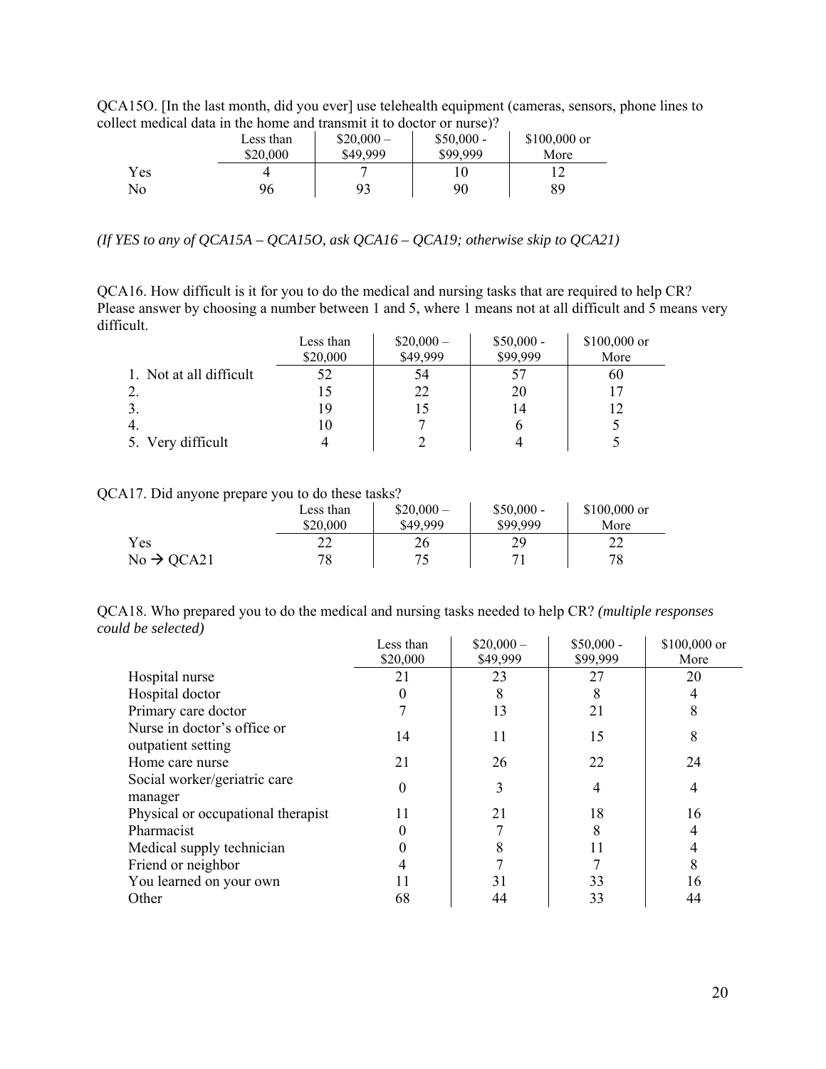QCA15O. [In the last month, did you ever] use telehealth equipment (cameras, sensors, phone lines to collect medical data in the home and transmit it to doctor or nurse)?

| | Less than $20,000 | $20,000 – $49,999 | $50,000 - $99,999 | $100,000 or More |
|---|---|---|---|---|
| Yes | 4 | 7 | 10 | 12 |
| No | 96 | 93 | 90 | 89 |

*(If YES to any of QCA15A – QCA15O, ask QCA16 – QCA19; otherwise skip to QCA21)*

QCA16. How difficult is it for you to do the medical and nursing tasks that are required to help CR? Please answer by choosing a number between 1 and 5, where 1 means not at all difficult and 5 means very difficult.

| | Less than $20,000 | $20,000 – $49,999 | $50,000 - $99,999 | $100,000 or More |
|---|---|---|---|---|
| 1. Not at all difficult | 52 | 54 | 57 | 60 |
| 2. | 15 | 22 | 20 | 17 |
| 3. | 19 | 15 | 14 | 12 |
| 4. | 10 | 7 | 6 | 5 |
| 5. Very difficult | 4 | 2 | 4 | 5 |

QCA17. Did anyone prepare you to do these tasks?

| | Less than $20,000 | $20,000 – $49,999 | $50,000 - $99,999 | $100,000 or More |
|---|---|---|---|---|
| Yes | 22 | 26 | 29 | 22 |
| No → QCA21 | 78 | 75 | 71 | 78 |

QCA18. Who prepared you to do the medical and nursing tasks needed to help CR? *(multiple responses could be selected)*

| | Less than $20,000 | $20,000 – $49,999 | $50,000 - $99,999 | $100,000 or More |
|---|---|---|---|---|
| Hospital nurse | 21 | 23 | 27 | 20 |
| Hospital doctor | 0 | 8 | 8 | 4 |
| Primary care doctor | 7 | 13 | 21 | 8 |
| Nurse in doctor's office or outpatient setting | 14 | 11 | 15 | 8 |
| Home care nurse | 21 | 26 | 22 | 24 |
| Social worker/geriatric care manager | 0 | 3 | 4 | 4 |
| Physical or occupational therapist | 11 | 21 | 18 | 16 |
| Pharmacist | 0 | 7 | 8 | 4 |
| Medical supply technician | 0 | 8 | 11 | 4 |
| Friend or neighbor | 4 | 7 | 7 | 8 |
| You learned on your own | 11 | 31 | 33 | 16 |
| Other | 68 | 44 | 33 | 44 |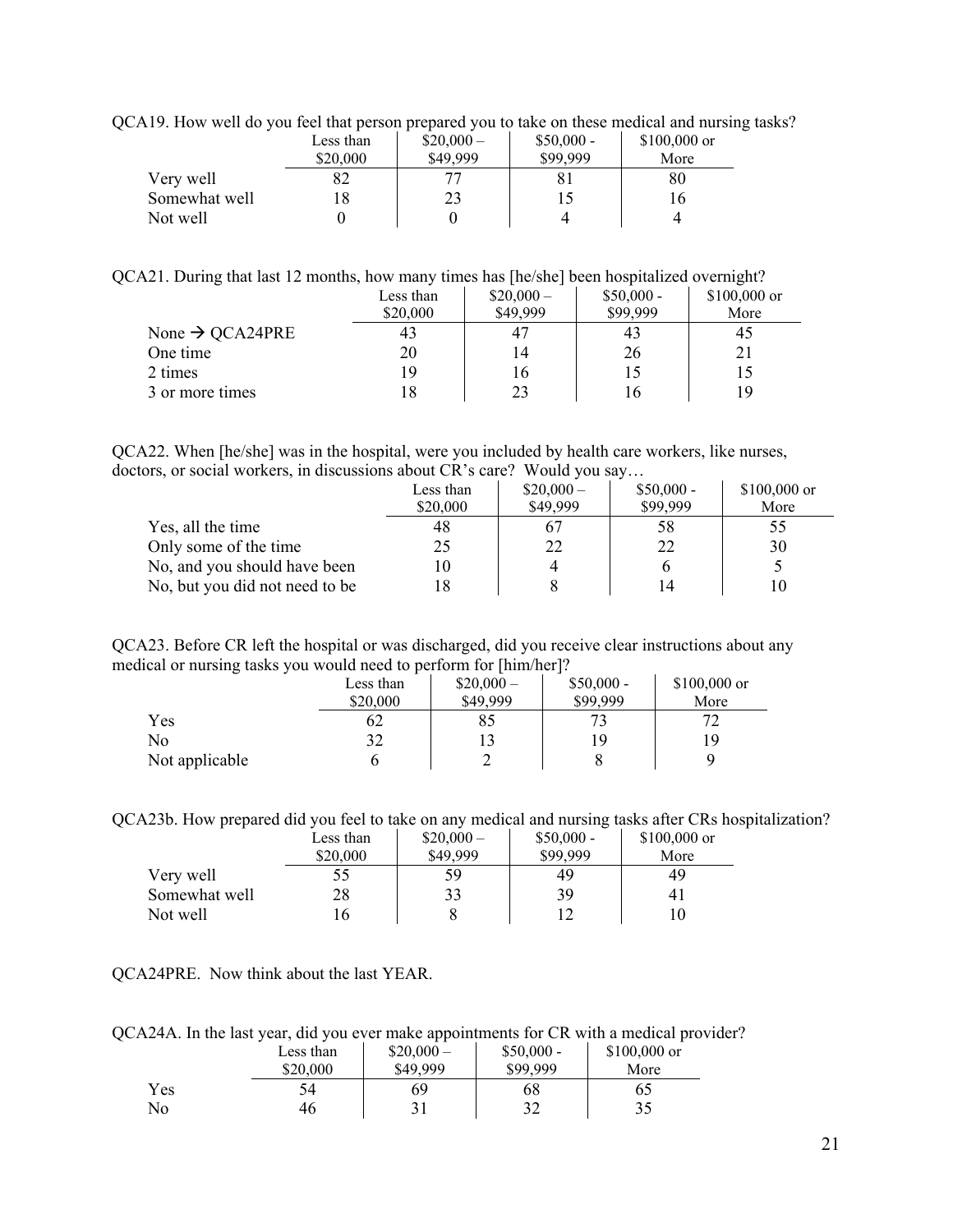QCA19. How well do you feel that person prepared you to take on these medical and nursing tasks?

| | Less than $20,000 | $20,000 – $49,999 | $50,000 - $99,999 | $100,000 or More |
|---|---|---|---|---|
| Very well | 82 | 77 | 81 | 80 |
| Somewhat well | 18 | 23 | 15 | 16 |
| Not well | 0 | 0 | 4 | 4 |

QCA21. During that last 12 months, how many times has [he/she] been hospitalized overnight?

| | Less than $20,000 | $20,000 – $49,999 | $50,000 - $99,999 | $100,000 or More |
|---|---|---|---|---|
| None → QCA24PRE | 43 | 47 | 43 | 45 |
| One time | 20 | 14 | 26 | 21 |
| 2 times | 19 | 16 | 15 | 15 |
| 3 or more times | 18 | 23 | 16 | 19 |

QCA22. When [he/she] was in the hospital, were you included by health care workers, like nurses, doctors, or social workers, in discussions about CR's care? Would you say…

| | Less than $20,000 | $20,000 – $49,999 | $50,000 - $99,999 | $100,000 or More |
|---|---|---|---|---|
| Yes, all the time | 48 | 67 | 58 | 55 |
| Only some of the time | 25 | 22 | 22 | 30 |
| No, and you should have been | 10 | 4 | 6 | 5 |
| No, but you did not need to be | 18 | 8 | 14 | 10 |

QCA23. Before CR left the hospital or was discharged, did you receive clear instructions about any medical or nursing tasks you would need to perform for [him/her]?

| | Less than $20,000 | $20,000 – $49,999 | $50,000 - $99,999 | $100,000 or More |
|---|---|---|---|---|
| Yes | 62 | 85 | 73 | 72 |
| No | 32 | 13 | 19 | 19 |
| Not applicable | 6 | 2 | 8 | 9 |

QCA23b. How prepared did you feel to take on any medical and nursing tasks after CRs hospitalization?

| | Less than $20,000 | $20,000 – $49,999 | $50,000 - $99,999 | $100,000 or More |
|---|---|---|---|---|
| Very well | 55 | 59 | 49 | 49 |
| Somewhat well | 28 | 33 | 39 | 41 |
| Not well | 16 | 8 | 12 | 10 |

QCA24PRE. Now think about the last YEAR.

QCA24A. In the last year, did you ever make appointments for CR with a medical provider?

| | Less than $20,000 | $20,000 – $49,999 | $50,000 - $99,999 | $100,000 or More |
|---|---|---|---|---|
| Yes | 54 | 69 | 68 | 65 |
| No | 46 | 31 | 32 | 35 |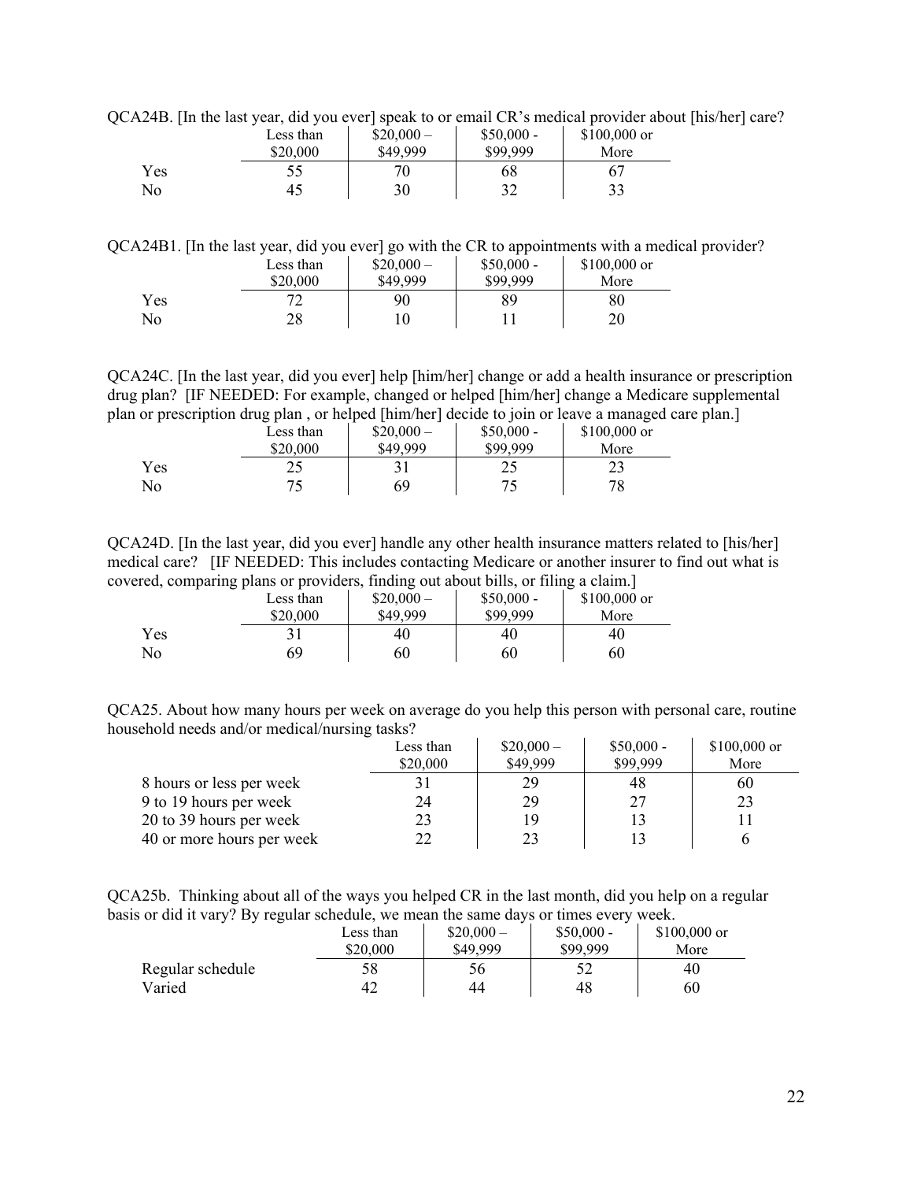QCA24B. [In the last year, did you ever] speak to or email CR's medical provider about [his/her] care?

| | Less than $20,000 | $20,000 – $49,999 | $50,000 - $99,999 | $100,000 or More |
|---|---|---|---|---|
| Yes | 55 | 70 | 68 | 67 |
| No | 45 | 30 | 32 | 33 |

QCA24B1. [In the last year, did you ever] go with the CR to appointments with a medical provider?

| | Less than $20,000 | $20,000 – $49,999 | $50,000 - $99,999 | $100,000 or More |
|---|---|---|---|---|
| Yes | 72 | 90 | 89 | 80 |
| No | 28 | 10 | 11 | 20 |

QCA24C. [In the last year, did you ever] help [him/her] change or add a health insurance or prescription drug plan? [IF NEEDED: For example, changed or helped [him/her] change a Medicare supplemental plan or prescription drug plan , or helped [him/her] decide to join or leave a managed care plan.]

| | Less than $20,000 | $20,000 – $49,999 | $50,000 - $99,999 | $100,000 or More |
|---|---|---|---|---|
| Yes | 25 | 31 | 25 | 23 |
| No | 75 | 69 | 75 | 78 |

QCA24D. [In the last year, did you ever] handle any other health insurance matters related to [his/her] medical care? [IF NEEDED: This includes contacting Medicare or another insurer to find out what is covered, comparing plans or providers, finding out about bills, or filing a claim.]

| | Less than $20,000 | $20,000 – $49,999 | $50,000 - $99,999 | $100,000 or More |
|---|---|---|---|---|
| Yes | 31 | 40 | 40 | 40 |
| No | 69 | 60 | 60 | 60 |

QCA25. About how many hours per week on average do you help this person with personal care, routine household needs and/or medical/nursing tasks?

| | Less than $20,000 | $20,000 – $49,999 | $50,000 - $99,999 | $100,000 or More |
|---|---|---|---|---|
| 8 hours or less per week | 31 | 29 | 48 | 60 |
| 9 to 19 hours per week | 24 | 29 | 27 | 23 |
| 20 to 39 hours per week | 23 | 19 | 13 | 11 |
| 40 or more hours per week | 22 | 23 | 13 | 6 |

QCA25b. Thinking about all of the ways you helped CR in the last month, did you help on a regular basis or did it vary? By regular schedule, we mean the same days or times every week.

| | Less than $20,000 | $20,000 – $49,999 | $50,000 - $99,999 | $100,000 or More |
|---|---|---|---|---|
| Regular schedule | 58 | 56 | 52 | 40 |
| Varied | 42 | 44 | 48 | 60 |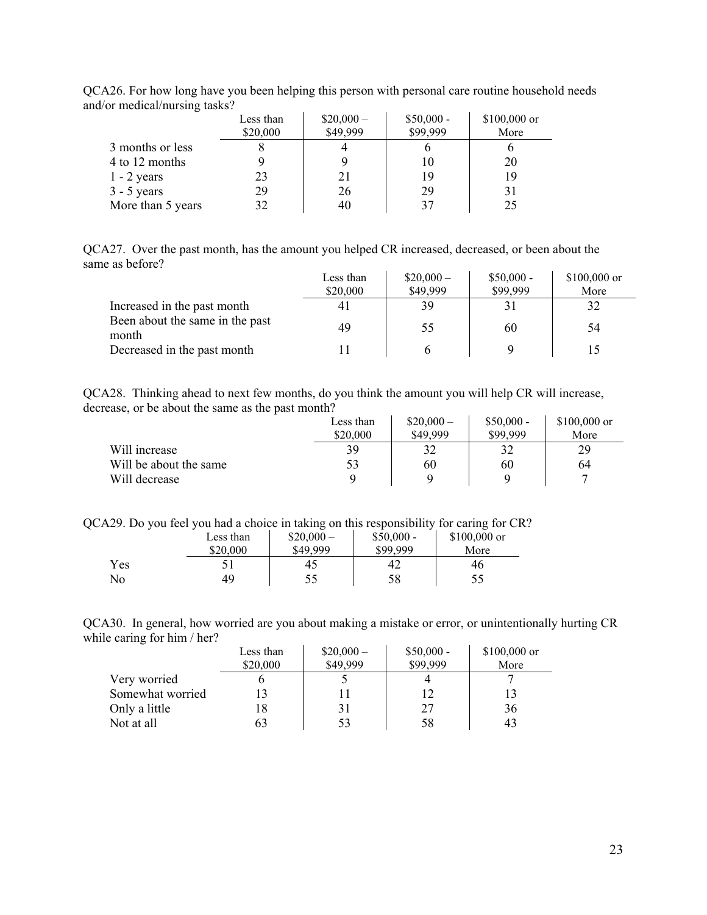QCA26. For how long have you been helping this person with personal care routine household needs and/or medical/nursing tasks?

| | Less than $20,000 | $20,000 – $49,999 | $50,000 - $99,999 | $100,000 or More |
|---|---|---|---|---|
| 3 months or less | 8 | 4 | 6 | 6 |
| 4 to 12 months | 9 | 9 | 10 | 20 |
| 1 - 2 years | 23 | 21 | 19 | 19 |
| 3 - 5 years | 29 | 26 | 29 | 31 |
| More than 5 years | 32 | 40 | 37 | 25 |

QCA27. Over the past month, has the amount you helped CR increased, decreased, or been about the same as before?

| | Less than $20,000 | $20,000 – $49,999 | $50,000 - $99,999 | $100,000 or More |
|---|---|---|---|---|
| Increased in the past month | 41 | 39 | 31 | 32 |
| Been about the same in the past month | 49 | 55 | 60 | 54 |
| Decreased in the past month | 11 | 6 | 9 | 15 |

QCA28. Thinking ahead to next few months, do you think the amount you will help CR will increase, decrease, or be about the same as the past month?

| | Less than $20,000 | $20,000 – $49,999 | $50,000 - $99,999 | $100,000 or More |
|---|---|---|---|---|
| Will increase | 39 | 32 | 32 | 29 |
| Will be about the same | 53 | 60 | 60 | 64 |
| Will decrease | 9 | 9 | 9 | 7 |

QCA29. Do you feel you had a choice in taking on this responsibility for caring for CR?

| | Less than $20,000 | $20,000 – $49,999 | $50,000 - $99,999 | $100,000 or More |
|---|---|---|---|---|
| Yes | 51 | 45 | 42 | 46 |
| No | 49 | 55 | 58 | 55 |

QCA30. In general, how worried are you about making a mistake or error, or unintentionally hurting CR while caring for him / her?

| | Less than $20,000 | $20,000 – $49,999 | $50,000 - $99,999 | $100,000 or More |
|---|---|---|---|---|
| Very worried | 6 | 5 | 4 | 7 |
| Somewhat worried | 13 | 11 | 12 | 13 |
| Only a little | 18 | 31 | 27 | 36 |
| Not at all | 63 | 53 | 58 | 43 |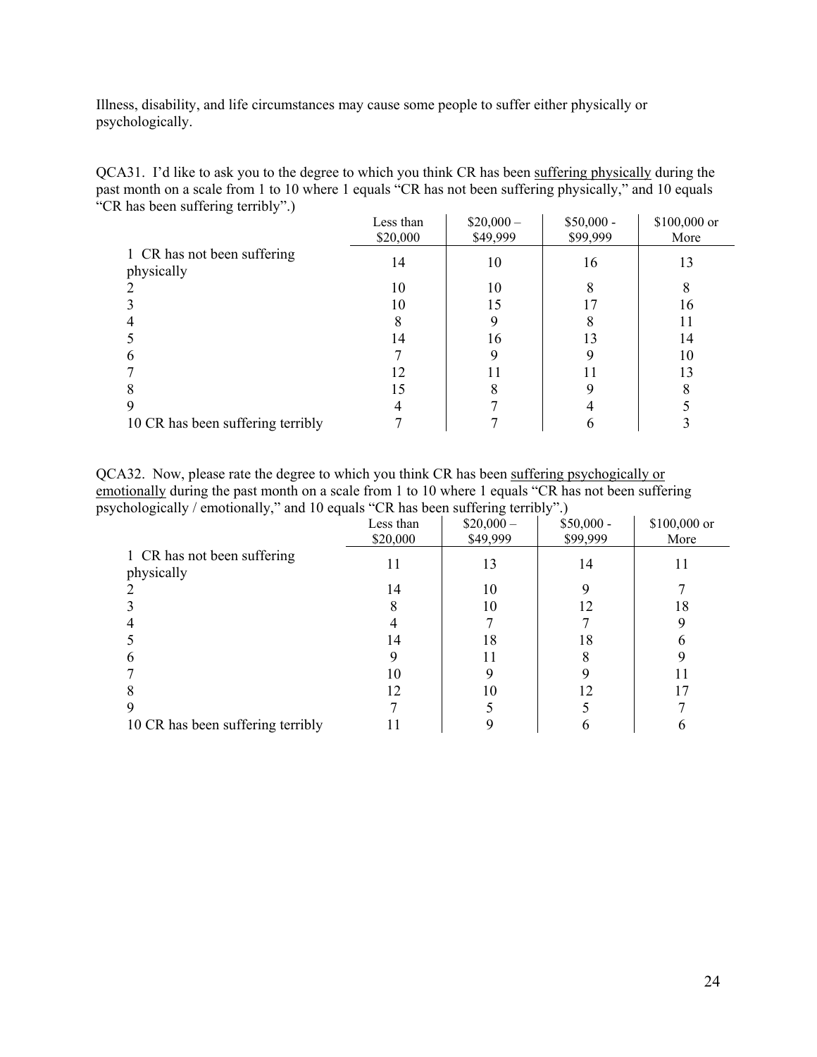Illness, disability, and life circumstances may cause some people to suffer either physically or psychologically.

QCA31. I'd like to ask you to the degree to which you think CR has been <u>suffering physically</u> during the past month on a scale from 1 to 10 where 1 equals "CR has not been suffering physically," and 10 equals "CR has been suffering terribly".)

| | Less than $20,000 | $20,000 – $49,999 | $50,000 - $99,999 | $100,000 or More |
|---|---|---|---|---|
| 1 CR has not been suffering physically | 14 | 10 | 16 | 13 |
| 2 | 10 | 10 | 8 | 8 |
| 3 | 10 | 15 | 17 | 16 |
| 4 | 8 | 9 | 8 | 11 |
| 5 | 14 | 16 | 13 | 14 |
| 6 | 7 | 9 | 9 | 10 |
| 7 | 12 | 11 | 11 | 13 |
| 8 | 15 | 8 | 9 | 8 |
| 9 | 4 | 7 | 4 | 5 |
| 10 CR has been suffering terribly | 7 | 7 | 6 | 3 |

QCA32. Now, please rate the degree to which you think CR has been <u>suffering psychogically or emotionally</u> during the past month on a scale from 1 to 10 where 1 equals "CR has not been suffering psychologically / emotionally," and 10 equals "CR has been suffering terribly".)

| | Less than $20,000 | $20,000 – $49,999 | $50,000 - $99,999 | $100,000 or More |
|---|---|---|---|---|
| 1 CR has not been suffering physically | 11 | 13 | 14 | 11 |
| 2 | 14 | 10 | 9 | 7 |
| 3 | 8 | 10 | 12 | 18 |
| 4 | 4 | 7 | 7 | 9 |
| 5 | 14 | 18 | 18 | 6 |
| 6 | 9 | 11 | 8 | 9 |
| 7 | 10 | 9 | 9 | 11 |
| 8 | 12 | 10 | 12 | 17 |
| 9 | 7 | 5 | 5 | 7 |
| 10 CR has been suffering terribly | 11 | 9 | 6 | 6 |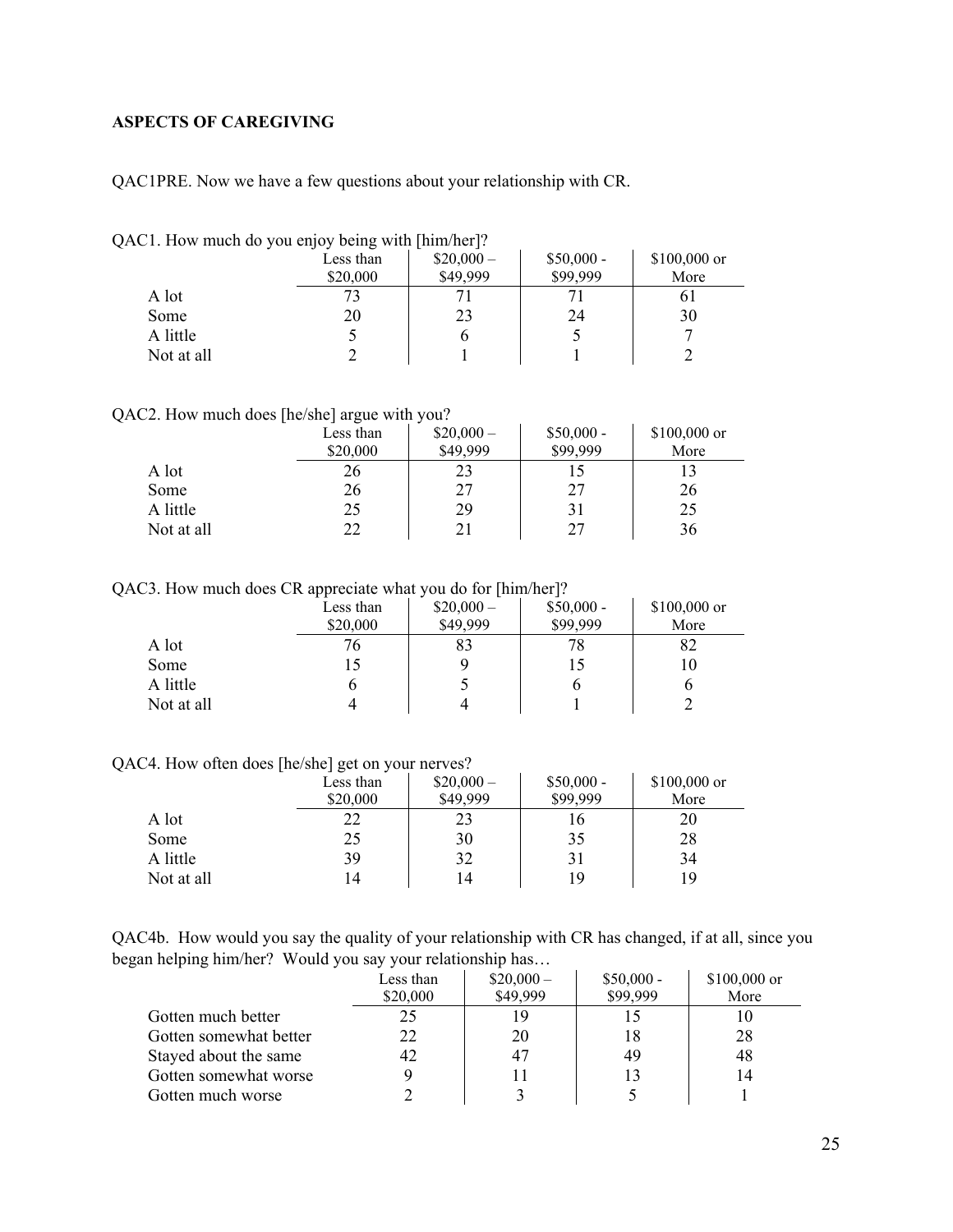**ASPECTS OF CAREGIVING**

QAC1PRE. Now we have a few questions about your relationship with CR.

QAC1. How much do you enjoy being with [him/her]?

| | Less than $20,000 | $20,000 – $49,999 | $50,000 - $99,999 | $100,000 or More |
|---|---|---|---|---|
| A lot | 73 | 71 | 71 | 61 |
| Some | 20 | 23 | 24 | 30 |
| A little | 5 | 6 | 5 | 7 |
| Not at all | 2 | 1 | 1 | 2 |

QAC2. How much does [he/she] argue with you?

| | Less than $20,000 | $20,000 – $49,999 | $50,000 - $99,999 | $100,000 or More |
|---|---|---|---|---|
| A lot | 26 | 23 | 15 | 13 |
| Some | 26 | 27 | 27 | 26 |
| A little | 25 | 29 | 31 | 25 |
| Not at all | 22 | 21 | 27 | 36 |

QAC3. How much does CR appreciate what you do for [him/her]?

| | Less than $20,000 | $20,000 – $49,999 | $50,000 - $99,999 | $100,000 or More |
|---|---|---|---|---|
| A lot | 76 | 83 | 78 | 82 |
| Some | 15 | 9 | 15 | 10 |
| A little | 6 | 5 | 6 | 6 |
| Not at all | 4 | 4 | 1 | 2 |

QAC4. How often does [he/she] get on your nerves?

| | Less than $20,000 | $20,000 – $49,999 | $50,000 - $99,999 | $100,000 or More |
|---|---|---|---|---|
| A lot | 22 | 23 | 16 | 20 |
| Some | 25 | 30 | 35 | 28 |
| A little | 39 | 32 | 31 | 34 |
| Not at all | 14 | 14 | 19 | 19 |

QAC4b. How would you say the quality of your relationship with CR has changed, if at all, since you began helping him/her? Would you say your relationship has…

| | Less than $20,000 | $20,000 – $49,999 | $50,000 - $99,999 | $100,000 or More |
|---|---|---|---|---|
| Gotten much better | 25 | 19 | 15 | 10 |
| Gotten somewhat better | 22 | 20 | 18 | 28 |
| Stayed about the same | 42 | 47 | 49 | 48 |
| Gotten somewhat worse | 9 | 11 | 13 | 14 |
| Gotten much worse | 2 | 3 | 5 | 1 |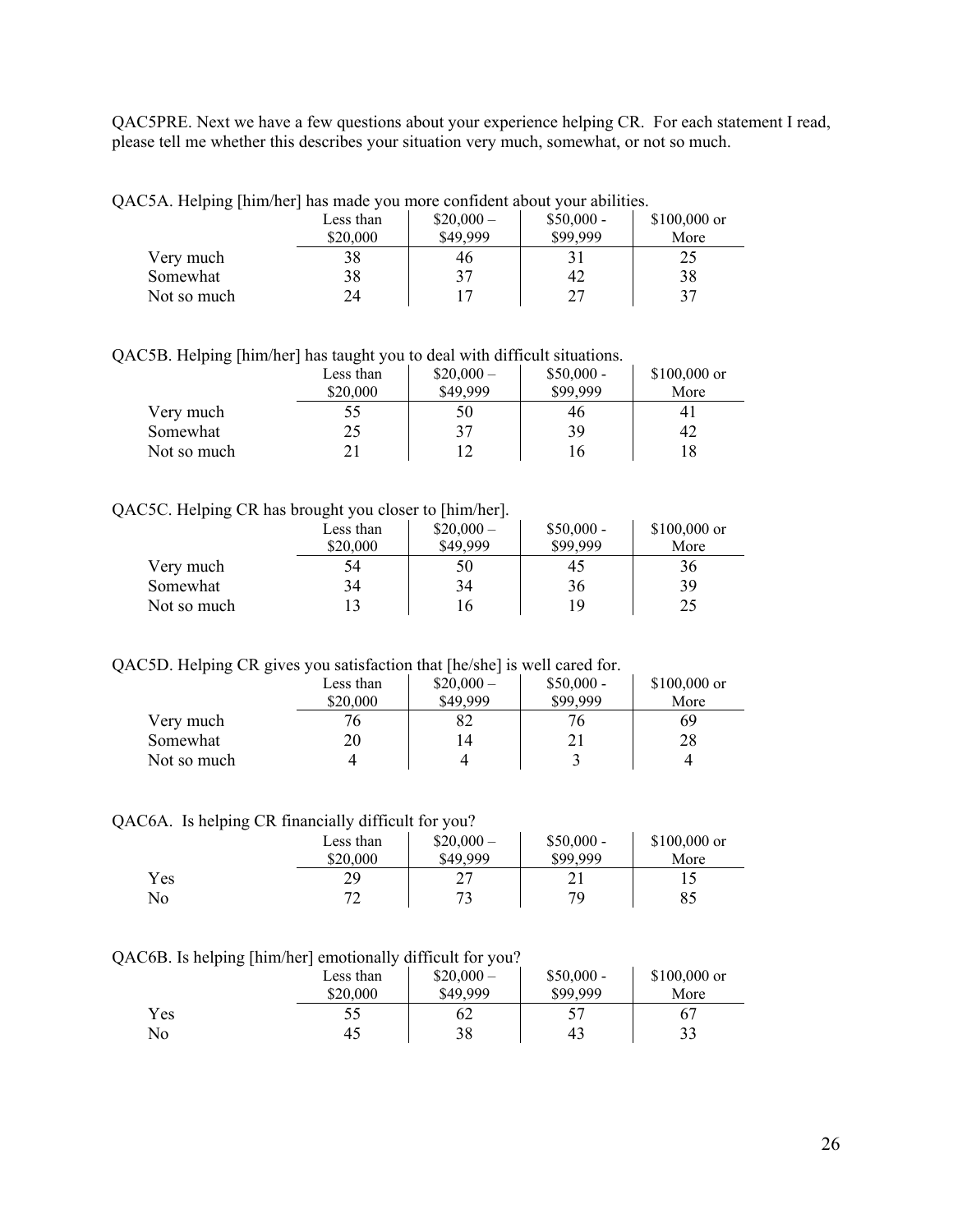QAC5PRE. Next we have a few questions about your experience helping CR. For each statement I read, please tell me whether this describes your situation very much, somewhat, or not so much.

QAC5A. Helping [him/her] has made you more confident about your abilities.

| | Less than $20,000 | $20,000 – $49,999 | $50,000 - $99,999 | $100,000 or More |
|---|---|---|---|---|
| Very much | 38 | 46 | 31 | 25 |
| Somewhat | 38 | 37 | 42 | 38 |
| Not so much | 24 | 17 | 27 | 37 |

QAC5B. Helping [him/her] has taught you to deal with difficult situations.

| | Less than $20,000 | $20,000 – $49,999 | $50,000 - $99,999 | $100,000 or More |
|---|---|---|---|---|
| Very much | 55 | 50 | 46 | 41 |
| Somewhat | 25 | 37 | 39 | 42 |
| Not so much | 21 | 12 | 16 | 18 |

QAC5C. Helping CR has brought you closer to [him/her].

| | Less than $20,000 | $20,000 – $49,999 | $50,000 - $99,999 | $100,000 or More |
|---|---|---|---|---|
| Very much | 54 | 50 | 45 | 36 |
| Somewhat | 34 | 34 | 36 | 39 |
| Not so much | 13 | 16 | 19 | 25 |

QAC5D. Helping CR gives you satisfaction that [he/she] is well cared for.

| | Less than $20,000 | $20,000 – $49,999 | $50,000 - $99,999 | $100,000 or More |
|---|---|---|---|---|
| Very much | 76 | 82 | 76 | 69 |
| Somewhat | 20 | 14 | 21 | 28 |
| Not so much | 4 | 4 | 3 | 4 |

QAC6A. Is helping CR financially difficult for you?

| | Less than $20,000 | $20,000 – $49,999 | $50,000 - $99,999 | $100,000 or More |
|---|---|---|---|---|
| Yes | 29 | 27 | 21 | 15 |
| No | 72 | 73 | 79 | 85 |

QAC6B. Is helping [him/her] emotionally difficult for you?

| | Less than $20,000 | $20,000 – $49,999 | $50,000 - $99,999 | $100,000 or More |
|---|---|---|---|---|
| Yes | 55 | 62 | 57 | 67 |
| No | 45 | 38 | 43 | 33 |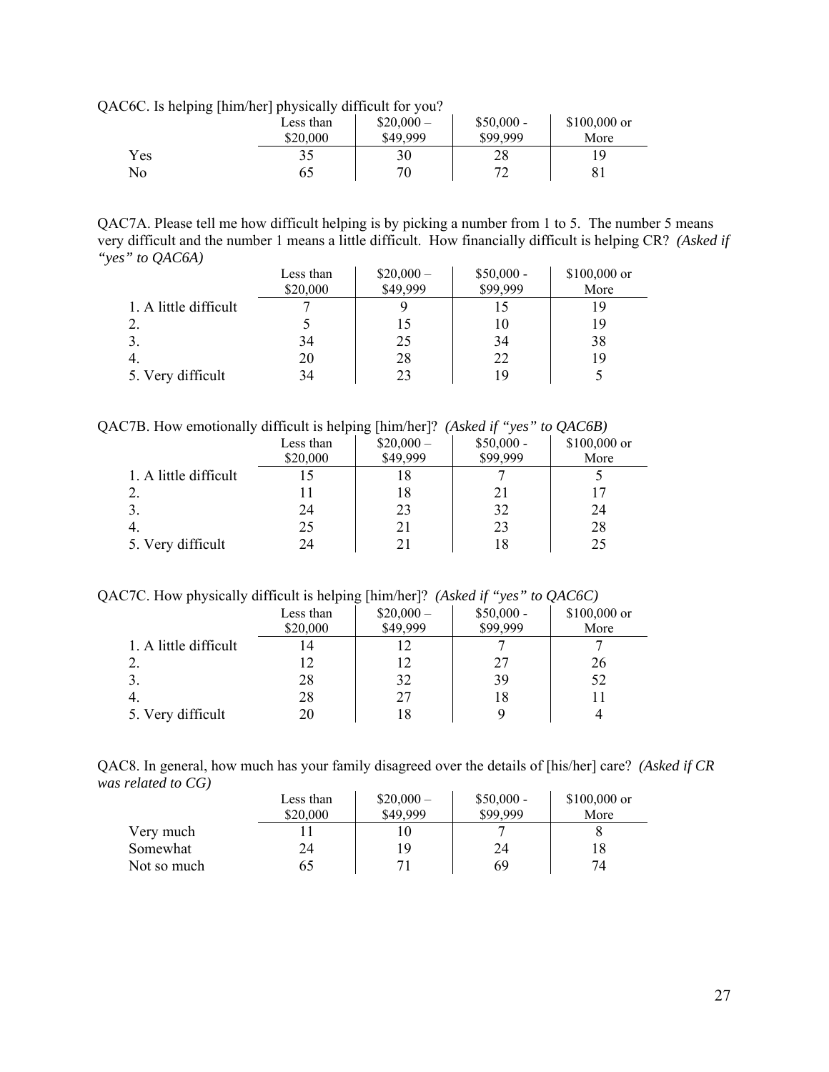QAC6C. Is helping [him/her] physically difficult for you?

| | Less than $20,000 | $20,000 – $49,999 | $50,000 - $99,999 | $100,000 or More |
|---|---|---|---|---|
| Yes | 35 | 30 | 28 | 19 |
| No | 65 | 70 | 72 | 81 |

QAC7A. Please tell me how difficult helping is by picking a number from 1 to 5. The number 5 means very difficult and the number 1 means a little difficult. How financially difficult is helping CR? *(Asked if "yes" to QAC6A)*

| | Less than $20,000 | $20,000 – $49,999 | $50,000 - $99,999 | $100,000 or More |
|---|---|---|---|---|
| 1. A little difficult | 7 | 9 | 15 | 19 |
| 2. | 5 | 15 | 10 | 19 |
| 3. | 34 | 25 | 34 | 38 |
| 4. | 20 | 28 | 22 | 19 |
| 5. Very difficult | 34 | 23 | 19 | 5 |

QAC7B. How emotionally difficult is helping [him/her]? *(Asked if "yes" to QAC6B)*

| | Less than $20,000 | $20,000 – $49,999 | $50,000 - $99,999 | $100,000 or More |
|---|---|---|---|---|
| 1. A little difficult | 15 | 18 | 7 | 5 |
| 2. | 11 | 18 | 21 | 17 |
| 3. | 24 | 23 | 32 | 24 |
| 4. | 25 | 21 | 23 | 28 |
| 5. Very difficult | 24 | 21 | 18 | 25 |

QAC7C. How physically difficult is helping [him/her]? *(Asked if "yes" to QAC6C)*

| | Less than $20,000 | $20,000 – $49,999 | $50,000 - $99,999 | $100,000 or More |
|---|---|---|---|---|
| 1. A little difficult | 14 | 12 | 7 | 7 |
| 2. | 12 | 12 | 27 | 26 |
| 3. | 28 | 32 | 39 | 52 |
| 4. | 28 | 27 | 18 | 11 |
| 5. Very difficult | 20 | 18 | 9 | 4 |

QAC8. In general, how much has your family disagreed over the details of [his/her] care? *(Asked if CR was related to CG)*

| | Less than $20,000 | $20,000 – $49,999 | $50,000 - $99,999 | $100,000 or More |
|---|---|---|---|---|
| Very much | 11 | 10 | 7 | 8 |
| Somewhat | 24 | 19 | 24 | 18 |
| Not so much | 65 | 71 | 69 | 74 |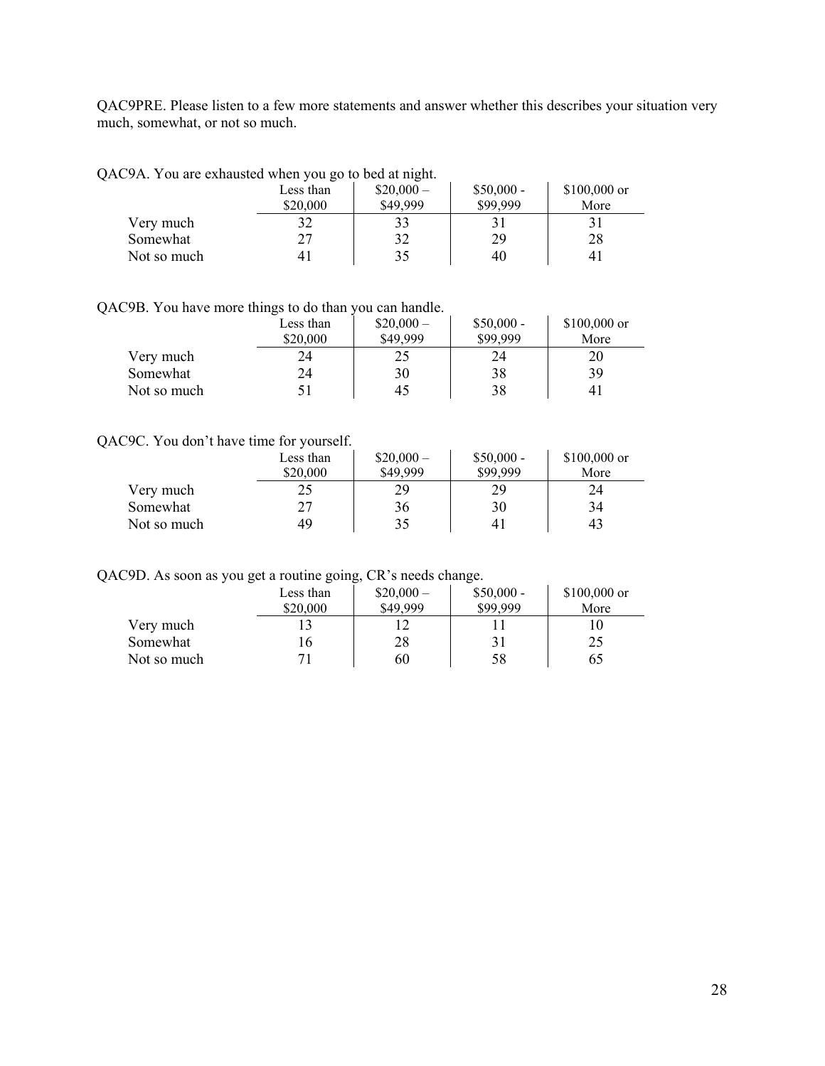QAC9PRE. Please listen to a few more statements and answer whether this describes your situation very much, somewhat, or not so much.

QAC9A. You are exhausted when you go to bed at night.

| | Less than $20,000 | $20,000 – $49,999 | $50,000 - $99,999 | $100,000 or More |
|---|---|---|---|---|
| Very much | 32 | 33 | 31 | 31 |
| Somewhat | 27 | 32 | 29 | 28 |
| Not so much | 41 | 35 | 40 | 41 |

QAC9B. You have more things to do than you can handle.

| | Less than $20,000 | $20,000 – $49,999 | $50,000 - $99,999 | $100,000 or More |
|---|---|---|---|---|
| Very much | 24 | 25 | 24 | 20 |
| Somewhat | 24 | 30 | 38 | 39 |
| Not so much | 51 | 45 | 38 | 41 |

QAC9C. You don't have time for yourself.

| | Less than $20,000 | $20,000 – $49,999 | $50,000 - $99,999 | $100,000 or More |
|---|---|---|---|---|
| Very much | 25 | 29 | 29 | 24 |
| Somewhat | 27 | 36 | 30 | 34 |
| Not so much | 49 | 35 | 41 | 43 |

QAC9D. As soon as you get a routine going, CR's needs change.

| | Less than $20,000 | $20,000 – $49,999 | $50,000 - $99,999 | $100,000 or More |
|---|---|---|---|---|
| Very much | 13 | 12 | 11 | 10 |
| Somewhat | 16 | 28 | 31 | 25 |
| Not so much | 71 | 60 | 58 | 65 |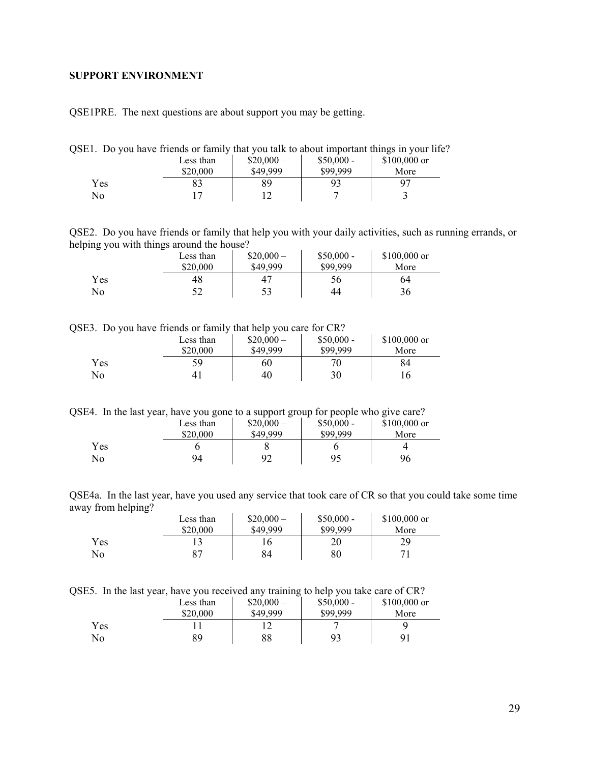**SUPPORT ENVIRONMENT**

QSE1PRE. The next questions are about support you may be getting.

QSE1. Do you have friends or family that you talk to about important things in your life?

| | Less than $20,000 | $20,000 – $49,999 | $50,000 - $99,999 | $100,000 or More |
|---|---|---|---|---|
| Yes | 83 | 89 | 93 | 97 |
| No | 17 | 12 | 7 | 3 |

QSE2. Do you have friends or family that help you with your daily activities, such as running errands, or helping you with things around the house?

| | Less than $20,000 | $20,000 – $49,999 | $50,000 - $99,999 | $100,000 or More |
|---|---|---|---|---|
| Yes | 48 | 47 | 56 | 64 |
| No | 52 | 53 | 44 | 36 |

QSE3. Do you have friends or family that help you care for CR?

| | Less than $20,000 | $20,000 – $49,999 | $50,000 - $99,999 | $100,000 or More |
|---|---|---|---|---|
| Yes | 59 | 60 | 70 | 84 |
| No | 41 | 40 | 30 | 16 |

QSE4. In the last year, have you gone to a support group for people who give care?

| | Less than $20,000 | $20,000 – $49,999 | $50,000 - $99,999 | $100,000 or More |
|---|---|---|---|---|
| Yes | 6 | 8 | 6 | 4 |
| No | 94 | 92 | 95 | 96 |

QSE4a. In the last year, have you used any service that took care of CR so that you could take some time away from helping?

| | Less than $20,000 | $20,000 – $49,999 | $50,000 - $99,999 | $100,000 or More |
|---|---|---|---|---|
| Yes | 13 | 16 | 20 | 29 |
| No | 87 | 84 | 80 | 71 |

QSE5. In the last year, have you received any training to help you take care of CR?

| | Less than $20,000 | $20,000 – $49,999 | $50,000 - $99,999 | $100,000 or More |
|---|---|---|---|---|
| Yes | 11 | 12 | 7 | 9 |
| No | 89 | 88 | 93 | 91 |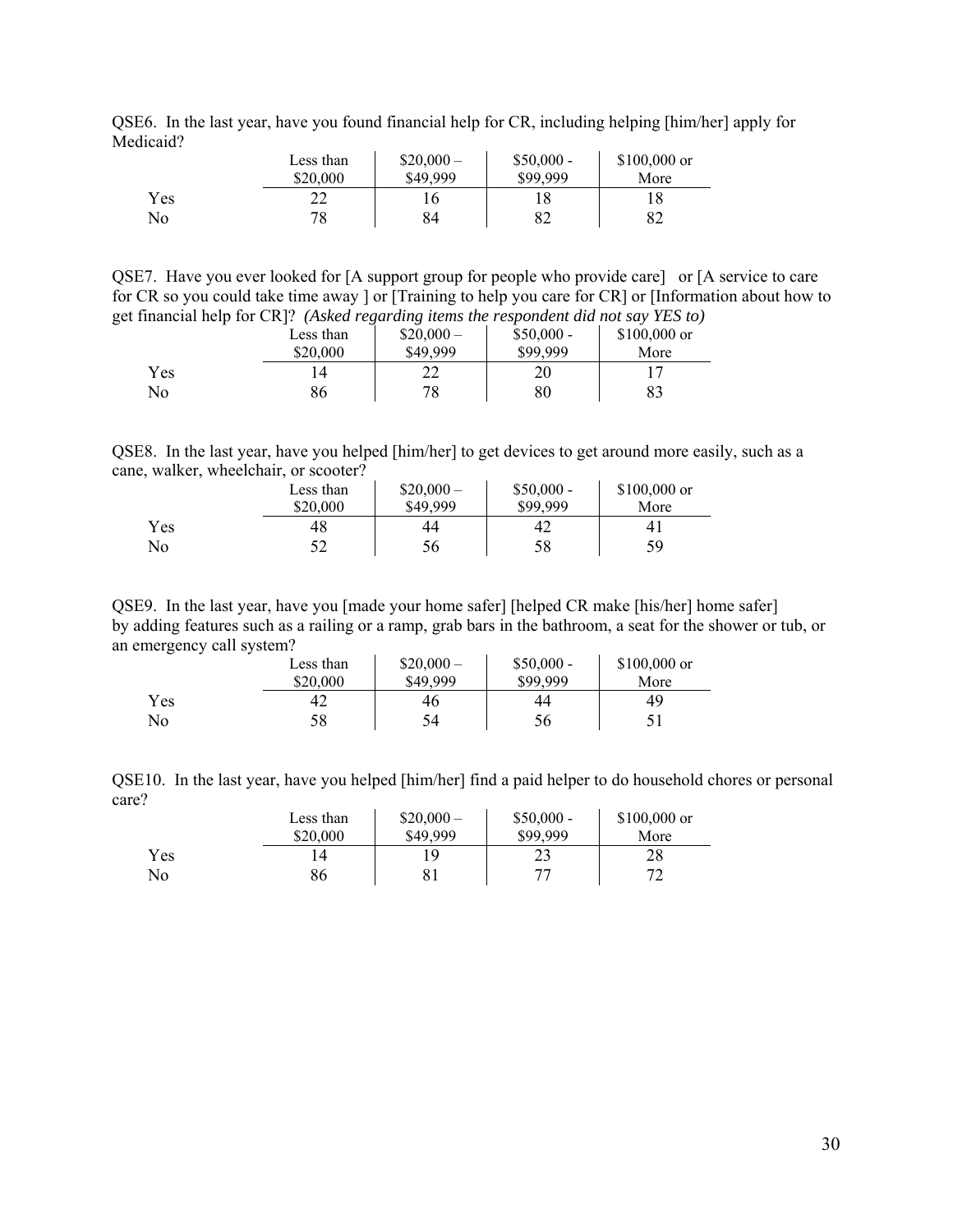QSE6. In the last year, have you found financial help for CR, including helping [him/her] apply for Medicaid?

| | Less than $20,000 | $20,000 – $49,999 | $50,000 - $99,999 | $100,000 or More |
|---|---|---|---|---|
| Yes | 22 | 16 | 18 | 18 |
| No | 78 | 84 | 82 | 82 |

QSE7. Have you ever looked for [A support group for people who provide care] or [A service to care for CR so you could take time away ] or [Training to help you care for CR] or [Information about how to get financial help for CR]? *(Asked regarding items the respondent did not say YES to)*

| | Less than $20,000 | $20,000 – $49,999 | $50,000 - $99,999 | $100,000 or More |
|---|---|---|---|---|
| Yes | 14 | 22 | 20 | 17 |
| No | 86 | 78 | 80 | 83 |

QSE8. In the last year, have you helped [him/her] to get devices to get around more easily, such as a cane, walker, wheelchair, or scooter?

| | Less than $20,000 | $20,000 – $49,999 | $50,000 - $99,999 | $100,000 or More |
|---|---|---|---|---|
| Yes | 48 | 44 | 42 | 41 |
| No | 52 | 56 | 58 | 59 |

QSE9. In the last year, have you [made your home safer] [helped CR make [his/her] home safer] by adding features such as a railing or a ramp, grab bars in the bathroom, a seat for the shower or tub, or an emergency call system?

| | Less than $20,000 | $20,000 – $49,999 | $50,000 - $99,999 | $100,000 or More |
|---|---|---|---|---|
| Yes | 42 | 46 | 44 | 49 |
| No | 58 | 54 | 56 | 51 |

QSE10. In the last year, have you helped [him/her] find a paid helper to do household chores or personal care?

| | Less than $20,000 | $20,000 – $49,999 | $50,000 - $99,999 | $100,000 or More |
|---|---|---|---|---|
| Yes | 14 | 19 | 23 | 28 |
| No | 86 | 81 | 77 | 72 |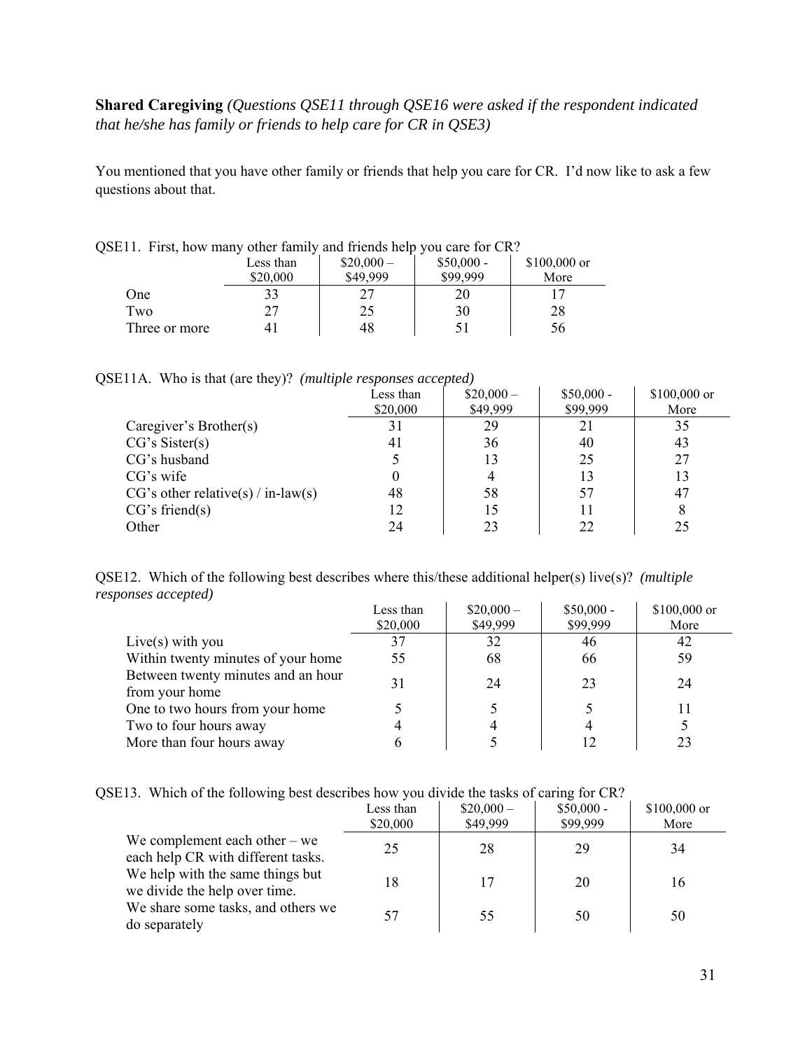**Shared Caregiving** *(Questions QSE11 through QSE16 were asked if the respondent indicated that he/she has family or friends to help care for CR in QSE3)*

You mentioned that you have other family or friends that help you care for CR. I'd now like to ask a few questions about that.

QSE11. First, how many other family and friends help you care for CR?

| | Less than $20,000 | $20,000 – $49,999 | $50,000 - $99,999 | $100,000 or More |
|---|---|---|---|---|
| One | 33 | 27 | 20 | 17 |
| Two | 27 | 25 | 30 | 28 |
| Three or more | 41 | 48 | 51 | 56 |

QSE11A. Who is that (are they)? *(multiple responses accepted)*

| | Less than $20,000 | $20,000 – $49,999 | $50,000 - $99,999 | $100,000 or More |
|---|---|---|---|---|
| Caregiver's Brother(s) | 31 | 29 | 21 | 35 |
| CG's Sister(s) | 41 | 36 | 40 | 43 |
| CG's husband | 5 | 13 | 25 | 27 |
| CG's wife | 0 | 4 | 13 | 13 |
| CG's other relative(s) / in-law(s) | 48 | 58 | 57 | 47 |
| CG's friend(s) | 12 | 15 | 11 | 8 |
| Other | 24 | 23 | 22 | 25 |

QSE12. Which of the following best describes where this/these additional helper(s) live(s)? *(multiple responses accepted)*

| | Less than $20,000 | $20,000 – $49,999 | $50,000 - $99,999 | $100,000 or More |
|---|---|---|---|---|
| Live(s) with you | 37 | 32 | 46 | 42 |
| Within twenty minutes of your home | 55 | 68 | 66 | 59 |
| Between twenty minutes and an hour from your home | 31 | 24 | 23 | 24 |
| One to two hours from your home | 5 | 5 | 5 | 11 |
| Two to four hours away | 4 | 4 | 4 | 5 |
| More than four hours away | 6 | 5 | 12 | 23 |

QSE13. Which of the following best describes how you divide the tasks of caring for CR?

| | Less than $20,000 | $20,000 – $49,999 | $50,000 - $99,999 | $100,000 or More |
|---|---|---|---|---|
| We complement each other – we each help CR with different tasks. | 25 | 28 | 29 | 34 |
| We help with the same things but we divide the help over time. | 18 | 17 | 20 | 16 |
| We share some tasks, and others we do separately | 57 | 55 | 50 | 50 |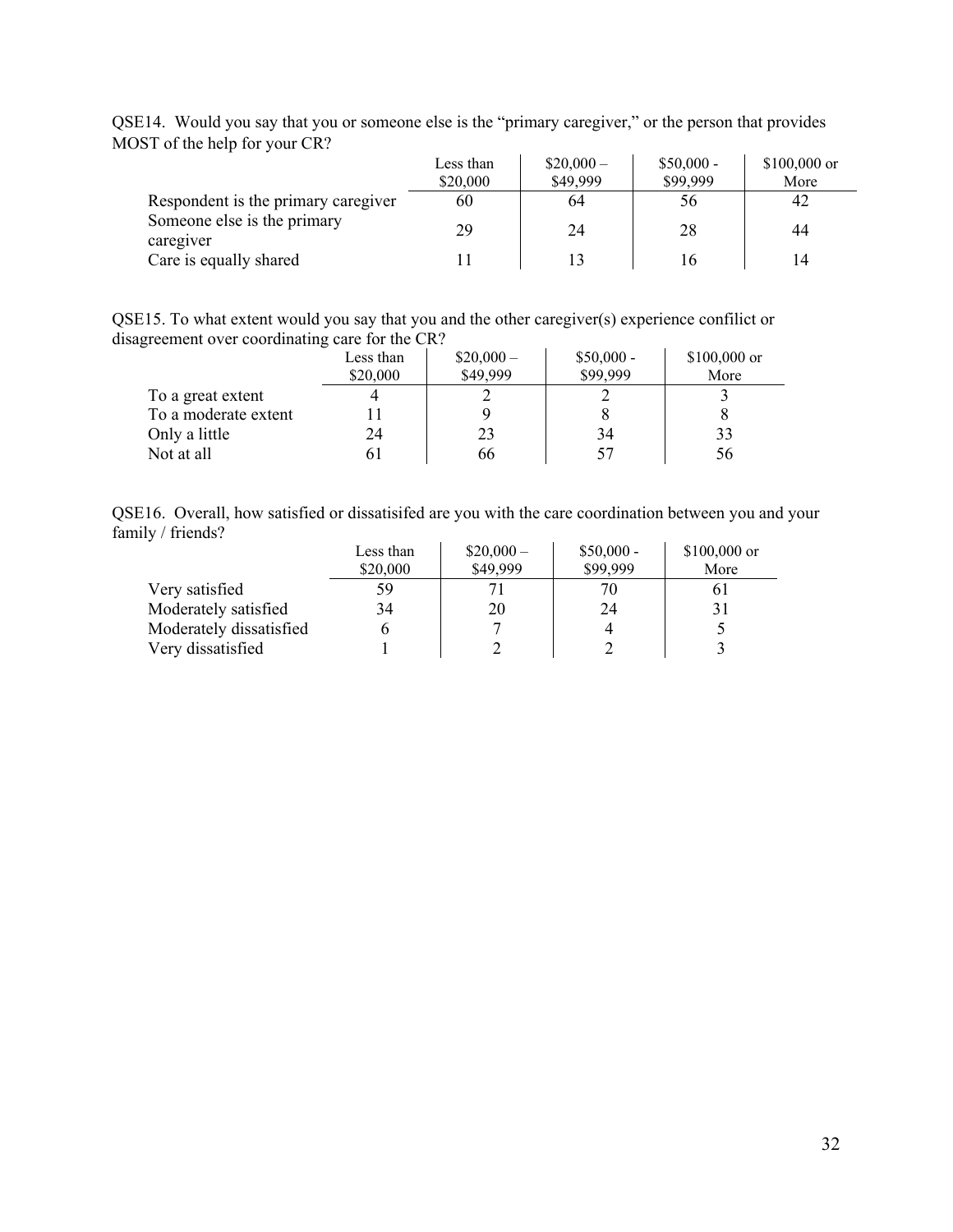QSE14. Would you say that you or someone else is the "primary caregiver," or the person that provides MOST of the help for your CR?

| | Less than $20,000 | $20,000 – $49,999 | $50,000 - $99,999 | $100,000 or More |
|---|---|---|---|---|
| Respondent is the primary caregiver | 60 | 64 | 56 | 42 |
| Someone else is the primary caregiver | 29 | 24 | 28 | 44 |
| Care is equally shared | 11 | 13 | 16 | 14 |

QSE15. To what extent would you say that you and the other caregiver(s) experience confilict or disagreement over coordinating care for the CR?

| | Less than $20,000 | $20,000 – $49,999 | $50,000 - $99,999 | $100,000 or More |
|---|---|---|---|---|
| To a great extent | 4 | 2 | 2 | 3 |
| To a moderate extent | 11 | 9 | 8 | 8 |
| Only a little | 24 | 23 | 34 | 33 |
| Not at all | 61 | 66 | 57 | 56 |

QSE16. Overall, how satisfied or dissatisifed are you with the care coordination between you and your family / friends?

| | Less than $20,000 | $20,000 – $49,999 | $50,000 - $99,999 | $100,000 or More |
|---|---|---|---|---|
| Very satisfied | 59 | 71 | 70 | 61 |
| Moderately satisfied | 34 | 20 | 24 | 31 |
| Moderately dissatisfied | 6 | 7 | 4 | 5 |
| Very dissatisfied | 1 | 2 | 2 | 3 |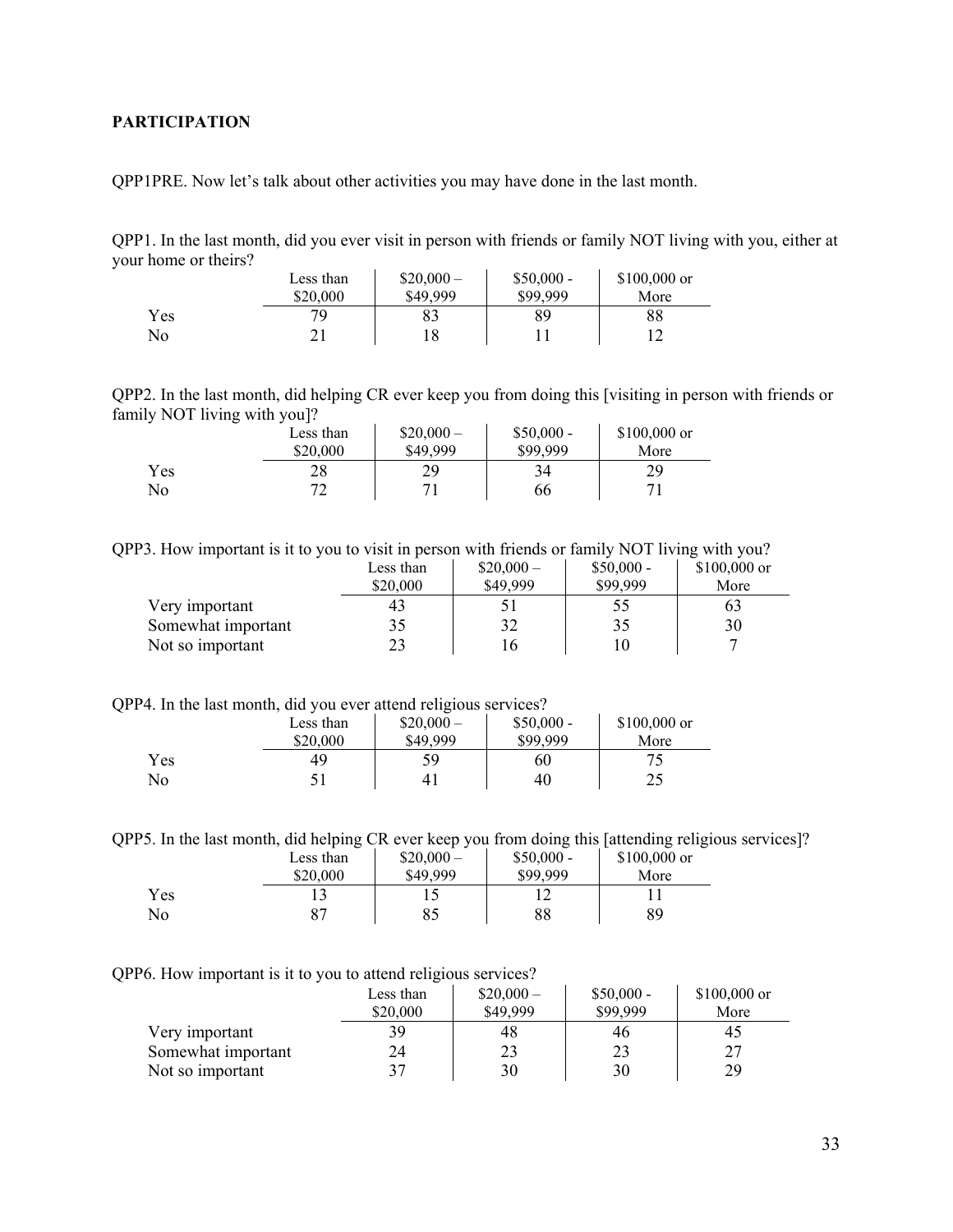**PARTICIPATION**

QPP1PRE. Now let's talk about other activities you may have done in the last month.

QPP1. In the last month, did you ever visit in person with friends or family NOT living with you, either at your home or theirs?

| | Less than $20,000 | $20,000 – $49,999 | $50,000 - $99,999 | $100,000 or More |
|---|---|---|---|---|
| Yes | 79 | 83 | 89 | 88 |
| No | 21 | 18 | 11 | 12 |

QPP2. In the last month, did helping CR ever keep you from doing this [visiting in person with friends or family NOT living with you]?

| | Less than $20,000 | $20,000 – $49,999 | $50,000 - $99,999 | $100,000 or More |
|---|---|---|---|---|
| Yes | 28 | 29 | 34 | 29 |
| No | 72 | 71 | 66 | 71 |

QPP3. How important is it to you to visit in person with friends or family NOT living with you?

| | Less than $20,000 | $20,000 – $49,999 | $50,000 - $99,999 | $100,000 or More |
|---|---|---|---|---|
| Very important | 43 | 51 | 55 | 63 |
| Somewhat important | 35 | 32 | 35 | 30 |
| Not so important | 23 | 16 | 10 | 7 |

QPP4. In the last month, did you ever attend religious services?

| | Less than $20,000 | $20,000 – $49,999 | $50,000 - $99,999 | $100,000 or More |
|---|---|---|---|---|
| Yes | 49 | 59 | 60 | 75 |
| No | 51 | 41 | 40 | 25 |

QPP5. In the last month, did helping CR ever keep you from doing this [attending religious services]?

| | Less than $20,000 | $20,000 – $49,999 | $50,000 - $99,999 | $100,000 or More |
|---|---|---|---|---|
| Yes | 13 | 15 | 12 | 11 |
| No | 87 | 85 | 88 | 89 |

QPP6. How important is it to you to attend religious services?

| | Less than $20,000 | $20,000 – $49,999 | $50,000 - $99,999 | $100,000 or More |
|---|---|---|---|---|
| Very important | 39 | 48 | 46 | 45 |
| Somewhat important | 24 | 23 | 23 | 27 |
| Not so important | 37 | 30 | 30 | 29 |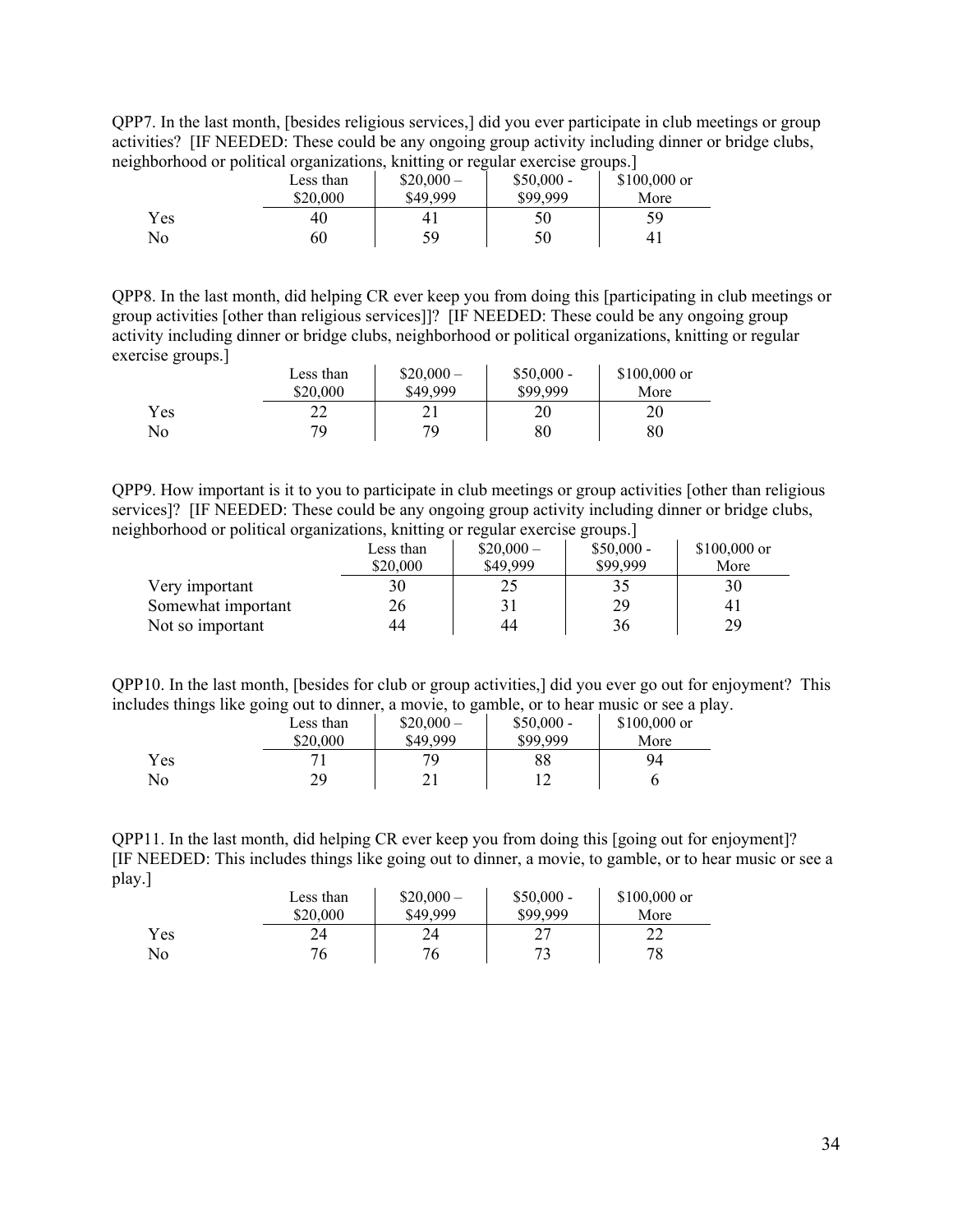QPP7. In the last month, [besides religious services,] did you ever participate in club meetings or group activities? [IF NEEDED: These could be any ongoing group activity including dinner or bridge clubs, neighborhood or political organizations, knitting or regular exercise groups.]

| | Less than $20,000 | $20,000 – $49,999 | $50,000 - $99,999 | $100,000 or More |
|---|---|---|---|---|
| Yes | 40 | 41 | 50 | 59 |
| No | 60 | 59 | 50 | 41 |

QPP8. In the last month, did helping CR ever keep you from doing this [participating in club meetings or group activities [other than religious services]]? [IF NEEDED: These could be any ongoing group activity including dinner or bridge clubs, neighborhood or political organizations, knitting or regular exercise groups.]

| | Less than $20,000 | $20,000 – $49,999 | $50,000 - $99,999 | $100,000 or More |
|---|---|---|---|---|
| Yes | 22 | 21 | 20 | 20 |
| No | 79 | 79 | 80 | 80 |

QPP9. How important is it to you to participate in club meetings or group activities [other than religious services]? [IF NEEDED: These could be any ongoing group activity including dinner or bridge clubs, neighborhood or political organizations, knitting or regular exercise groups.]

| | Less than $20,000 | $20,000 – $49,999 | $50,000 - $99,999 | $100,000 or More |
|---|---|---|---|---|
| Very important | 30 | 25 | 35 | 30 |
| Somewhat important | 26 | 31 | 29 | 41 |
| Not so important | 44 | 44 | 36 | 29 |

QPP10. In the last month, [besides for club or group activities,] did you ever go out for enjoyment? This includes things like going out to dinner, a movie, to gamble, or to hear music or see a play.

| | Less than $20,000 | $20,000 – $49,999 | $50,000 - $99,999 | $100,000 or More |
|---|---|---|---|---|
| Yes | 71 | 79 | 88 | 94 |
| No | 29 | 21 | 12 | 6 |

QPP11. In the last month, did helping CR ever keep you from doing this [going out for enjoyment]? [IF NEEDED: This includes things like going out to dinner, a movie, to gamble, or to hear music or see a play.]

| | Less than $20,000 | $20,000 – $49,999 | $50,000 - $99,999 | $100,000 or More |
|---|---|---|---|---|
| Yes | 24 | 24 | 27 | 22 |
| No | 76 | 76 | 73 | 78 |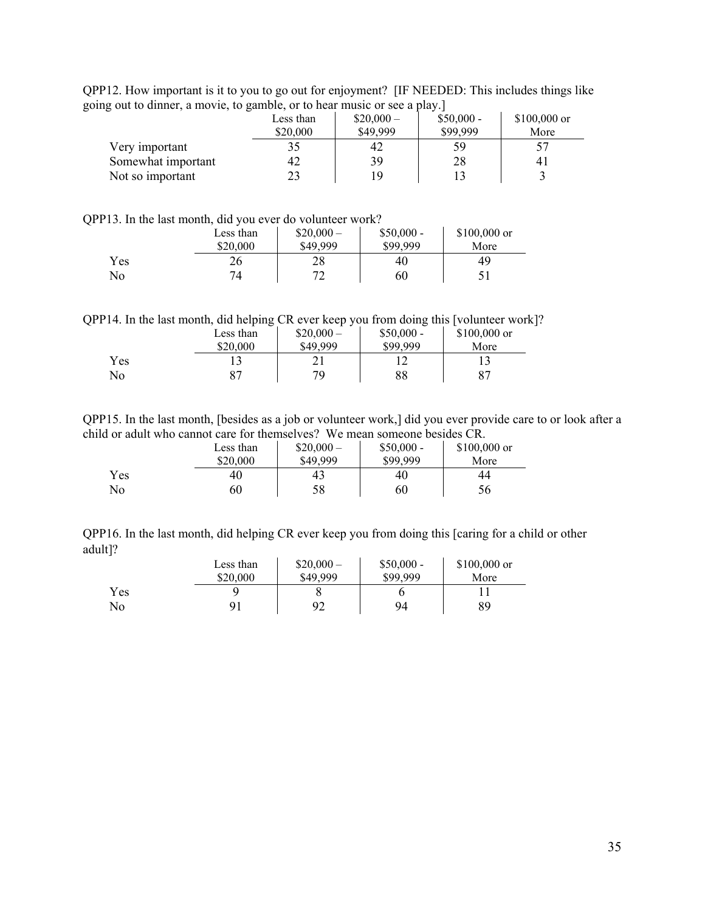QPP12. How important is it to you to go out for enjoyment? [IF NEEDED: This includes things like going out to dinner, a movie, to gamble, or to hear music or see a play.]

| | Less than $20,000 | $20,000 – $49,999 | $50,000 - $99,999 | $100,000 or More |
|---|---|---|---|---|
| Very important | 35 | 42 | 59 | 57 |
| Somewhat important | 42 | 39 | 28 | 41 |
| Not so important | 23 | 19 | 13 | 3 |

QPP13. In the last month, did you ever do volunteer work?

| | Less than $20,000 | $20,000 – $49,999 | $50,000 - $99,999 | $100,000 or More |
|---|---|---|---|---|
| Yes | 26 | 28 | 40 | 49 |
| No | 74 | 72 | 60 | 51 |

QPP14. In the last month, did helping CR ever keep you from doing this [volunteer work]?

| | Less than $20,000 | $20,000 – $49,999 | $50,000 - $99,999 | $100,000 or More |
|---|---|---|---|---|
| Yes | 13 | 21 | 12 | 13 |
| No | 87 | 79 | 88 | 87 |

QPP15. In the last month, [besides as a job or volunteer work,] did you ever provide care to or look after a child or adult who cannot care for themselves? We mean someone besides CR.

| | Less than $20,000 | $20,000 – $49,999 | $50,000 - $99,999 | $100,000 or More |
|---|---|---|---|---|
| Yes | 40 | 43 | 40 | 44 |
| No | 60 | 58 | 60 | 56 |

QPP16. In the last month, did helping CR ever keep you from doing this [caring for a child or other adult]?

| | Less than $20,000 | $20,000 – $49,999 | $50,000 - $99,999 | $100,000 or More |
|---|---|---|---|---|
| Yes | 9 | 8 | 6 | 11 |
| No | 91 | 92 | 94 | 89 |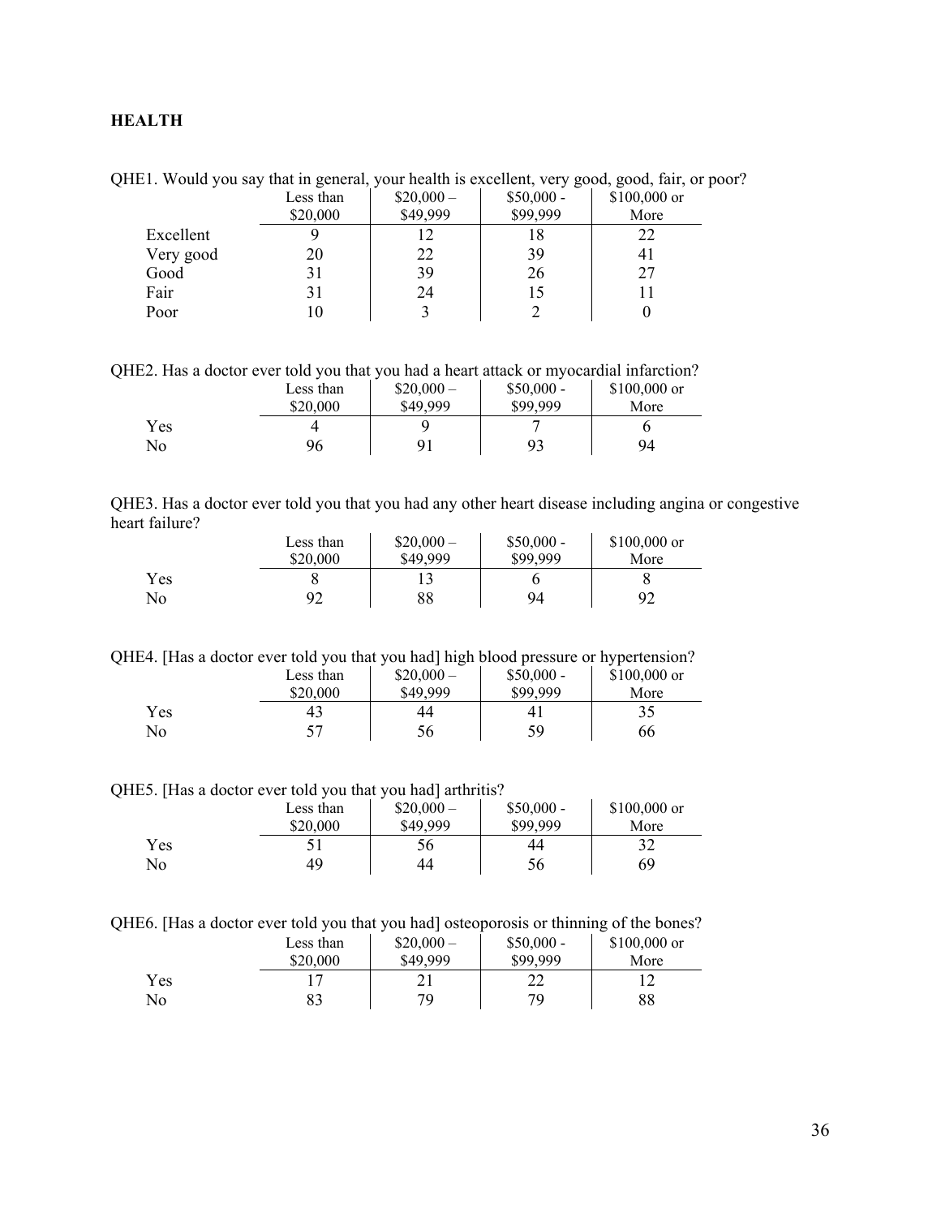## HEALTH

QHE1. Would you say that in general, your health is excellent, very good, good, fair, or poor?

| | Less than $20,000 | $20,000 – $49,999 | $50,000 - $99,999 | $100,000 or More |
|---|---|---|---|---|
| Excellent | 9 | 12 | 18 | 22 |
| Very good | 20 | 22 | 39 | 41 |
| Good | 31 | 39 | 26 | 27 |
| Fair | 31 | 24 | 15 | 11 |
| Poor | 10 | 3 | 2 | 0 |

QHE2. Has a doctor ever told you that you had a heart attack or myocardial infarction?

| | Less than $20,000 | $20,000 – $49,999 | $50,000 - $99,999 | $100,000 or More |
|---|---|---|---|---|
| Yes | 4 | 9 | 7 | 6 |
| No | 96 | 91 | 93 | 94 |

QHE3. Has a doctor ever told you that you had any other heart disease including angina or congestive heart failure?

| | Less than $20,000 | $20,000 – $49,999 | $50,000 - $99,999 | $100,000 or More |
|---|---|---|---|---|
| Yes | 8 | 13 | 6 | 8 |
| No | 92 | 88 | 94 | 92 |

QHE4. [Has a doctor ever told you that you had] high blood pressure or hypertension?

| | Less than $20,000 | $20,000 – $49,999 | $50,000 - $99,999 | $100,000 or More |
|---|---|---|---|---|
| Yes | 43 | 44 | 41 | 35 |
| No | 57 | 56 | 59 | 66 |

QHE5. [Has a doctor ever told you that you had] arthritis?

| | Less than $20,000 | $20,000 – $49,999 | $50,000 - $99,999 | $100,000 or More |
|---|---|---|---|---|
| Yes | 51 | 56 | 44 | 32 |
| No | 49 | 44 | 56 | 69 |

QHE6. [Has a doctor ever told you that you had] osteoporosis or thinning of the bones?

| | Less than $20,000 | $20,000 – $49,999 | $50,000 - $99,999 | $100,000 or More |
|---|---|---|---|---|
| Yes | 17 | 21 | 22 | 12 |
| No | 83 | 79 | 79 | 88 |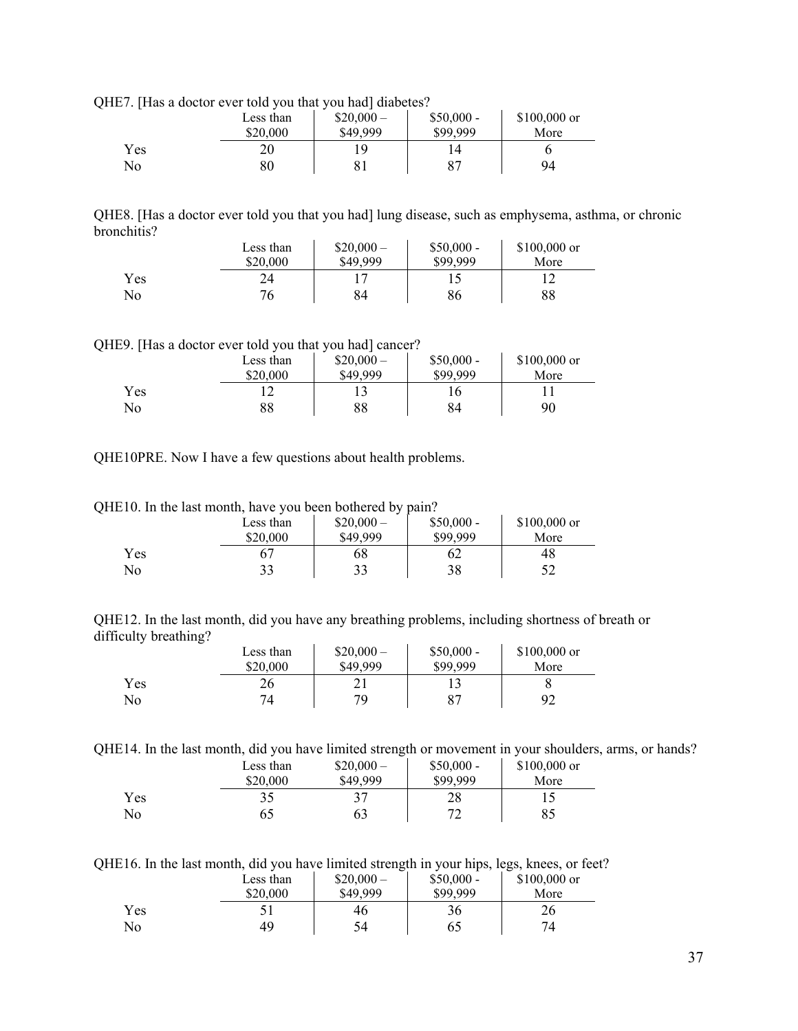QHE7. [Has a doctor ever told you that you had] diabetes?

| | Less than $20,000 | $20,000 – $49,999 | $50,000 - $99,999 | $100,000 or More |
|---|---|---|---|---|
| Yes | 20 | 19 | 14 | 6 |
| No | 80 | 81 | 87 | 94 |

QHE8. [Has a doctor ever told you that you had] lung disease, such as emphysema, asthma, or chronic bronchitis?

| | Less than $20,000 | $20,000 – $49,999 | $50,000 - $99,999 | $100,000 or More |
|---|---|---|---|---|
| Yes | 24 | 17 | 15 | 12 |
| No | 76 | 84 | 86 | 88 |

QHE9. [Has a doctor ever told you that you had] cancer?

| | Less than $20,000 | $20,000 – $49,999 | $50,000 - $99,999 | $100,000 or More |
|---|---|---|---|---|
| Yes | 12 | 13 | 16 | 11 |
| No | 88 | 88 | 84 | 90 |

QHE10PRE. Now I have a few questions about health problems.

QHE10. In the last month, have you been bothered by pain?

| | Less than $20,000 | $20,000 – $49,999 | $50,000 - $99,999 | $100,000 or More |
|---|---|---|---|---|
| Yes | 67 | 68 | 62 | 48 |
| No | 33 | 33 | 38 | 52 |

QHE12. In the last month, did you have any breathing problems, including shortness of breath or difficulty breathing?

| | Less than $20,000 | $20,000 – $49,999 | $50,000 - $99,999 | $100,000 or More |
|---|---|---|---|---|
| Yes | 26 | 21 | 13 | 8 |
| No | 74 | 79 | 87 | 92 |

QHE14. In the last month, did you have limited strength or movement in your shoulders, arms, or hands?

| | Less than $20,000 | $20,000 – $49,999 | $50,000 - $99,999 | $100,000 or More |
|---|---|---|---|---|
| Yes | 35 | 37 | 28 | 15 |
| No | 65 | 63 | 72 | 85 |

QHE16. In the last month, did you have limited strength in your hips, legs, knees, or feet?

| | Less than $20,000 | $20,000 – $49,999 | $50,000 - $99,999 | $100,000 or More |
|---|---|---|---|---|
| Yes | 51 | 46 | 36 | 26 |
| No | 49 | 54 | 65 | 74 |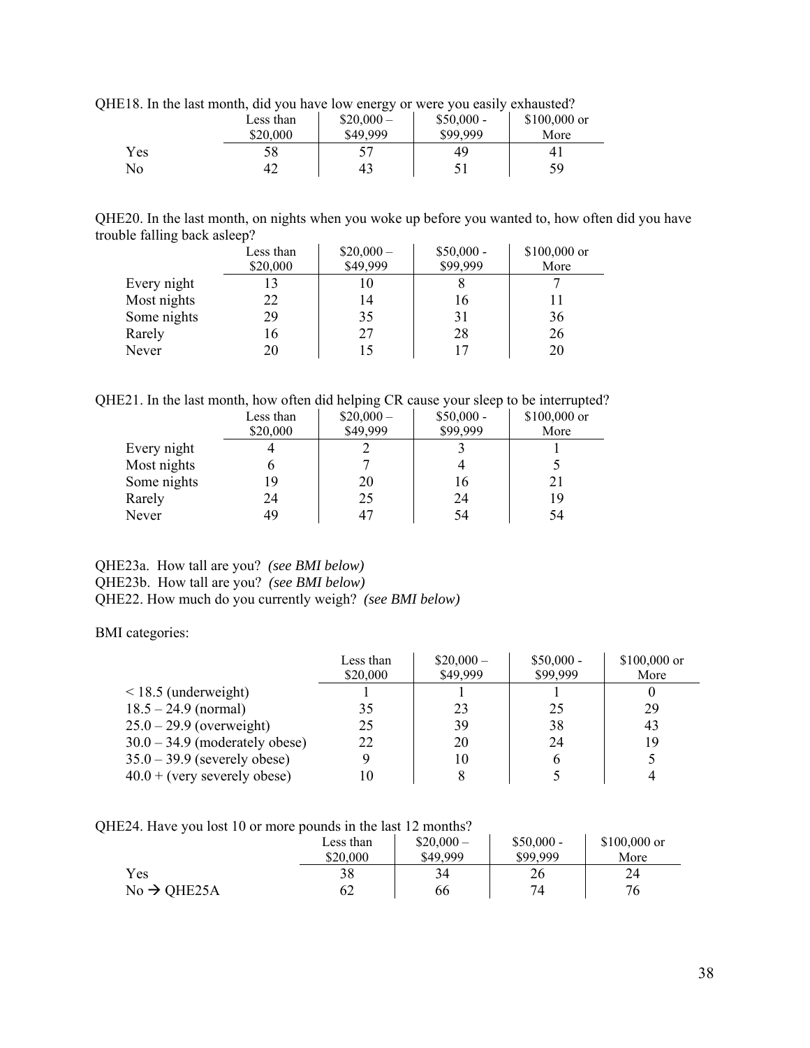QHE18. In the last month, did you have low energy or were you easily exhausted?

| | Less than $20,000 | $20,000 – $49,999 | $50,000 - $99,999 | $100,000 or More |
|---|---|---|---|---|
| Yes | 58 | 57 | 49 | 41 |
| No | 42 | 43 | 51 | 59 |

QHE20. In the last month, on nights when you woke up before you wanted to, how often did you have trouble falling back asleep?

| | Less than $20,000 | $20,000 – $49,999 | $50,000 - $99,999 | $100,000 or More |
|---|---|---|---|---|
| Every night | 13 | 10 | 8 | 7 |
| Most nights | 22 | 14 | 16 | 11 |
| Some nights | 29 | 35 | 31 | 36 |
| Rarely | 16 | 27 | 28 | 26 |
| Never | 20 | 15 | 17 | 20 |

QHE21. In the last month, how often did helping CR cause your sleep to be interrupted?

| | Less than $20,000 | $20,000 – $49,999 | $50,000 - $99,999 | $100,000 or More |
|---|---|---|---|---|
| Every night | 4 | 2 | 3 | 1 |
| Most nights | 6 | 7 | 4 | 5 |
| Some nights | 19 | 20 | 16 | 21 |
| Rarely | 24 | 25 | 24 | 19 |
| Never | 49 | 47 | 54 | 54 |

QHE23a. How tall are you? *(see BMI below)*
QHE23b. How tall are you? *(see BMI below)*
QHE22. How much do you currently weigh? *(see BMI below)*

BMI categories:

| | Less than $20,000 | $20,000 – $49,999 | $50,000 - $99,999 | $100,000 or More |
|---|---|---|---|---|
| < 18.5 (underweight) | 1 | 1 | 1 | 0 |
| 18.5 – 24.9 (normal) | 35 | 23 | 25 | 29 |
| 25.0 – 29.9 (overweight) | 25 | 39 | 38 | 43 |
| 30.0 – 34.9 (moderately obese) | 22 | 20 | 24 | 19 |
| 35.0 – 39.9 (severely obese) | 9 | 10 | 6 | 5 |
| 40.0 + (very severely obese) | 10 | 8 | 5 | 4 |

QHE24. Have you lost 10 or more pounds in the last 12 months?

| | Less than $20,000 | $20,000 – $49,999 | $50,000 - $99,999 | $100,000 or More |
|---|---|---|---|---|
| Yes | 38 | 34 | 26 | 24 |
| No → QHE25A | 62 | 66 | 74 | 76 |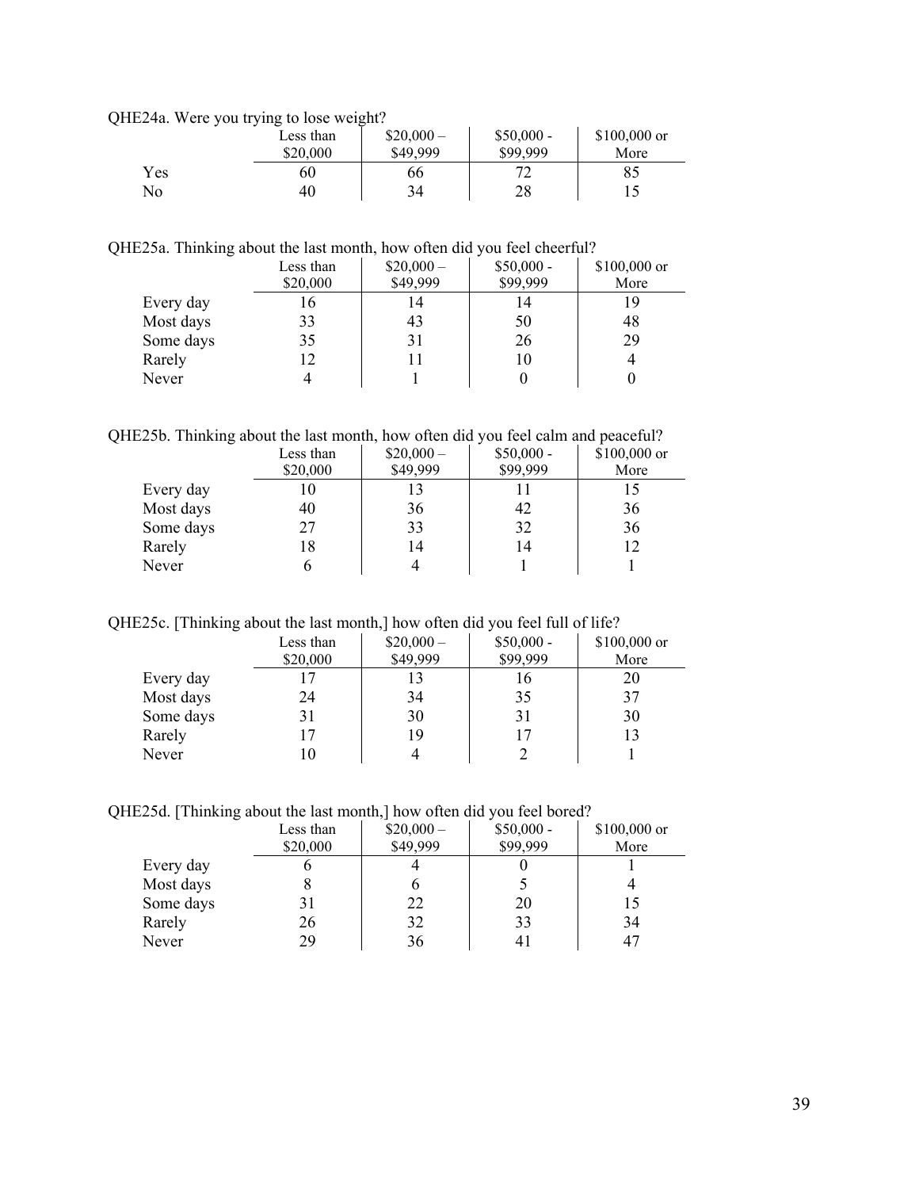QHE24a. Were you trying to lose weight?

| | Less than $20,000 | $20,000 – $49,999 | $50,000 - $99,999 | $100,000 or More |
|---|---|---|---|---|
| Yes | 60 | 66 | 72 | 85 |
| No | 40 | 34 | 28 | 15 |

QHE25a. Thinking about the last month, how often did you feel cheerful?

| | Less than $20,000 | $20,000 – $49,999 | $50,000 - $99,999 | $100,000 or More |
|---|---|---|---|---|
| Every day | 16 | 14 | 14 | 19 |
| Most days | 33 | 43 | 50 | 48 |
| Some days | 35 | 31 | 26 | 29 |
| Rarely | 12 | 11 | 10 | 4 |
| Never | 4 | 1 | 0 | 0 |

QHE25b. Thinking about the last month, how often did you feel calm and peaceful?

| | Less than $20,000 | $20,000 – $49,999 | $50,000 - $99,999 | $100,000 or More |
|---|---|---|---|---|
| Every day | 10 | 13 | 11 | 15 |
| Most days | 40 | 36 | 42 | 36 |
| Some days | 27 | 33 | 32 | 36 |
| Rarely | 18 | 14 | 14 | 12 |
| Never | 6 | 4 | 1 | 1 |

QHE25c. [Thinking about the last month,] how often did you feel full of life?

| | Less than $20,000 | $20,000 – $49,999 | $50,000 - $99,999 | $100,000 or More |
|---|---|---|---|---|
| Every day | 17 | 13 | 16 | 20 |
| Most days | 24 | 34 | 35 | 37 |
| Some days | 31 | 30 | 31 | 30 |
| Rarely | 17 | 19 | 17 | 13 |
| Never | 10 | 4 | 2 | 1 |

QHE25d. [Thinking about the last month,] how often did you feel bored?

| | Less than $20,000 | $20,000 – $49,999 | $50,000 - $99,999 | $100,000 or More |
|---|---|---|---|---|
| Every day | 6 | 4 | 0 | 1 |
| Most days | 8 | 6 | 5 | 4 |
| Some days | 31 | 22 | 20 | 15 |
| Rarely | 26 | 32 | 33 | 34 |
| Never | 29 | 36 | 41 | 47 |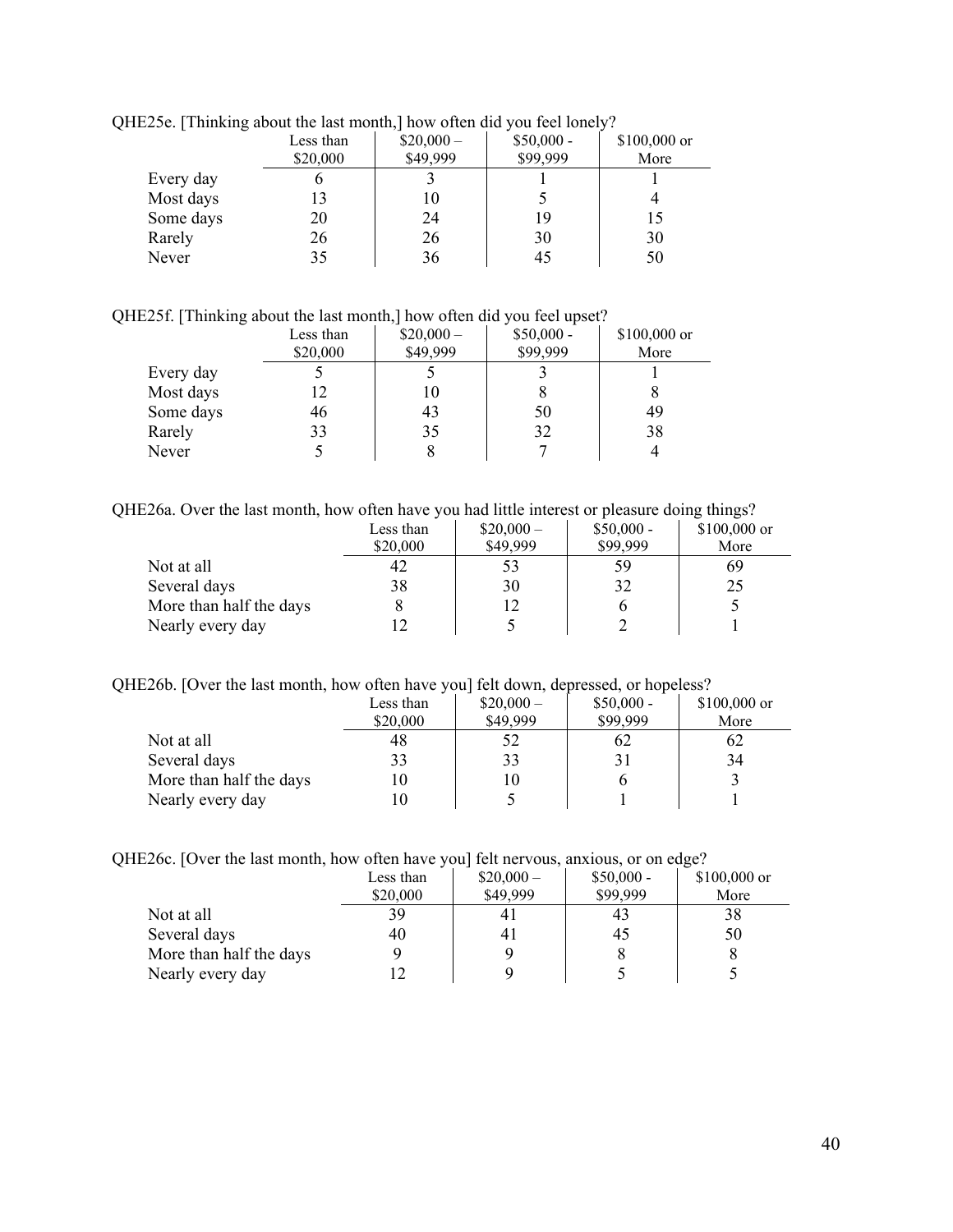QHE25e. [Thinking about the last month,] how often did you feel lonely?

| | Less than $20,000 | $20,000 – $49,999 | $50,000 - $99,999 | $100,000 or More |
|---|---|---|---|---|
| Every day | 6 | 3 | 1 | 1 |
| Most days | 13 | 10 | 5 | 4 |
| Some days | 20 | 24 | 19 | 15 |
| Rarely | 26 | 26 | 30 | 30 |
| Never | 35 | 36 | 45 | 50 |

QHE25f. [Thinking about the last month,] how often did you feel upset?

| | Less than $20,000 | $20,000 – $49,999 | $50,000 - $99,999 | $100,000 or More |
|---|---|---|---|---|
| Every day | 5 | 5 | 3 | 1 |
| Most days | 12 | 10 | 8 | 8 |
| Some days | 46 | 43 | 50 | 49 |
| Rarely | 33 | 35 | 32 | 38 |
| Never | 5 | 8 | 7 | 4 |

QHE26a. Over the last month, how often have you had little interest or pleasure doing things?

| | Less than $20,000 | $20,000 – $49,999 | $50,000 - $99,999 | $100,000 or More |
|---|---|---|---|---|
| Not at all | 42 | 53 | 59 | 69 |
| Several days | 38 | 30 | 32 | 25 |
| More than half the days | 8 | 12 | 6 | 5 |
| Nearly every day | 12 | 5 | 2 | 1 |

QHE26b. [Over the last month, how often have you] felt down, depressed, or hopeless?

| | Less than $20,000 | $20,000 – $49,999 | $50,000 - $99,999 | $100,000 or More |
|---|---|---|---|---|
| Not at all | 48 | 52 | 62 | 62 |
| Several days | 33 | 33 | 31 | 34 |
| More than half the days | 10 | 10 | 6 | 3 |
| Nearly every day | 10 | 5 | 1 | 1 |

QHE26c. [Over the last month, how often have you] felt nervous, anxious, or on edge?

| | Less than $20,000 | $20,000 – $49,999 | $50,000 - $99,999 | $100,000 or More |
|---|---|---|---|---|
| Not at all | 39 | 41 | 43 | 38 |
| Several days | 40 | 41 | 45 | 50 |
| More than half the days | 9 | 9 | 8 | 8 |
| Nearly every day | 12 | 9 | 5 | 5 |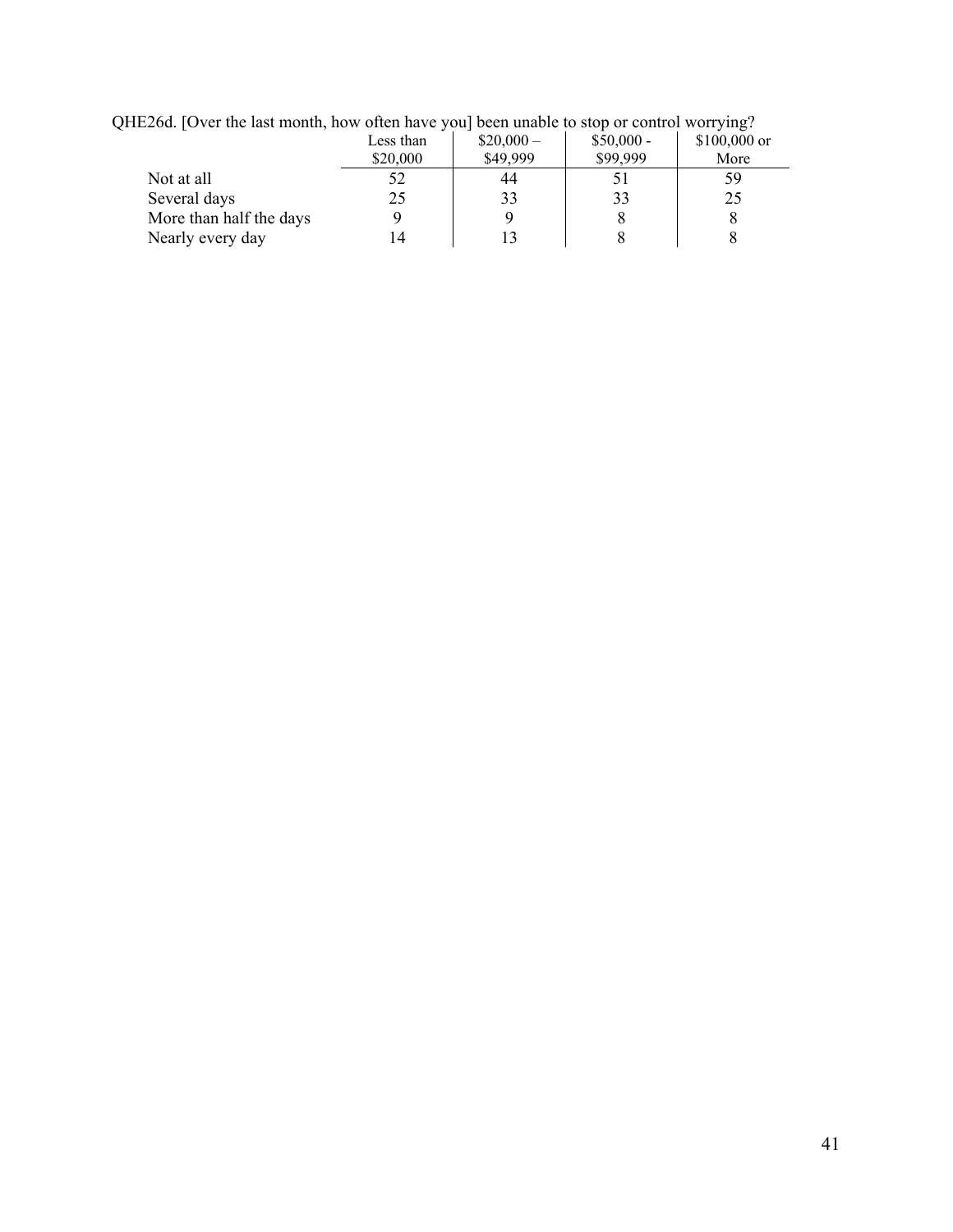QHE26d. [Over the last month, how often have you] been unable to stop or control worrying?

| | Less than $20,000 | $20,000 – $49,999 | $50,000 - $99,999 | $100,000 or More |
|---|---|---|---|---|
| Not at all | 52 | 44 | 51 | 59 |
| Several days | 25 | 33 | 33 | 25 |
| More than half the days | 9 | 9 | 8 | 8 |
| Nearly every day | 14 | 13 | 8 | 8 |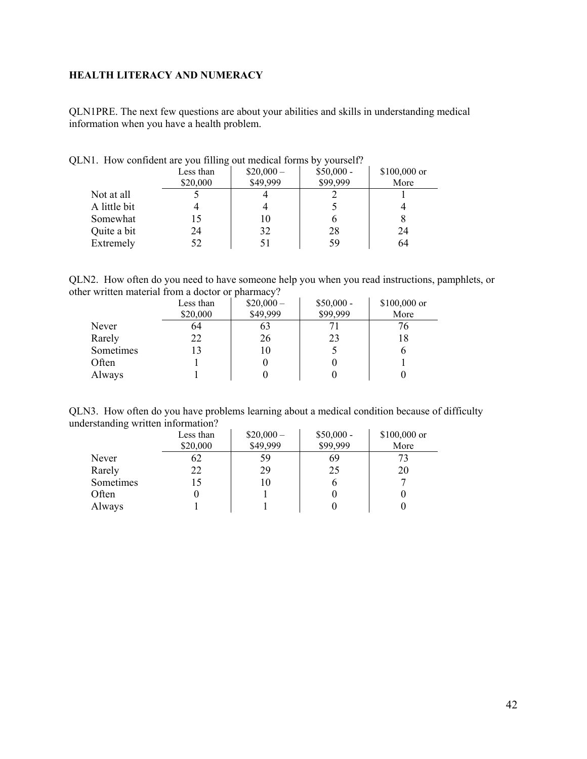**HEALTH LITERACY AND NUMERACY**

QLN1PRE. The next few questions are about your abilities and skills in understanding medical information when you have a health problem.

QLN1. How confident are you filling out medical forms by yourself?

| | Less than $20,000 | $20,000 – $49,999 | $50,000 - $99,999 | $100,000 or More |
|---|---|---|---|---|
| Not at all | 5 | 4 | 2 | 1 |
| A little bit | 4 | 4 | 5 | 4 |
| Somewhat | 15 | 10 | 6 | 8 |
| Quite a bit | 24 | 32 | 28 | 24 |
| Extremely | 52 | 51 | 59 | 64 |

QLN2. How often do you need to have someone help you when you read instructions, pamphlets, or other written material from a doctor or pharmacy?

| | Less than $20,000 | $20,000 – $49,999 | $50,000 - $99,999 | $100,000 or More |
|---|---|---|---|---|
| Never | 64 | 63 | 71 | 76 |
| Rarely | 22 | 26 | 23 | 18 |
| Sometimes | 13 | 10 | 5 | 6 |
| Often | 1 | 0 | 0 | 1 |
| Always | 1 | 0 | 0 | 0 |

QLN3. How often do you have problems learning about a medical condition because of difficulty understanding written information?

| | Less than $20,000 | $20,000 – $49,999 | $50,000 - $99,999 | $100,000 or More |
|---|---|---|---|---|
| Never | 62 | 59 | 69 | 73 |
| Rarely | 22 | 29 | 25 | 20 |
| Sometimes | 15 | 10 | 6 | 7 |
| Often | 0 | 1 | 0 | 0 |
| Always | 1 | 1 | 0 | 0 |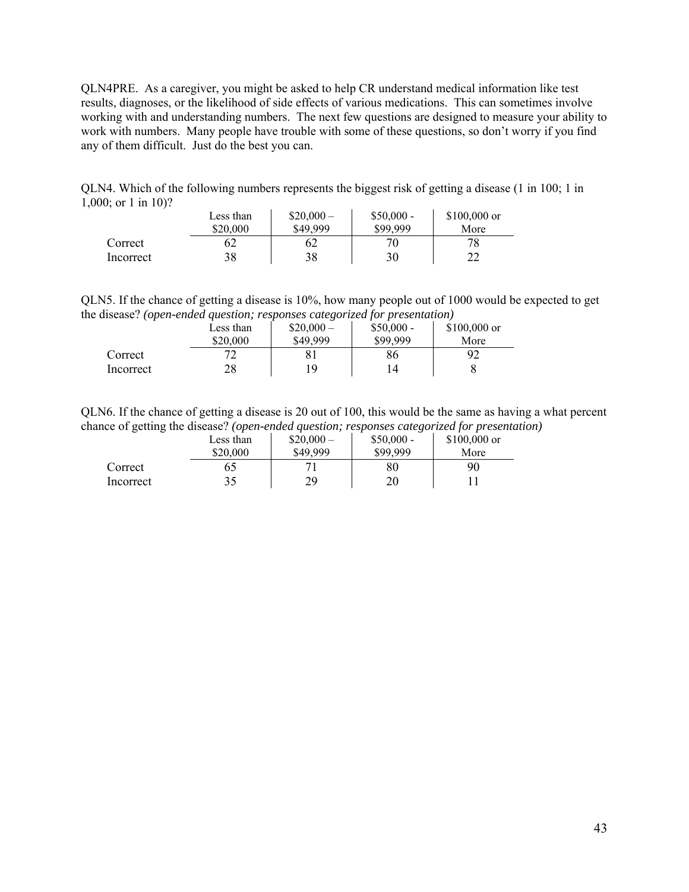QLN4PRE. As a caregiver, you might be asked to help CR understand medical information like test results, diagnoses, or the likelihood of side effects of various medications. This can sometimes involve working with and understanding numbers. The next few questions are designed to measure your ability to work with numbers. Many people have trouble with some of these questions, so don't worry if you find any of them difficult. Just do the best you can.

QLN4. Which of the following numbers represents the biggest risk of getting a disease (1 in 100; 1 in 1,000; or 1 in 10)?

| | Less than $20,000 | $20,000 – $49,999 | $50,000 - $99,999 | $100,000 or More |
|---|---|---|---|---|
| Correct | 62 | 62 | 70 | 78 |
| Incorrect | 38 | 38 | 30 | 22 |

QLN5. If the chance of getting a disease is 10%, how many people out of 1000 would be expected to get the disease? *(open-ended question; responses categorized for presentation)*

| | Less than $20,000 | $20,000 – $49,999 | $50,000 - $99,999 | $100,000 or More |
|---|---|---|---|---|
| Correct | 72 | 81 | 86 | 92 |
| Incorrect | 28 | 19 | 14 | 8 |

QLN6. If the chance of getting a disease is 20 out of 100, this would be the same as having a what percent chance of getting the disease? *(open-ended question; responses categorized for presentation)*

| | Less than $20,000 | $20,000 – $49,999 | $50,000 - $99,999 | $100,000 or More |
|---|---|---|---|---|
| Correct | 65 | 71 | 80 | 90 |
| Incorrect | 35 | 29 | 20 | 11 |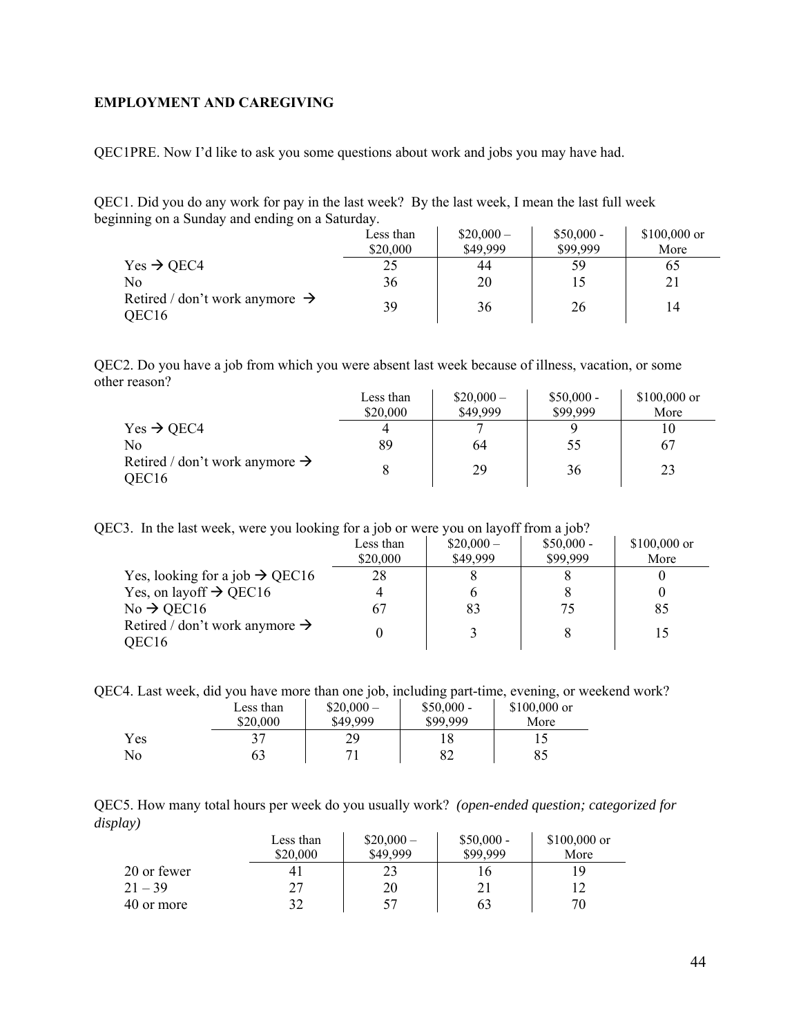**EMPLOYMENT AND CAREGIVING**

QEC1PRE. Now I'd like to ask you some questions about work and jobs you may have had.

QEC1. Did you do any work for pay in the last week? By the last week, I mean the last full week beginning on a Sunday and ending on a Saturday.

| | Less than $20,000 | $20,000 – $49,999 | $50,000 - $99,999 | $100,000 or More |
|---|---|---|---|---|
| Yes → QEC4 | 25 | 44 | 59 | 65 |
| No | 36 | 20 | 15 | 21 |
| Retired / don't work anymore → QEC16 | 39 | 36 | 26 | 14 |

QEC2. Do you have a job from which you were absent last week because of illness, vacation, or some other reason?

| | Less than $20,000 | $20,000 – $49,999 | $50,000 - $99,999 | $100,000 or More |
|---|---|---|---|---|
| Yes → QEC4 | 4 | 7 | 9 | 10 |
| No | 89 | 64 | 55 | 67 |
| Retired / don't work anymore → QEC16 | 8 | 29 | 36 | 23 |

QEC3. In the last week, were you looking for a job or were you on layoff from a job?

| | Less than $20,000 | $20,000 – $49,999 | $50,000 - $99,999 | $100,000 or More |
|---|---|---|---|---|
| Yes, looking for a job → QEC16 | 28 | 8 | 8 | 0 |
| Yes, on layoff → QEC16 | 4 | 6 | 8 | 0 |
| No → QEC16 | 67 | 83 | 75 | 85 |
| Retired / don't work anymore → QEC16 | 0 | 3 | 8 | 15 |

QEC4. Last week, did you have more than one job, including part-time, evening, or weekend work?

| | Less than $20,000 | $20,000 – $49,999 | $50,000 - $99,999 | $100,000 or More |
|---|---|---|---|---|
| Yes | 37 | 29 | 18 | 15 |
| No | 63 | 71 | 82 | 85 |

QEC5. How many total hours per week do you usually work? *(open-ended question; categorized for display)*

| | Less than $20,000 | $20,000 – $49,999 | $50,000 - $99,999 | $100,000 or More |
|---|---|---|---|---|
| 20 or fewer | 41 | 23 | 16 | 19 |
| 21 – 39 | 27 | 20 | 21 | 12 |
| 40 or more | 32 | 57 | 63 | 70 |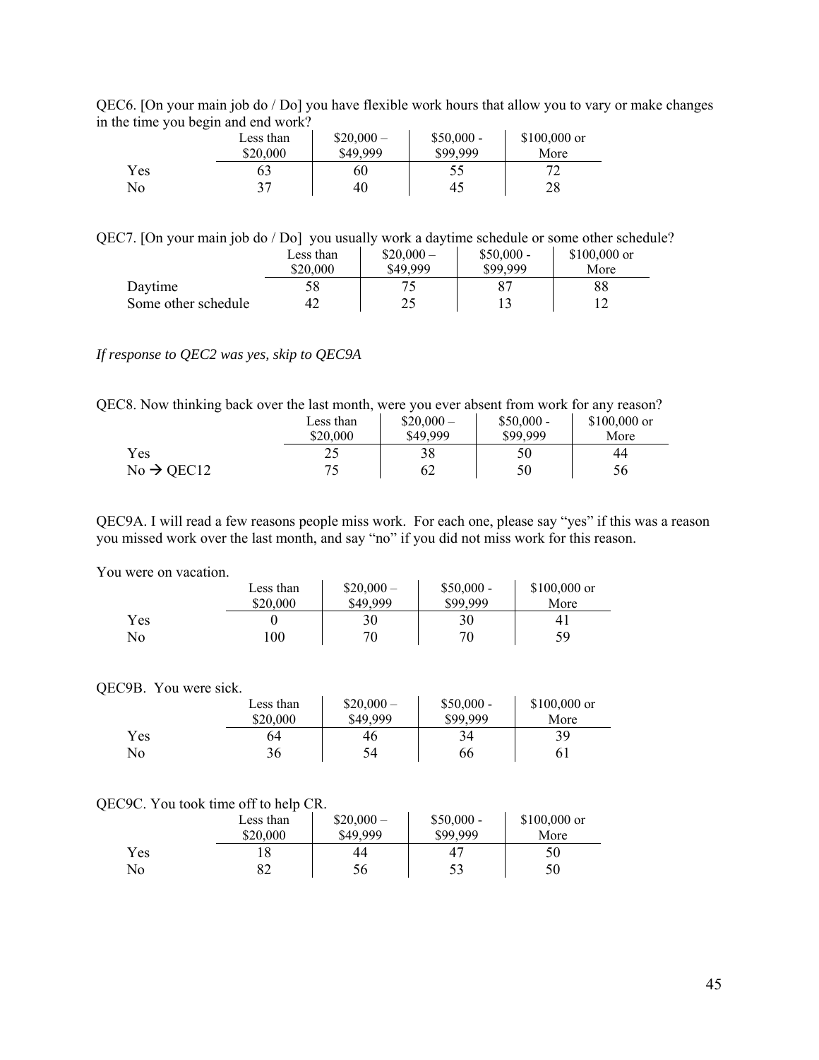QEC6. [On your main job do / Do] you have flexible work hours that allow you to vary or make changes in the time you begin and end work?

| | Less than $20,000 | $20,000 – $49,999 | $50,000 - $99,999 | $100,000 or More |
|---|---|---|---|---|
| Yes | 63 | 60 | 55 | 72 |
| No | 37 | 40 | 45 | 28 |

QEC7. [On your main job do / Do] you usually work a daytime schedule or some other schedule?

| | Less than $20,000 | $20,000 – $49,999 | $50,000 - $99,999 | $100,000 or More |
|---|---|---|---|---|
| Daytime | 58 | 75 | 87 | 88 |
| Some other schedule | 42 | 25 | 13 | 12 |

*If response to QEC2 was yes, skip to QEC9A*

QEC8. Now thinking back over the last month, were you ever absent from work for any reason?

| | Less than $20,000 | $20,000 – $49,999 | $50,000 - $99,999 | $100,000 or More |
|---|---|---|---|---|
| Yes | 25 | 38 | 50 | 44 |
| No → QEC12 | 75 | 62 | 50 | 56 |

QEC9A. I will read a few reasons people miss work. For each one, please say "yes" if this was a reason you missed work over the last month, and say "no" if you did not miss work for this reason.

You were on vacation.

| | Less than $20,000 | $20,000 – $49,999 | $50,000 - $99,999 | $100,000 or More |
|---|---|---|---|---|
| Yes | 0 | 30 | 30 | 41 |
| No | 100 | 70 | 70 | 59 |

QEC9B. You were sick.

| | Less than $20,000 | $20,000 – $49,999 | $50,000 - $99,999 | $100,000 or More |
|---|---|---|---|---|
| Yes | 64 | 46 | 34 | 39 |
| No | 36 | 54 | 66 | 61 |

QEC9C. You took time off to help CR.

| | Less than $20,000 | $20,000 – $49,999 | $50,000 - $99,999 | $100,000 or More |
|---|---|---|---|---|
| Yes | 18 | 44 | 47 | 50 |
| No | 82 | 56 | 53 | 50 |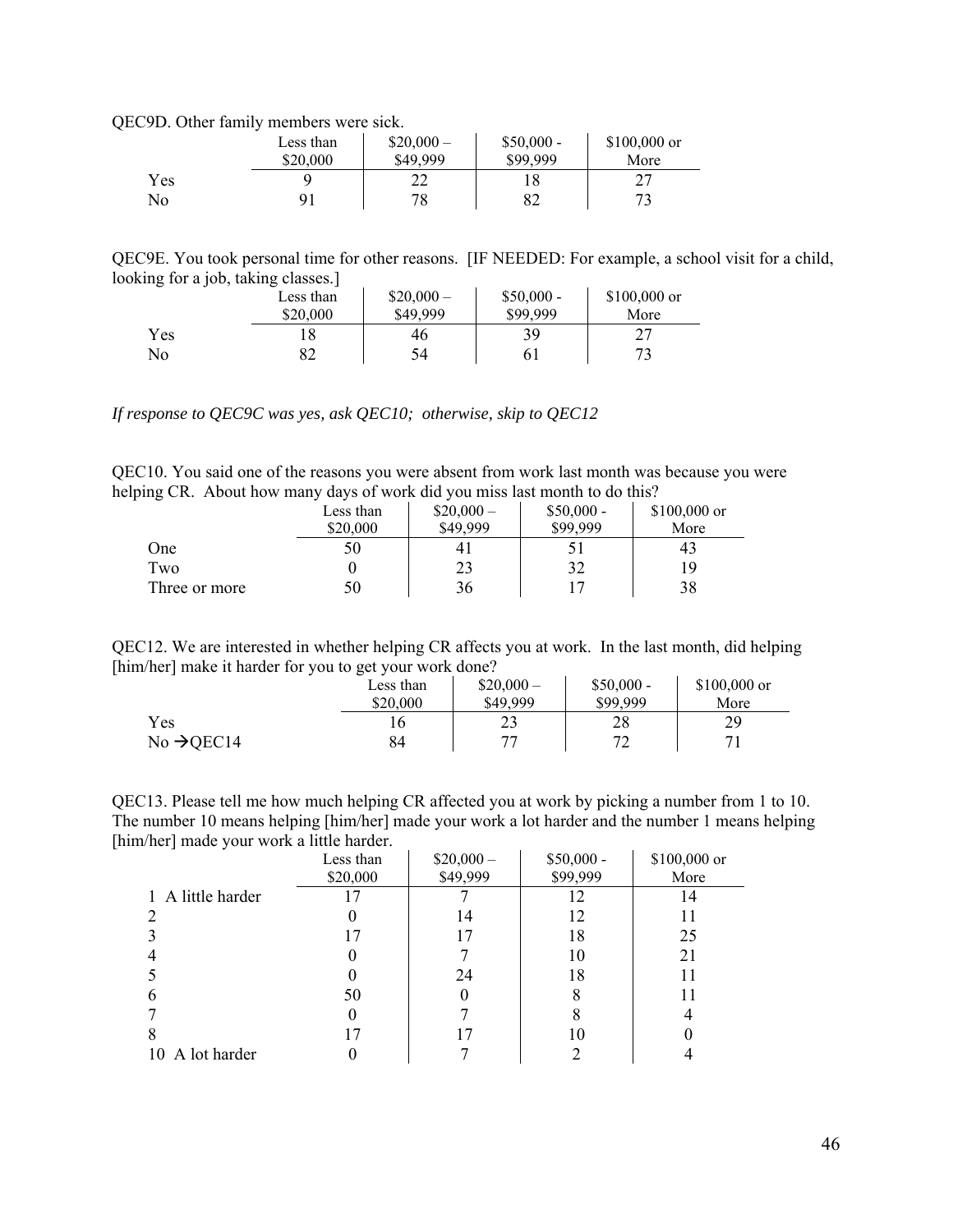QEC9D. Other family members were sick.

| | Less than $20,000 | $20,000 – $49,999 | $50,000 - $99,999 | $100,000 or More |
|---|---|---|---|---|
| Yes | 9 | 22 | 18 | 27 |
| No | 91 | 78 | 82 | 73 |

QEC9E. You took personal time for other reasons. [IF NEEDED: For example, a school visit for a child, looking for a job, taking classes.]

| | Less than $20,000 | $20,000 – $49,999 | $50,000 - $99,999 | $100,000 or More |
|---|---|---|---|---|
| Yes | 18 | 46 | 39 | 27 |
| No | 82 | 54 | 61 | 73 |

*If response to QEC9C was yes, ask QEC10; otherwise, skip to QEC12*

QEC10. You said one of the reasons you were absent from work last month was because you were helping CR. About how many days of work did you miss last month to do this?

| | Less than $20,000 | $20,000 – $49,999 | $50,000 - $99,999 | $100,000 or More |
|---|---|---|---|---|
| One | 50 | 41 | 51 | 43 |
| Two | 0 | 23 | 32 | 19 |
| Three or more | 50 | 36 | 17 | 38 |

QEC12. We are interested in whether helping CR affects you at work. In the last month, did helping [him/her] make it harder for you to get your work done?

| | Less than $20,000 | $20,000 – $49,999 | $50,000 - $99,999 | $100,000 or More |
|---|---|---|---|---|
| Yes | 16 | 23 | 28 | 29 |
| No →QEC14 | 84 | 77 | 72 | 71 |

QEC13. Please tell me how much helping CR affected you at work by picking a number from 1 to 10. The number 10 means helping [him/her] made your work a lot harder and the number 1 means helping [him/her] made your work a little harder.

| | Less than $20,000 | $20,000 – $49,999 | $50,000 - $99,999 | $100,000 or More |
|---|---|---|---|---|
| 1 A little harder | 17 | 7 | 12 | 14 |
| 2 | 0 | 14 | 12 | 11 |
| 3 | 17 | 17 | 18 | 25 |
| 4 | 0 | 7 | 10 | 21 |
| 5 | 0 | 24 | 18 | 11 |
| 6 | 50 | 0 | 8 | 11 |
| 7 | 0 | 7 | 8 | 4 |
| 8 | 17 | 17 | 10 | 0 |
| 10 A lot harder | 0 | 7 | 2 | 4 |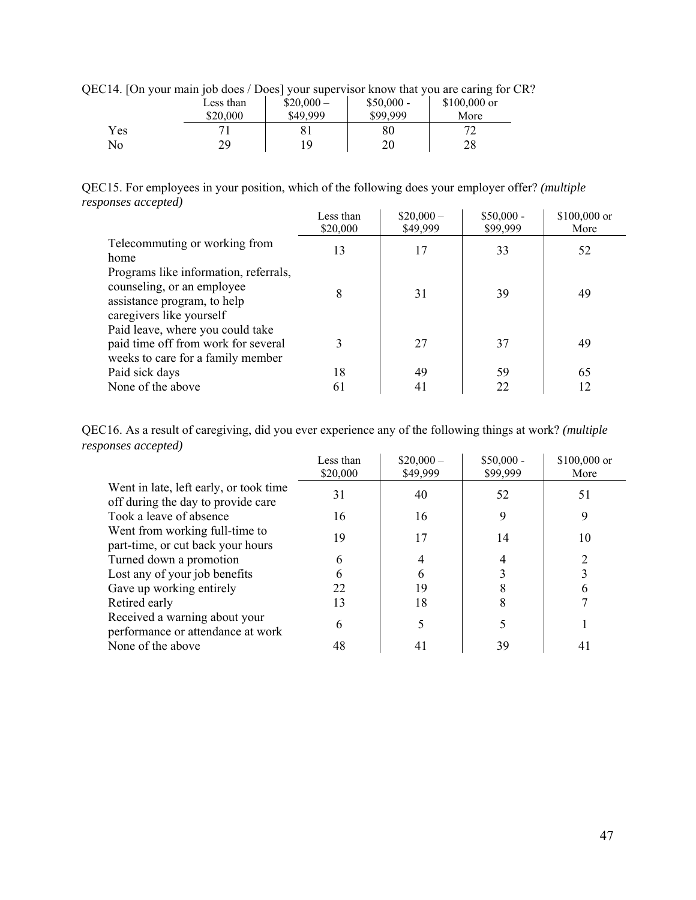QEC14. [On your main job does / Does] your supervisor know that you are caring for CR?

| | Less than $20,000 | $20,000 – $49,999 | $50,000 - $99,999 | $100,000 or More |
|---|---|---|---|---|
| Yes | 71 | 81 | 80 | 72 |
| No | 29 | 19 | 20 | 28 |

QEC15. For employees in your position, which of the following does your employer offer? *(multiple responses accepted)*

| | Less than $20,000 | $20,000 – $49,999 | $50,000 - $99,999 | $100,000 or More |
|---|---|---|---|---|
| Telecommuting or working from home | 13 | 17 | 33 | 52 |
| Programs like information, referrals, counseling, or an employee assistance program, to help caregivers like yourself | 8 | 31 | 39 | 49 |
| Paid leave, where you could take paid time off from work for several weeks to care for a family member | 3 | 27 | 37 | 49 |
| Paid sick days | 18 | 49 | 59 | 65 |
| None of the above | 61 | 41 | 22 | 12 |

QEC16. As a result of caregiving, did you ever experience any of the following things at work? *(multiple responses accepted)*

| | Less than $20,000 | $20,000 – $49,999 | $50,000 - $99,999 | $100,000 or More |
|---|---|---|---|---|
| Went in late, left early, or took time off during the day to provide care | 31 | 40 | 52 | 51 |
| Took a leave of absence | 16 | 16 | 9 | 9 |
| Went from working full-time to part-time, or cut back your hours | 19 | 17 | 14 | 10 |
| Turned down a promotion | 6 | 4 | 4 | 2 |
| Lost any of your job benefits | 6 | 6 | 3 | 3 |
| Gave up working entirely | 22 | 19 | 8 | 6 |
| Retired early | 13 | 18 | 8 | 7 |
| Received a warning about your performance or attendance at work | 6 | 5 | 5 | 1 |
| None of the above | 48 | 41 | 39 | 41 |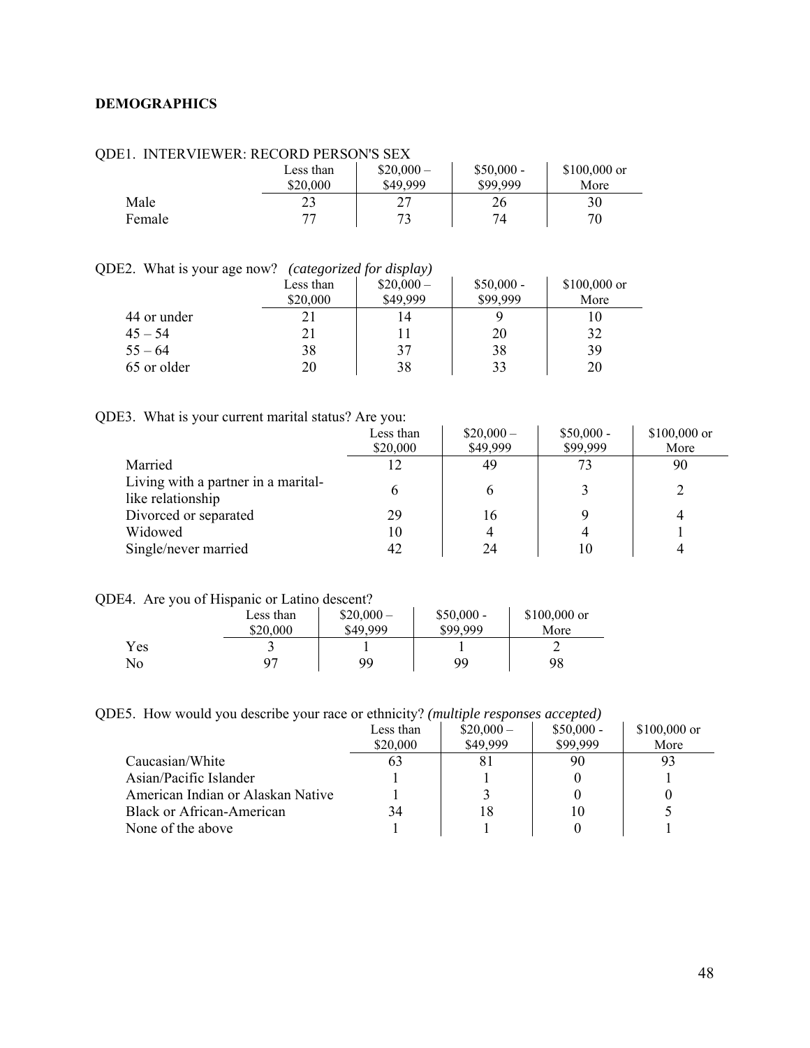**DEMOGRAPHICS**

QDE1. INTERVIEWER: RECORD PERSON'S SEX

| | Less than $20,000 | $20,000 – $49,999 | $50,000 - $99,999 | $100,000 or More |
|---|---|---|---|---|
| Male | 23 | 27 | 26 | 30 |
| Female | 77 | 73 | 74 | 70 |

QDE2. What is your age now? *(categorized for display)*

| | Less than $20,000 | $20,000 – $49,999 | $50,000 - $99,999 | $100,000 or More |
|---|---|---|---|---|
| 44 or under | 21 | 14 | 9 | 10 |
| 45 – 54 | 21 | 11 | 20 | 32 |
| 55 – 64 | 38 | 37 | 38 | 39 |
| 65 or older | 20 | 38 | 33 | 20 |

QDE3. What is your current marital status? Are you:

| | Less than $20,000 | $20,000 – $49,999 | $50,000 - $99,999 | $100,000 or More |
|---|---|---|---|---|
| Married | 12 | 49 | 73 | 90 |
| Living with a partner in a marital-like relationship | 6 | 6 | 3 | 2 |
| Divorced or separated | 29 | 16 | 9 | 4 |
| Widowed | 10 | 4 | 4 | 1 |
| Single/never married | 42 | 24 | 10 | 4 |

QDE4. Are you of Hispanic or Latino descent?

| | Less than $20,000 | $20,000 – $49,999 | $50,000 - $99,999 | $100,000 or More |
|---|---|---|---|---|
| Yes | 3 | 1 | 1 | 2 |
| No | 97 | 99 | 99 | 98 |

QDE5. How would you describe your race or ethnicity? *(multiple responses accepted)*

| | Less than $20,000 | $20,000 – $49,999 | $50,000 - $99,999 | $100,000 or More |
|---|---|---|---|---|
| Caucasian/White | 63 | 81 | 90 | 93 |
| Asian/Pacific Islander | 1 | 1 | 0 | 1 |
| American Indian or Alaskan Native | 1 | 3 | 0 | 0 |
| Black or African-American | 34 | 18 | 10 | 5 |
| None of the above | 1 | 1 | 0 | 1 |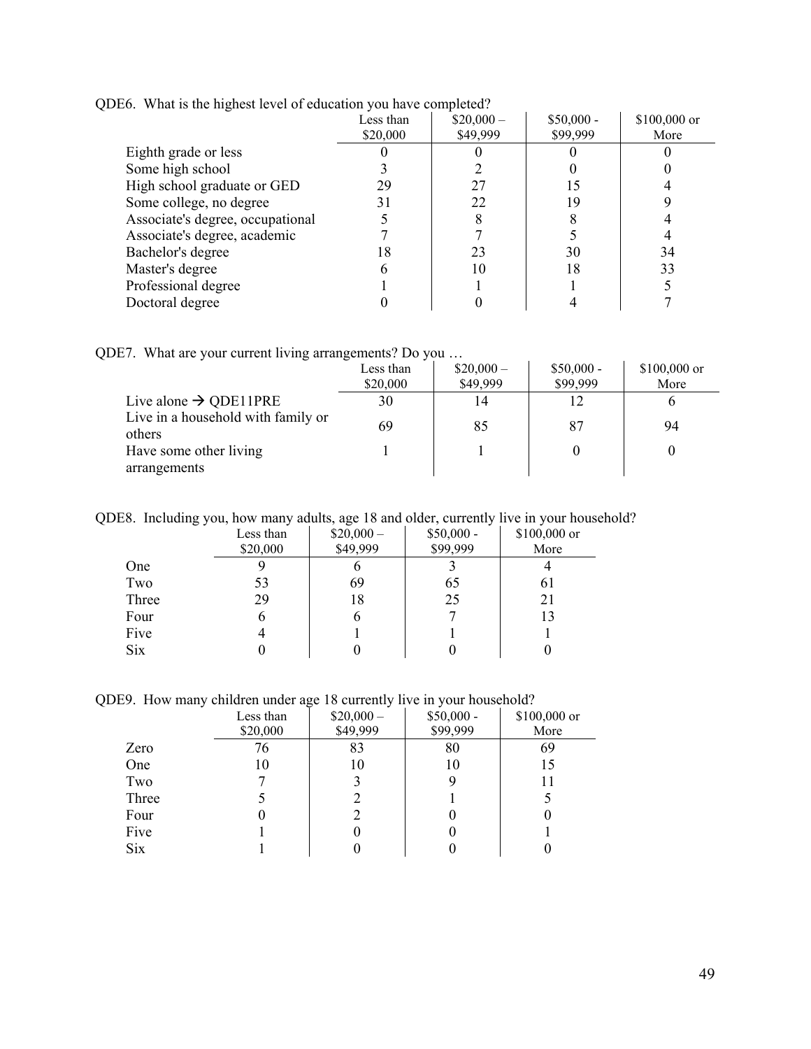QDE6. What is the highest level of education you have completed?

| | Less than $20,000 | $20,000 – $49,999 | $50,000 - $99,999 | $100,000 or More |
|---|---|---|---|---|
| Eighth grade or less | 0 | 0 | 0 | 0 |
| Some high school | 3 | 2 | 0 | 0 |
| High school graduate or GED | 29 | 27 | 15 | 4 |
| Some college, no degree | 31 | 22 | 19 | 9 |
| Associate's degree, occupational | 5 | 8 | 8 | 4 |
| Associate's degree, academic | 7 | 7 | 5 | 4 |
| Bachelor's degree | 18 | 23 | 30 | 34 |
| Master's degree | 6 | 10 | 18 | 33 |
| Professional degree | 1 | 1 | 1 | 5 |
| Doctoral degree | 0 | 0 | 4 | 7 |

QDE7. What are your current living arrangements? Do you …

| | Less than $20,000 | $20,000 – $49,999 | $50,000 - $99,999 | $100,000 or More |
|---|---|---|---|---|
| Live alone → QDE11PRE | 30 | 14 | 12 | 6 |
| Live in a household with family or others | 69 | 85 | 87 | 94 |
| Have some other living arrangements | 1 | 1 | 0 | 0 |

QDE8. Including you, how many adults, age 18 and older, currently live in your household?

| | Less than $20,000 | $20,000 – $49,999 | $50,000 - $99,999 | $100,000 or More |
|---|---|---|---|---|
| One | 9 | 6 | 3 | 4 |
| Two | 53 | 69 | 65 | 61 |
| Three | 29 | 18 | 25 | 21 |
| Four | 6 | 6 | 7 | 13 |
| Five | 4 | 1 | 1 | 1 |
| Six | 0 | 0 | 0 | 0 |

QDE9. How many children under age 18 currently live in your household?

| | Less than $20,000 | $20,000 – $49,999 | $50,000 - $99,999 | $100,000 or More |
|---|---|---|---|---|
| Zero | 76 | 83 | 80 | 69 |
| One | 10 | 10 | 10 | 15 |
| Two | 7 | 3 | 9 | 11 |
| Three | 5 | 2 | 1 | 5 |
| Four | 0 | 2 | 0 | 0 |
| Five | 1 | 0 | 0 | 1 |
| Six | 1 | 0 | 0 | 0 |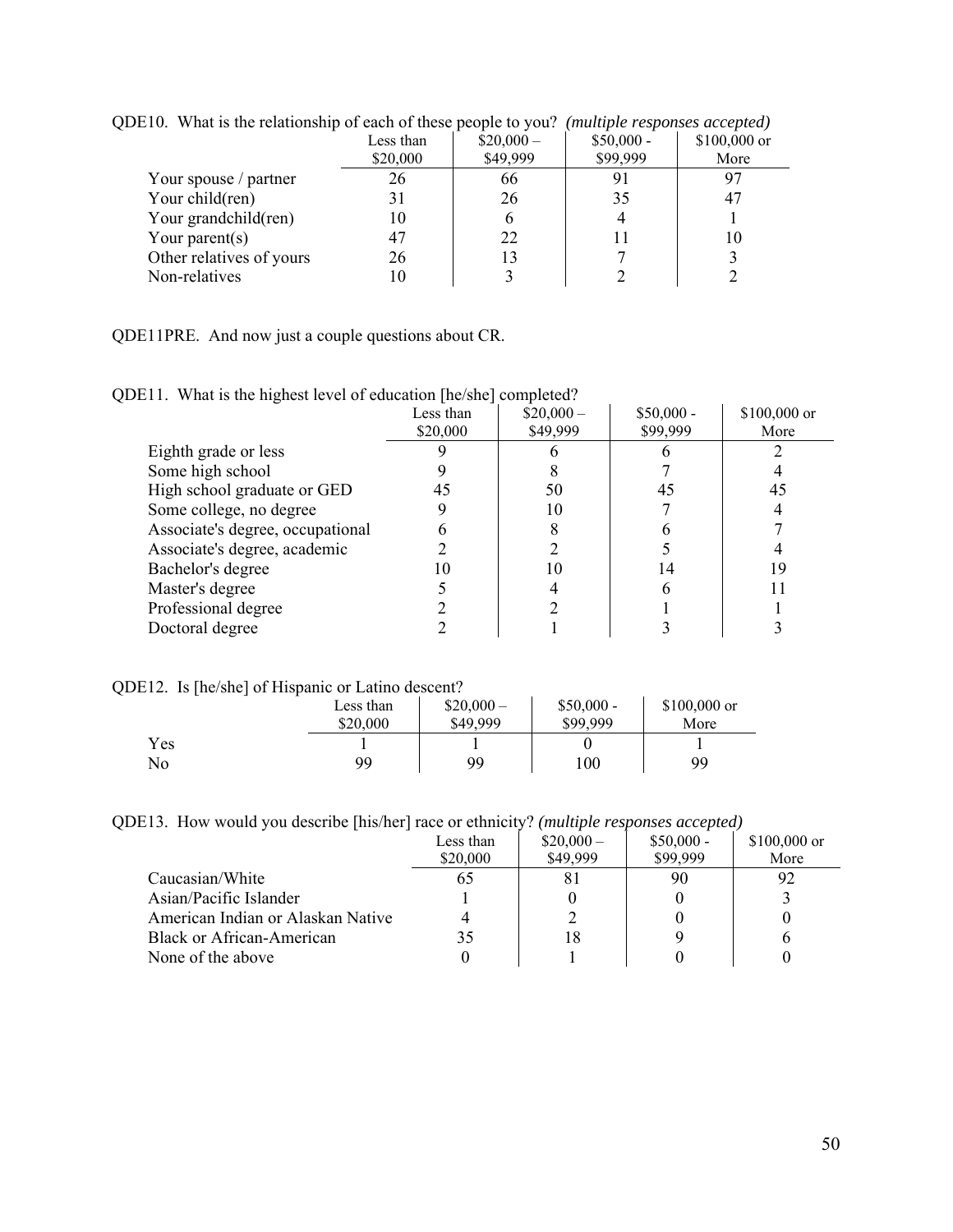QDE10. What is the relationship of each of these people to you? *(multiple responses accepted)*

| | Less than $20,000 | $20,000 – $49,999 | $50,000 - $99,999 | $100,000 or More |
|---|---|---|---|---|
| Your spouse / partner | 26 | 66 | 91 | 97 |
| Your child(ren) | 31 | 26 | 35 | 47 |
| Your grandchild(ren) | 10 | 6 | 4 | 1 |
| Your parent(s) | 47 | 22 | 11 | 10 |
| Other relatives of yours | 26 | 13 | 7 | 3 |
| Non-relatives | 10 | 3 | 2 | 2 |

QDE11PRE. And now just a couple questions about CR.

QDE11. What is the highest level of education [he/she] completed?

| | Less than $20,000 | $20,000 – $49,999 | $50,000 - $99,999 | $100,000 or More |
|---|---|---|---|---|
| Eighth grade or less | 9 | 6 | 6 | 2 |
| Some high school | 9 | 8 | 7 | 4 |
| High school graduate or GED | 45 | 50 | 45 | 45 |
| Some college, no degree | 9 | 10 | 7 | 4 |
| Associate's degree, occupational | 6 | 8 | 6 | 7 |
| Associate's degree, academic | 2 | 2 | 5 | 4 |
| Bachelor's degree | 10 | 10 | 14 | 19 |
| Master's degree | 5 | 4 | 6 | 11 |
| Professional degree | 2 | 2 | 1 | 1 |
| Doctoral degree | 2 | 1 | 3 | 3 |

QDE12. Is [he/she] of Hispanic or Latino descent?

| | Less than $20,000 | $20,000 – $49,999 | $50,000 - $99,999 | $100,000 or More |
|---|---|---|---|---|
| Yes | 1 | 1 | 0 | 1 |
| No | 99 | 99 | 100 | 99 |

QDE13. How would you describe [his/her] race or ethnicity? *(multiple responses accepted)*

| | Less than $20,000 | $20,000 – $49,999 | $50,000 - $99,999 | $100,000 or More |
|---|---|---|---|---|
| Caucasian/White | 65 | 81 | 90 | 92 |
| Asian/Pacific Islander | 1 | 0 | 0 | 3 |
| American Indian or Alaskan Native | 4 | 2 | 0 | 0 |
| Black or African-American | 35 | 18 | 9 | 6 |
| None of the above | 0 | 1 | 0 | 0 |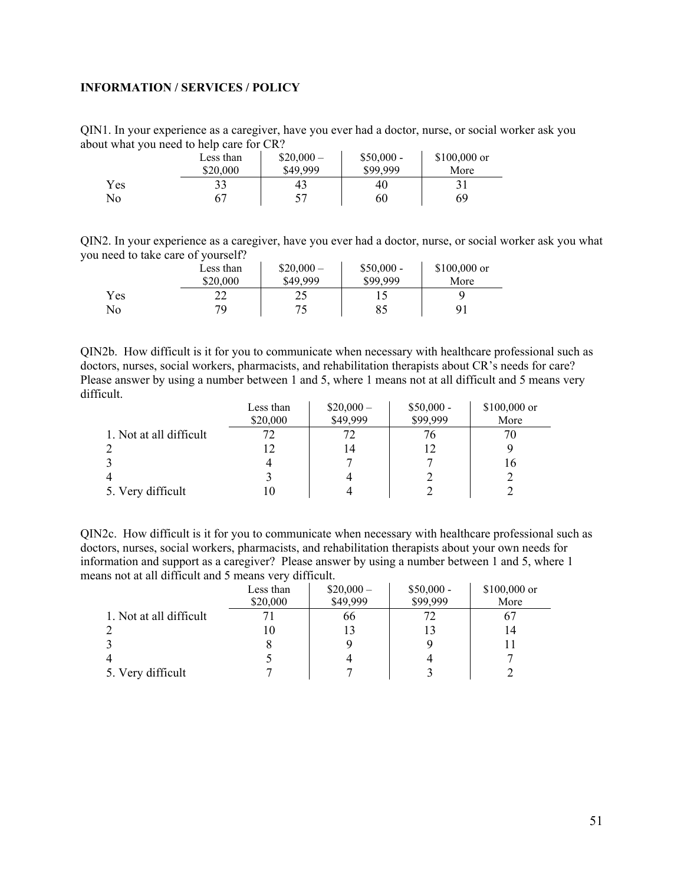**INFORMATION / SERVICES / POLICY**

QIN1. In your experience as a caregiver, have you ever had a doctor, nurse, or social worker ask you about what you need to help care for CR?

| | Less than $20,000 | $20,000 – $49,999 | $50,000 - $99,999 | $100,000 or More |
|---|---|---|---|---|
| Yes | 33 | 43 | 40 | 31 |
| No | 67 | 57 | 60 | 69 |

QIN2. In your experience as a caregiver, have you ever had a doctor, nurse, or social worker ask you what you need to take care of yourself?

| | Less than $20,000 | $20,000 – $49,999 | $50,000 - $99,999 | $100,000 or More |
|---|---|---|---|---|
| Yes | 22 | 25 | 15 | 9 |
| No | 79 | 75 | 85 | 91 |

QIN2b. How difficult is it for you to communicate when necessary with healthcare professional such as doctors, nurses, social workers, pharmacists, and rehabilitation therapists about CR's needs for care? Please answer by using a number between 1 and 5, where 1 means not at all difficult and 5 means very difficult.

| | Less than $20,000 | $20,000 – $49,999 | $50,000 - $99,999 | $100,000 or More |
|---|---|---|---|---|
| 1. Not at all difficult | 72 | 72 | 76 | 70 |
| 2 | 12 | 14 | 12 | 9 |
| 3 | 4 | 7 | 7 | 16 |
| 4 | 3 | 4 | 2 | 2 |
| 5. Very difficult | 10 | 4 | 2 | 2 |

QIN2c. How difficult is it for you to communicate when necessary with healthcare professional such as doctors, nurses, social workers, pharmacists, and rehabilitation therapists about your own needs for information and support as a caregiver? Please answer by using a number between 1 and 5, where 1 means not at all difficult and 5 means very difficult.

| | Less than $20,000 | $20,000 – $49,999 | $50,000 - $99,999 | $100,000 or More |
|---|---|---|---|---|
| 1. Not at all difficult | 71 | 66 | 72 | 67 |
| 2 | 10 | 13 | 13 | 14 |
| 3 | 8 | 9 | 9 | 11 |
| 4 | 5 | 4 | 4 | 7 |
| 5. Very difficult | 7 | 7 | 3 | 2 |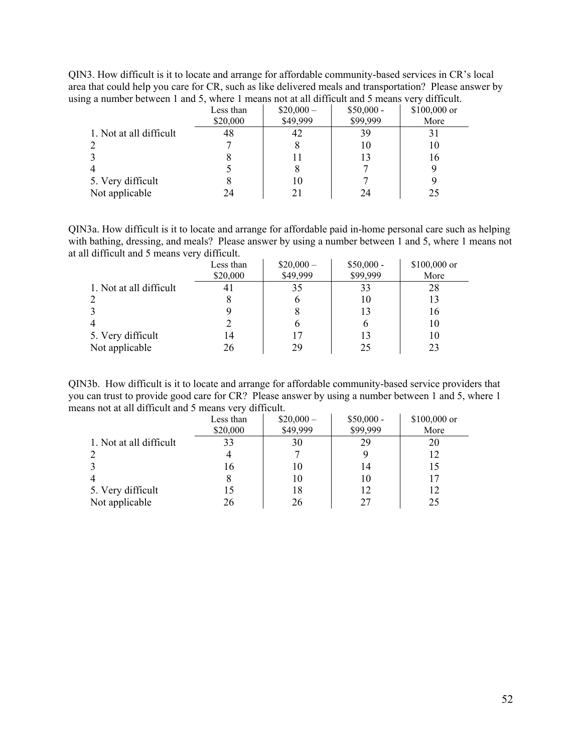QIN3. How difficult is it to locate and arrange for affordable community-based services in CR's local area that could help you care for CR, such as like delivered meals and transportation? Please answer by using a number between 1 and 5, where 1 means not at all difficult and 5 means very difficult.

| | Less than $20,000 | $20,000 – $49,999 | $50,000 - $99,999 | $100,000 or More |
|---|---|---|---|---|
| 1. Not at all difficult | 48 | 42 | 39 | 31 |
| 2 | 7 | 8 | 10 | 10 |
| 3 | 8 | 11 | 13 | 16 |
| 4 | 5 | 8 | 7 | 9 |
| 5. Very difficult | 8 | 10 | 7 | 9 |
| Not applicable | 24 | 21 | 24 | 25 |

QIN3a. How difficult is it to locate and arrange for affordable paid in-home personal care such as helping with bathing, dressing, and meals? Please answer by using a number between 1 and 5, where 1 means not at all difficult and 5 means very difficult.

| | Less than $20,000 | $20,000 – $49,999 | $50,000 - $99,999 | $100,000 or More |
|---|---|---|---|---|
| 1. Not at all difficult | 41 | 35 | 33 | 28 |
| 2 | 8 | 6 | 10 | 13 |
| 3 | 9 | 8 | 13 | 16 |
| 4 | 2 | 6 | 6 | 10 |
| 5. Very difficult | 14 | 17 | 13 | 10 |
| Not applicable | 26 | 29 | 25 | 23 |

QIN3b. How difficult is it to locate and arrange for affordable community-based service providers that you can trust to provide good care for CR? Please answer by using a number between 1 and 5, where 1 means not at all difficult and 5 means very difficult.

| | Less than $20,000 | $20,000 – $49,999 | $50,000 - $99,999 | $100,000 or More |
|---|---|---|---|---|
| 1. Not at all difficult | 33 | 30 | 29 | 20 |
| 2 | 4 | 7 | 9 | 12 |
| 3 | 16 | 10 | 14 | 15 |
| 4 | 8 | 10 | 10 | 17 |
| 5. Very difficult | 15 | 18 | 12 | 12 |
| Not applicable | 26 | 26 | 27 | 25 |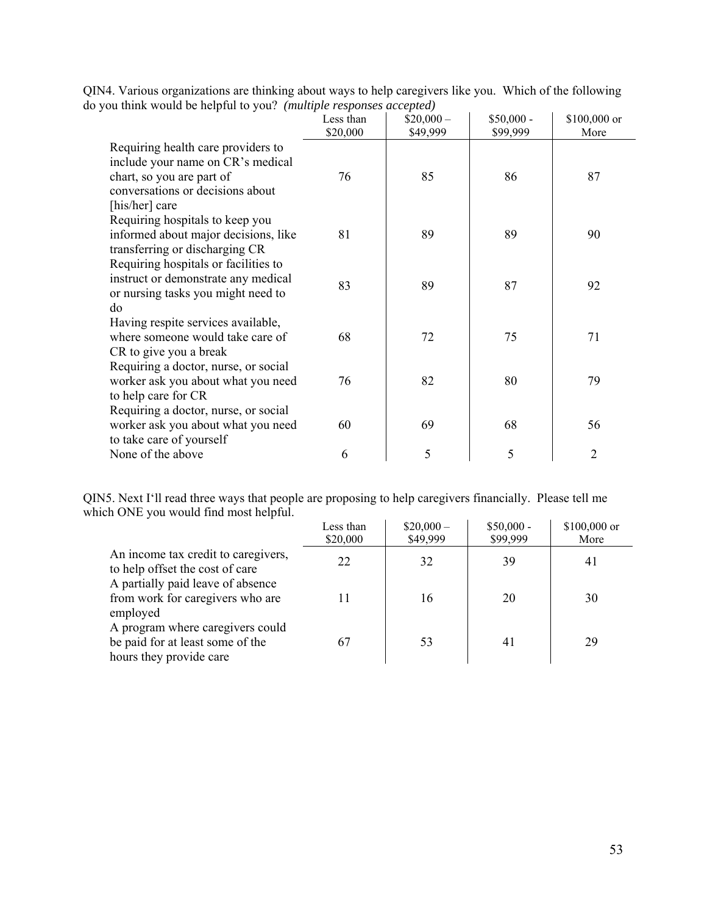QIN4. Various organizations are thinking about ways to help caregivers like you. Which of the following do you think would be helpful to you? *(multiple responses accepted)*

| | Less than $20,000 | $20,000 – $49,999 | $50,000 - $99,999 | $100,000 or More |
|---|---|---|---|---|
| Requiring health care providers to include your name on CR's medical chart, so you are part of conversations or decisions about [his/her] care | 76 | 85 | 86 | 87 |
| Requiring hospitals to keep you informed about major decisions, like transferring or discharging CR | 81 | 89 | 89 | 90 |
| Requiring hospitals or facilities to instruct or demonstrate any medical or nursing tasks you might need to do | 83 | 89 | 87 | 92 |
| Having respite services available, where someone would take care of CR to give you a break | 68 | 72 | 75 | 71 |
| Requiring a doctor, nurse, or social worker ask you about what you need to help care for CR | 76 | 82 | 80 | 79 |
| Requiring a doctor, nurse, or social worker ask you about what you need to take care of yourself | 60 | 69 | 68 | 56 |
| None of the above | 6 | 5 | 5 | 2 |

QIN5. Next I'll read three ways that people are proposing to help caregivers financially. Please tell me which ONE you would find most helpful.

| | Less than $20,000 | $20,000 – $49,999 | $50,000 - $99,999 | $100,000 or More |
|---|---|---|---|---|
| An income tax credit to caregivers, to help offset the cost of care | 22 | 32 | 39 | 41 |
| A partially paid leave of absence from work for caregivers who are employed | 11 | 16 | 20 | 30 |
| A program where caregivers could be paid for at least some of the hours they provide care | 67 | 53 | 41 | 29 |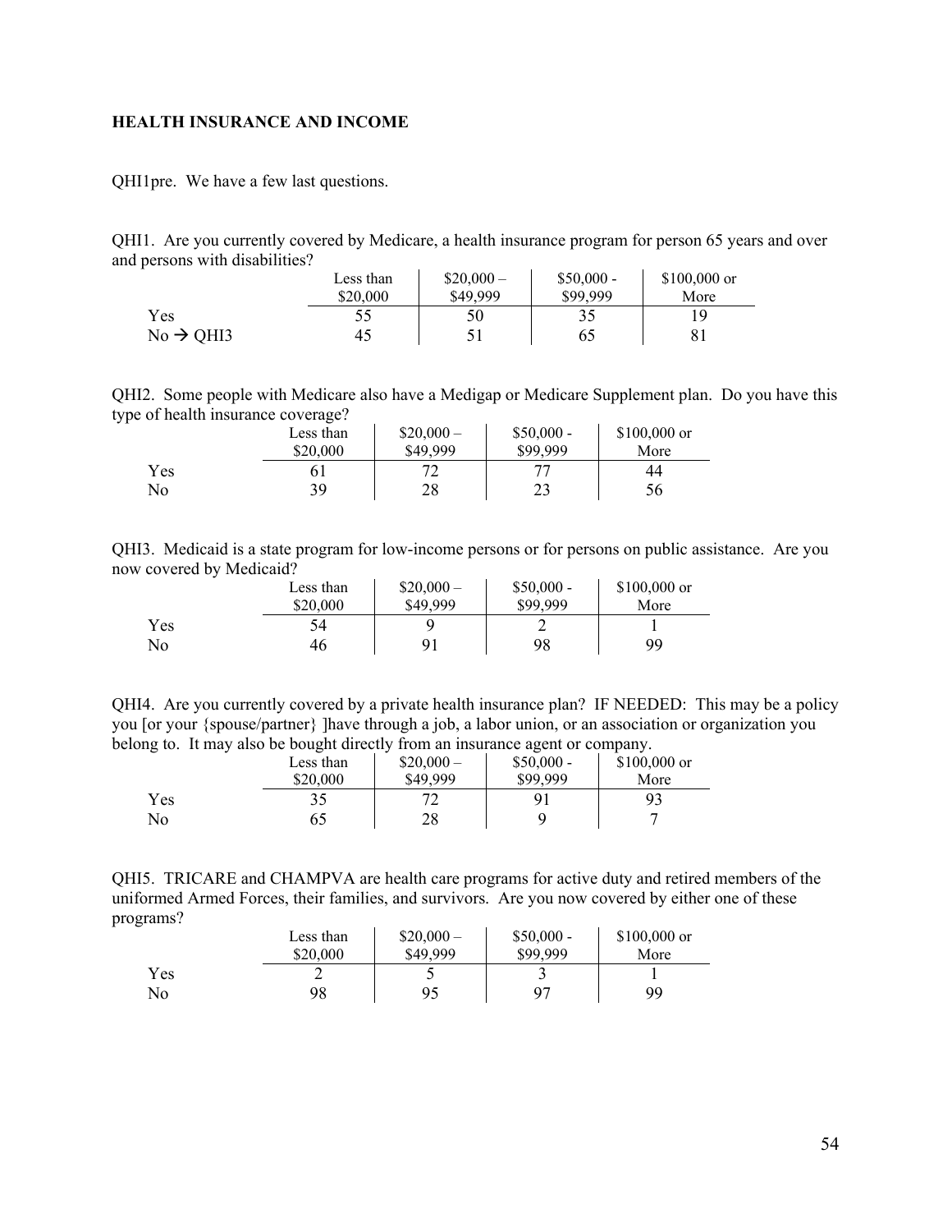**HEALTH INSURANCE AND INCOME**

QHI1pre. We have a few last questions.

QHI1. Are you currently covered by Medicare, a health insurance program for person 65 years and over and persons with disabilities?

| | Less than $20,000 | $20,000 – $49,999 | $50,000 - $99,999 | $100,000 or More |
|---|---|---|---|---|
| Yes | 55 | 50 | 35 | 19 |
| No → QHI3 | 45 | 51 | 65 | 81 |

QHI2. Some people with Medicare also have a Medigap or Medicare Supplement plan. Do you have this type of health insurance coverage?

| | Less than $20,000 | $20,000 – $49,999 | $50,000 - $99,999 | $100,000 or More |
|---|---|---|---|---|
| Yes | 61 | 72 | 77 | 44 |
| No | 39 | 28 | 23 | 56 |

QHI3. Medicaid is a state program for low-income persons or for persons on public assistance. Are you now covered by Medicaid?

| | Less than $20,000 | $20,000 – $49,999 | $50,000 - $99,999 | $100,000 or More |
|---|---|---|---|---|
| Yes | 54 | 9 | 2 | 1 |
| No | 46 | 91 | 98 | 99 |

QHI4. Are you currently covered by a private health insurance plan? IF NEEDED: This may be a policy you [or your {spouse/partner} ]have through a job, a labor union, or an association or organization you belong to. It may also be bought directly from an insurance agent or company.

| | Less than $20,000 | $20,000 – $49,999 | $50,000 - $99,999 | $100,000 or More |
|---|---|---|---|---|
| Yes | 35 | 72 | 91 | 93 |
| No | 65 | 28 | 9 | 7 |

QHI5. TRICARE and CHAMPVA are health care programs for active duty and retired members of the uniformed Armed Forces, their families, and survivors. Are you now covered by either one of these programs?

| | Less than $20,000 | $20,000 – $49,999 | $50,000 - $99,999 | $100,000 or More |
|---|---|---|---|---|
| Yes | 2 | 5 | 3 | 1 |
| No | 98 | 95 | 97 | 99 |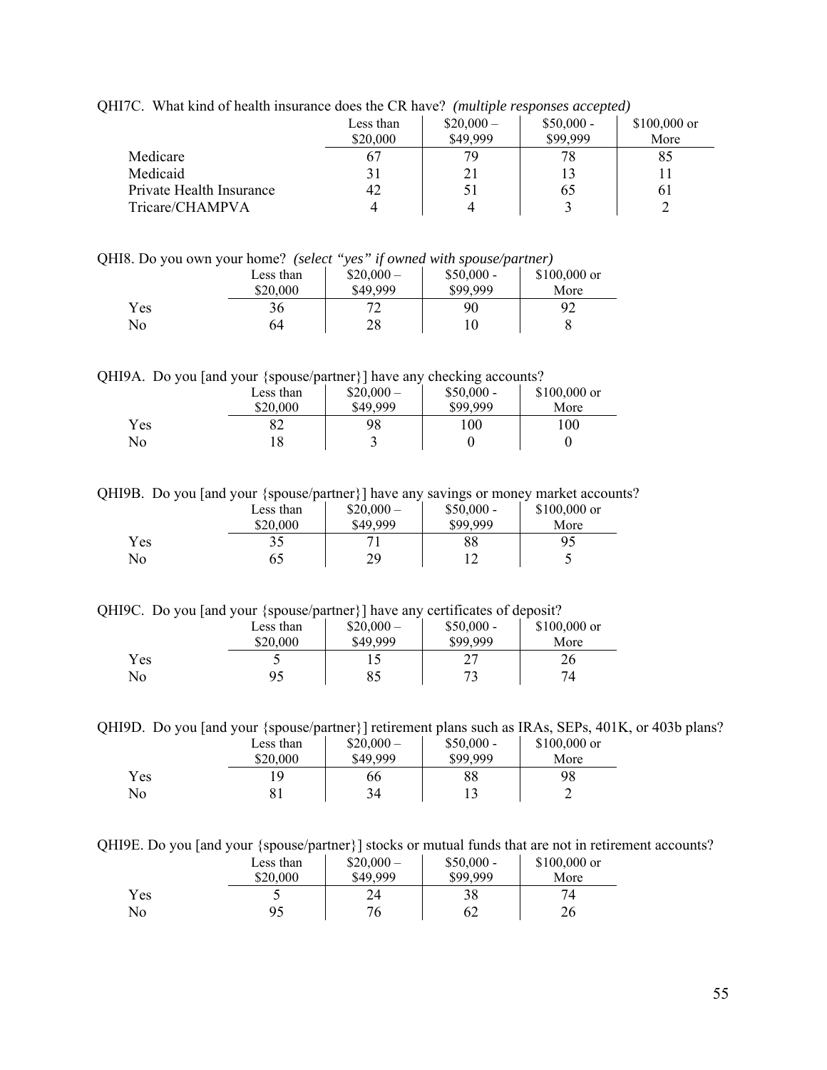QHI7C. What kind of health insurance does the CR have? *(multiple responses accepted)*

| | Less than $20,000 | $20,000 – $49,999 | $50,000 - $99,999 | $100,000 or More |
|---|---|---|---|---|
| Medicare | 67 | 79 | 78 | 85 |
| Medicaid | 31 | 21 | 13 | 11 |
| Private Health Insurance | 42 | 51 | 65 | 61 |
| Tricare/CHAMPVA | 4 | 4 | 3 | 2 |

QHI8. Do you own your home? *(select "yes" if owned with spouse/partner)*

| | Less than $20,000 | $20,000 – $49,999 | $50,000 - $99,999 | $100,000 or More |
|---|---|---|---|---|
| Yes | 36 | 72 | 90 | 92 |
| No | 64 | 28 | 10 | 8 |

QHI9A. Do you [and your {spouse/partner}] have any checking accounts?

| | Less than $20,000 | $20,000 – $49,999 | $50,000 - $99,999 | $100,000 or More |
|---|---|---|---|---|
| Yes | 82 | 98 | 100 | 100 |
| No | 18 | 3 | 0 | 0 |

QHI9B. Do you [and your {spouse/partner}] have any savings or money market accounts?

| | Less than $20,000 | $20,000 – $49,999 | $50,000 - $99,999 | $100,000 or More |
|---|---|---|---|---|
| Yes | 35 | 71 | 88 | 95 |
| No | 65 | 29 | 12 | 5 |

QHI9C. Do you [and your {spouse/partner}] have any certificates of deposit?

| | Less than $20,000 | $20,000 – $49,999 | $50,000 - $99,999 | $100,000 or More |
|---|---|---|---|---|
| Yes | 5 | 15 | 27 | 26 |
| No | 95 | 85 | 73 | 74 |

QHI9D. Do you [and your {spouse/partner}] retirement plans such as IRAs, SEPs, 401K, or 403b plans?

| | Less than $20,000 | $20,000 – $49,999 | $50,000 - $99,999 | $100,000 or More |
|---|---|---|---|---|
| Yes | 19 | 66 | 88 | 98 |
| No | 81 | 34 | 13 | 2 |

QHI9E. Do you [and your {spouse/partner}] stocks or mutual funds that are not in retirement accounts?

| | Less than $20,000 | $20,000 – $49,999 | $50,000 - $99,999 | $100,000 or More |
|---|---|---|---|---|
| Yes | 5 | 24 | 38 | 74 |
| No | 95 | 76 | 62 | 26 |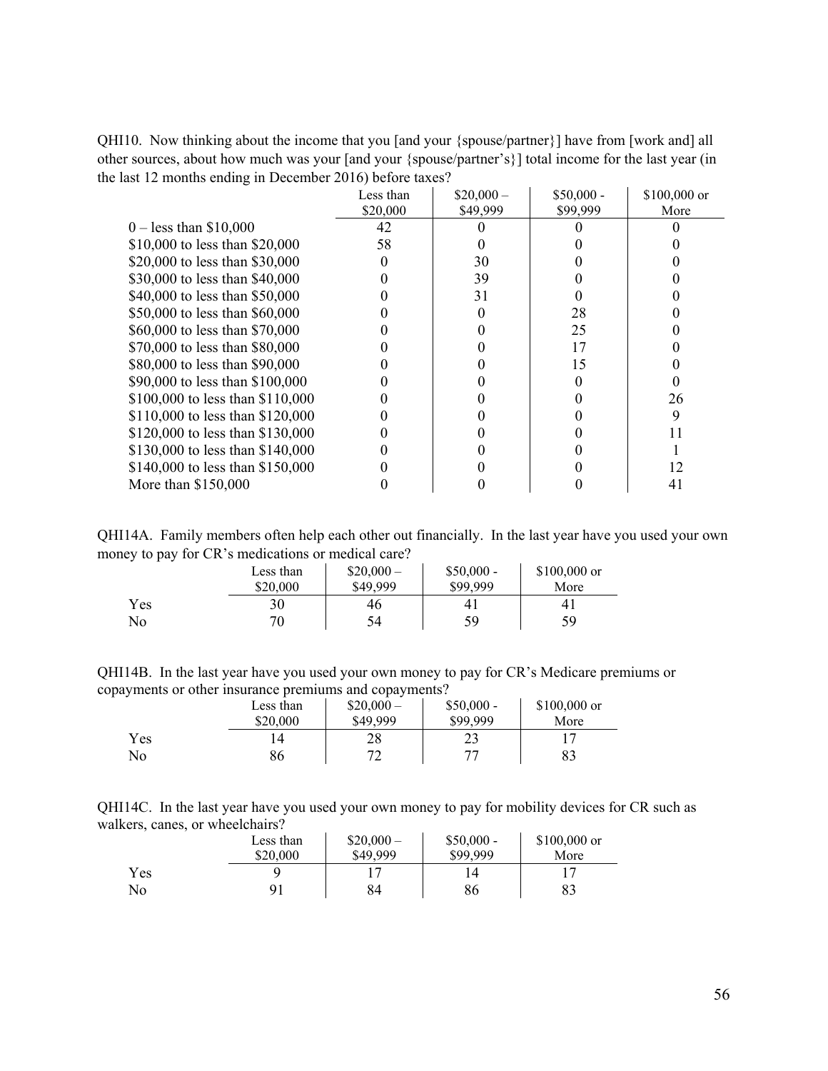QHI10. Now thinking about the income that you [and your {spouse/partner}] have from [work and] all other sources, about how much was your [and your {spouse/partner's}] total income for the last year (in the last 12 months ending in December 2016) before taxes?

| | Less than $20,000 | $20,000 – $49,999 | $50,000 - $99,999 | $100,000 or More |
|---|---|---|---|---|
| 0 – less than $10,000 | 42 | 0 | 0 | 0 |
| $10,000 to less than $20,000 | 58 | 0 | 0 | 0 |
| $20,000 to less than $30,000 | 0 | 30 | 0 | 0 |
| $30,000 to less than $40,000 | 0 | 39 | 0 | 0 |
| $40,000 to less than $50,000 | 0 | 31 | 0 | 0 |
| $50,000 to less than $60,000 | 0 | 0 | 28 | 0 |
| $60,000 to less than $70,000 | 0 | 0 | 25 | 0 |
| $70,000 to less than $80,000 | 0 | 0 | 17 | 0 |
| $80,000 to less than $90,000 | 0 | 0 | 15 | 0 |
| $90,000 to less than $100,000 | 0 | 0 | 0 | 0 |
| $100,000 to less than $110,000 | 0 | 0 | 0 | 26 |
| $110,000 to less than $120,000 | 0 | 0 | 0 | 9 |
| $120,000 to less than $130,000 | 0 | 0 | 0 | 11 |
| $130,000 to less than $140,000 | 0 | 0 | 0 | 1 |
| $140,000 to less than $150,000 | 0 | 0 | 0 | 12 |
| More than $150,000 | 0 | 0 | 0 | 41 |

QHI14A. Family members often help each other out financially. In the last year have you used your own money to pay for CR's medications or medical care?

| | Less than $20,000 | $20,000 – $49,999 | $50,000 - $99,999 | $100,000 or More |
|---|---|---|---|---|
| Yes | 30 | 46 | 41 | 41 |
| No | 70 | 54 | 59 | 59 |

QHI14B. In the last year have you used your own money to pay for CR's Medicare premiums or copayments or other insurance premiums and copayments?

| | Less than $20,000 | $20,000 – $49,999 | $50,000 - $99,999 | $100,000 or More |
|---|---|---|---|---|
| Yes | 14 | 28 | 23 | 17 |
| No | 86 | 72 | 77 | 83 |

QHI14C. In the last year have you used your own money to pay for mobility devices for CR such as walkers, canes, or wheelchairs?

| | Less than $20,000 | $20,000 – $49,999 | $50,000 - $99,999 | $100,000 or More |
|---|---|---|---|---|
| Yes | 9 | 17 | 14 | 17 |
| No | 91 | 84 | 86 | 83 |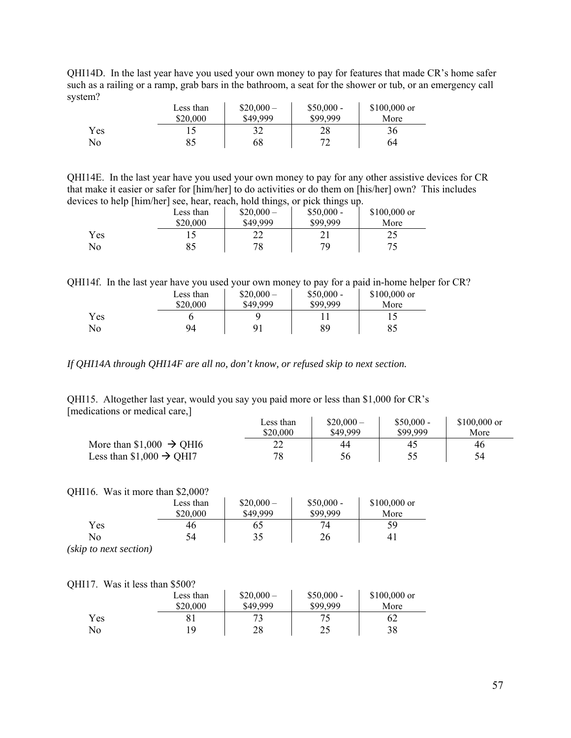QHI14D. In the last year have you used your own money to pay for features that made CR's home safer such as a railing or a ramp, grab bars in the bathroom, a seat for the shower or tub, or an emergency call system?

| | Less than $20,000 | $20,000 – $49,999 | $50,000 - $99,999 | $100,000 or More |
|---|---|---|---|---|
| Yes | 15 | 32 | 28 | 36 |
| No | 85 | 68 | 72 | 64 |

QHI14E. In the last year have you used your own money to pay for any other assistive devices for CR that make it easier or safer for [him/her] to do activities or do them on [his/her] own? This includes devices to help [him/her] see, hear, reach, hold things, or pick things up.

| | Less than $20,000 | $20,000 – $49,999 | $50,000 - $99,999 | $100,000 or More |
|---|---|---|---|---|
| Yes | 15 | 22 | 21 | 25 |
| No | 85 | 78 | 79 | 75 |

QHI14f. In the last year have you used your own money to pay for a paid in-home helper for CR?

| | Less than $20,000 | $20,000 – $49,999 | $50,000 - $99,999 | $100,000 or More |
|---|---|---|---|---|
| Yes | 6 | 9 | 11 | 15 |
| No | 94 | 91 | 89 | 85 |

*If QHI14A through QHI14F are all no, don't know, or refused skip to next section.*

QHI15. Altogether last year, would you say you paid more or less than $1,000 for CR's [medications or medical care,]

| | Less than $20,000 | $20,000 – $49,999 | $50,000 - $99,999 | $100,000 or More |
|---|---|---|---|---|
| More than $1,000 → QHI6 | 22 | 44 | 45 | 46 |
| Less than $1,000 → QHI7 | 78 | 56 | 55 | 54 |

QHI16. Was it more than $2,000?

| | Less than $20,000 | $20,000 – $49,999 | $50,000 - $99,999 | $100,000 or More |
|---|---|---|---|---|
| Yes | 46 | 65 | 74 | 59 |
| No | 54 | 35 | 26 | 41 |

*(skip to next section)*

QHI17. Was it less than $500?

| | Less than $20,000 | $20,000 – $49,999 | $50,000 - $99,999 | $100,000 or More |
|---|---|---|---|---|
| Yes | 81 | 73 | 75 | 62 |
| No | 19 | 28 | 25 | 38 |